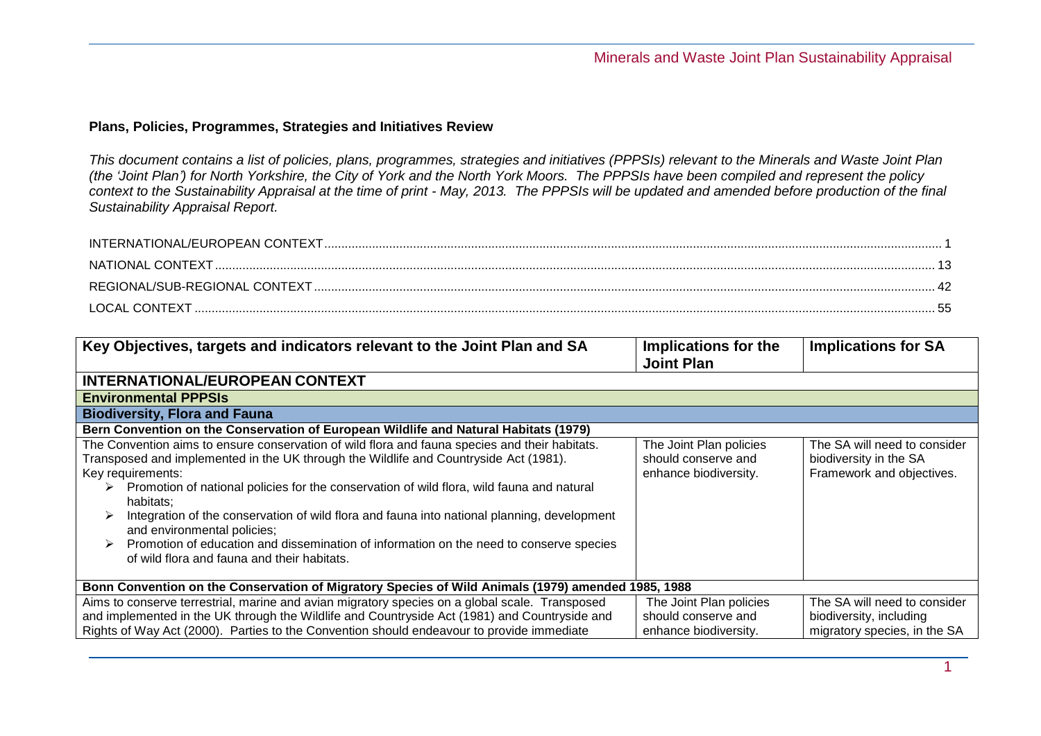## Plans, Policies, Programmes, Strategies and Initiatives Review

*This document contains a list of policies, plans, programmes, strategies and initiatives (PPPSIs) relevant to the Minerals and Waste Joint Plan (the 'Joint Plan') for North Yorkshire, the City of York and the North York Moors. The PPPSIs have been compiled and represent the policy context to the Sustainability Appraisal at the time of print - May, 2013. The PPPSIs will be updated and amended before production of the final Sustainability Appraisal Report.*

INTERNATIONAL/EUROPEAN CONTEXT .................... 1
NATIONAL CONTEXT .................... 13
REGIONAL/SUB-REGIONAL CONTEXT .................... 42
LOCAL CONTEXT .................... 55

| Key Objectives, targets and indicators relevant to the Joint Plan and SA | Implications for the Joint Plan | Implications for SA |
|---|---|---|
| **INTERNATIONAL/EUROPEAN CONTEXT** | | |
| **Environmental PPPSIs** | | |
| **Biodiversity, Flora and Fauna** | | |
| **Bern Convention on the Conservation of European Wildlife and Natural Habitats (1979)** | | |
| The Convention aims to ensure conservation of wild flora and fauna species and their habitats. Transposed and implemented in the UK through the Wildlife and Countryside Act (1981). Key requirements: <br>➢ Promotion of national policies for the conservation of wild flora, wild fauna and natural habitats; <br>➢ Integration of the conservation of wild flora and fauna into national planning, development and environmental policies; <br>➢ Promotion of education and dissemination of information on the need to conserve species of wild flora and fauna and their habitats. | The Joint Plan policies should conserve and enhance biodiversity. | The SA will need to consider biodiversity in the SA Framework and objectives. |
| **Bonn Convention on the Conservation of Migratory Species of Wild Animals (1979) amended 1985, 1988** | | |
| Aims to conserve terrestrial, marine and avian migratory species on a global scale. Transposed and implemented in the UK through the Wildlife and Countryside Act (1981) and Countryside and Rights of Way Act (2000). Parties to the Convention should endeavour to provide immediate | The Joint Plan policies should conserve and enhance biodiversity. | The SA will need to consider biodiversity, including migratory species, in the SA |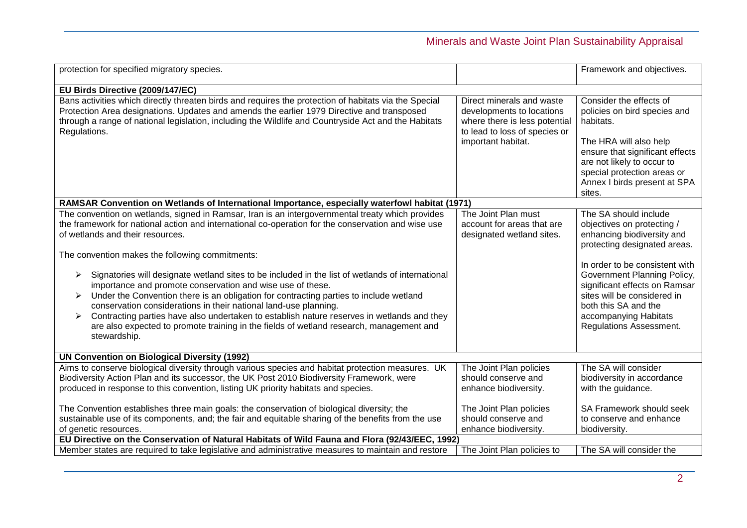| | | |
|---|---|---|
| protection for specified migratory species. | | Framework and objectives. |
| **EU Birds Directive (2009/147/EC)** | | |
| Bans activities which directly threaten birds and requires the protection of habitats via the Special Protection Area designations. Updates and amends the earlier 1979 Directive and transposed through a range of national legislation, including the Wildlife and Countryside Act and the Habitats Regulations. | Direct minerals and waste developments to locations where there is less potential to lead to loss of species or important habitat. | Consider the effects of policies on bird species and habitats.<br><br>The HRA will also help ensure that significant effects are not likely to occur to special protection areas or Annex I birds present at SPA sites. |
| **RAMSAR Convention on Wetlands of International Importance, especially waterfowl habitat (1971)** | | |
| The convention on wetlands, signed in Ramsar, Iran is an intergovernmental treaty which provides the framework for national action and international co-operation for the conservation and wise use of wetlands and their resources.<br><br>The convention makes the following commitments:<br><br>➢ Signatories will designate wetland sites to be included in the list of wetlands of international importance and promote conservation and wise use of these.<br>➢ Under the Convention there is an obligation for contracting parties to include wetland conservation considerations in their national land-use planning.<br>➢ Contracting parties have also undertaken to establish nature reserves in wetlands and they are also expected to promote training in the fields of wetland research, management and stewardship. | The Joint Plan must account for areas that are designated wetland sites. | The SA should include objectives on protecting / enhancing biodiversity and protecting designated areas.<br><br>In order to be consistent with Government Planning Policy, significant effects on Ramsar sites will be considered in both this SA and the accompanying Habitats Regulations Assessment. |
| **UN Convention on Biological Diversity (1992)** | | |
| Aims to conserve biological diversity through various species and habitat protection measures. UK Biodiversity Action Plan and its successor, the UK Post 2010 Biodiversity Framework, were produced in response to this convention, listing UK priority habitats and species. | The Joint Plan policies should conserve and enhance biodiversity. | The SA will consider biodiversity in accordance with the guidance. |
| The Convention establishes three main goals: the conservation of biological diversity; the sustainable use of its components, and; the fair and equitable sharing of the benefits from the use of genetic resources. | The Joint Plan policies should conserve and enhance biodiversity. | SA Framework should seek to conserve and enhance biodiversity. |
| **EU Directive on the Conservation of Natural Habitats of Wild Fauna and Flora (92/43/EEC, 1992)** | | |
| Member states are required to take legislative and administrative measures to maintain and restore | The Joint Plan policies to | The SA will consider the |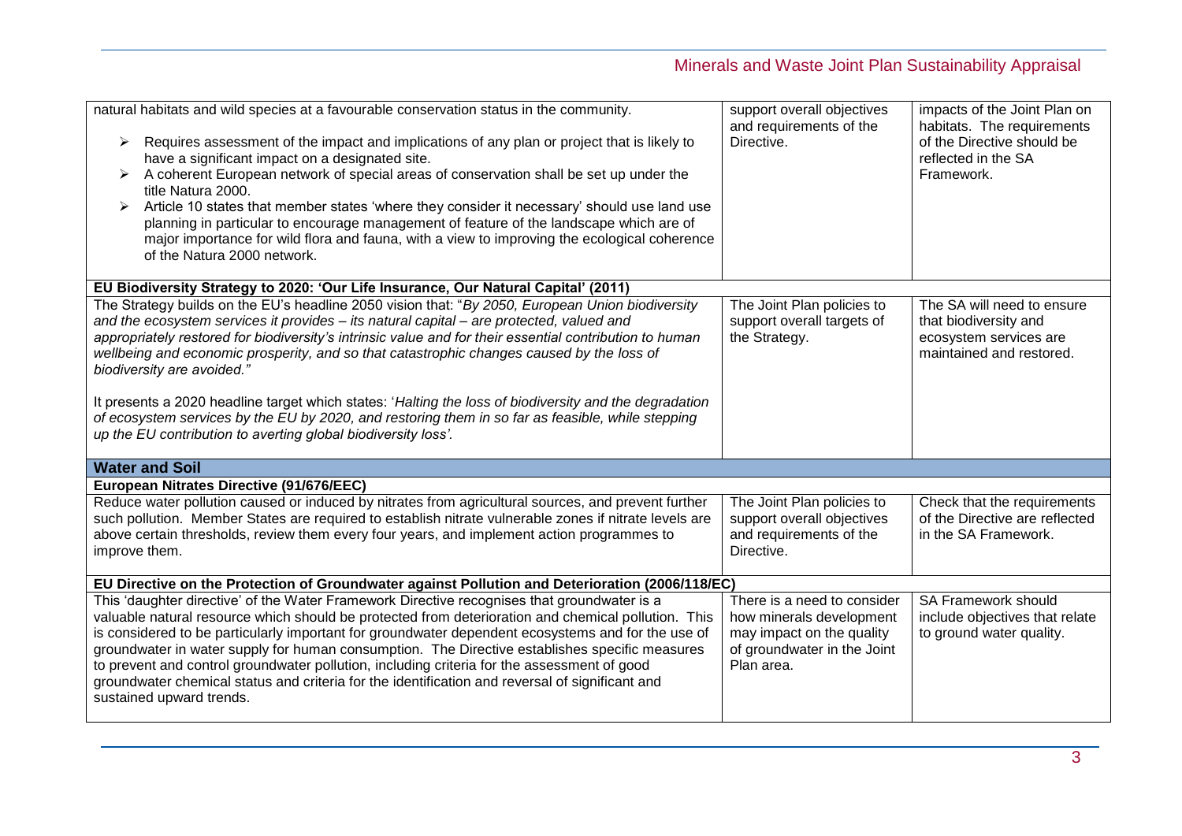| | | |
|---|---|---|
| natural habitats and wild species at a favourable conservation status in the community.<br><br>➢ Requires assessment of the impact and implications of any plan or project that is likely to have a significant impact on a designated site.<br>➢ A coherent European network of special areas of conservation shall be set up under the title Natura 2000.<br>➢ Article 10 states that member states 'where they consider it necessary' should use land use planning in particular to encourage management of feature of the landscape which are of major importance for wild flora and fauna, with a view to improving the ecological coherence of the Natura 2000 network. | support overall objectives and requirements of the Directive. | impacts of the Joint Plan on habitats. The requirements of the Directive should be reflected in the SA Framework. |
| **EU Biodiversity Strategy to 2020: 'Our Life Insurance, Our Natural Capital' (2011)** | | |
| The Strategy builds on the EU's headline 2050 vision that: "*By 2050, European Union biodiversity and the ecosystem services it provides – its natural capital – are protected, valued and appropriately restored for biodiversity's intrinsic value and for their essential contribution to human wellbeing and economic prosperity, and so that catastrophic changes caused by the loss of biodiversity are avoided.*"<br><br>It presents a 2020 headline target which states: '*Halting the loss of biodiversity and the degradation of ecosystem services by the EU by 2020, and restoring them in so far as feasible, while stepping up the EU contribution to averting global biodiversity loss'.* | The Joint Plan policies to support overall targets of the Strategy. | The SA will need to ensure that biodiversity and ecosystem services are maintained and restored. |
| **Water and Soil** | | |
| **European Nitrates Directive (91/676/EEC)** | | |
| Reduce water pollution caused or induced by nitrates from agricultural sources, and prevent further such pollution. Member States are required to establish nitrate vulnerable zones if nitrate levels are above certain thresholds, review them every four years, and implement action programmes to improve them. | The Joint Plan policies to support overall objectives and requirements of the Directive. | Check that the requirements of the Directive are reflected in the SA Framework. |
| **EU Directive on the Protection of Groundwater against Pollution and Deterioration (2006/118/EC)** | | |
| This 'daughter directive' of the Water Framework Directive recognises that groundwater is a valuable natural resource which should be protected from deterioration and chemical pollution. This is considered to be particularly important for groundwater dependent ecosystems and for the use of groundwater in water supply for human consumption. The Directive establishes specific measures to prevent and control groundwater pollution, including criteria for the assessment of good groundwater chemical status and criteria for the identification and reversal of significant and sustained upward trends. | There is a need to consider how minerals development may impact on the quality of groundwater in the Joint Plan area. | SA Framework should include objectives that relate to ground water quality. |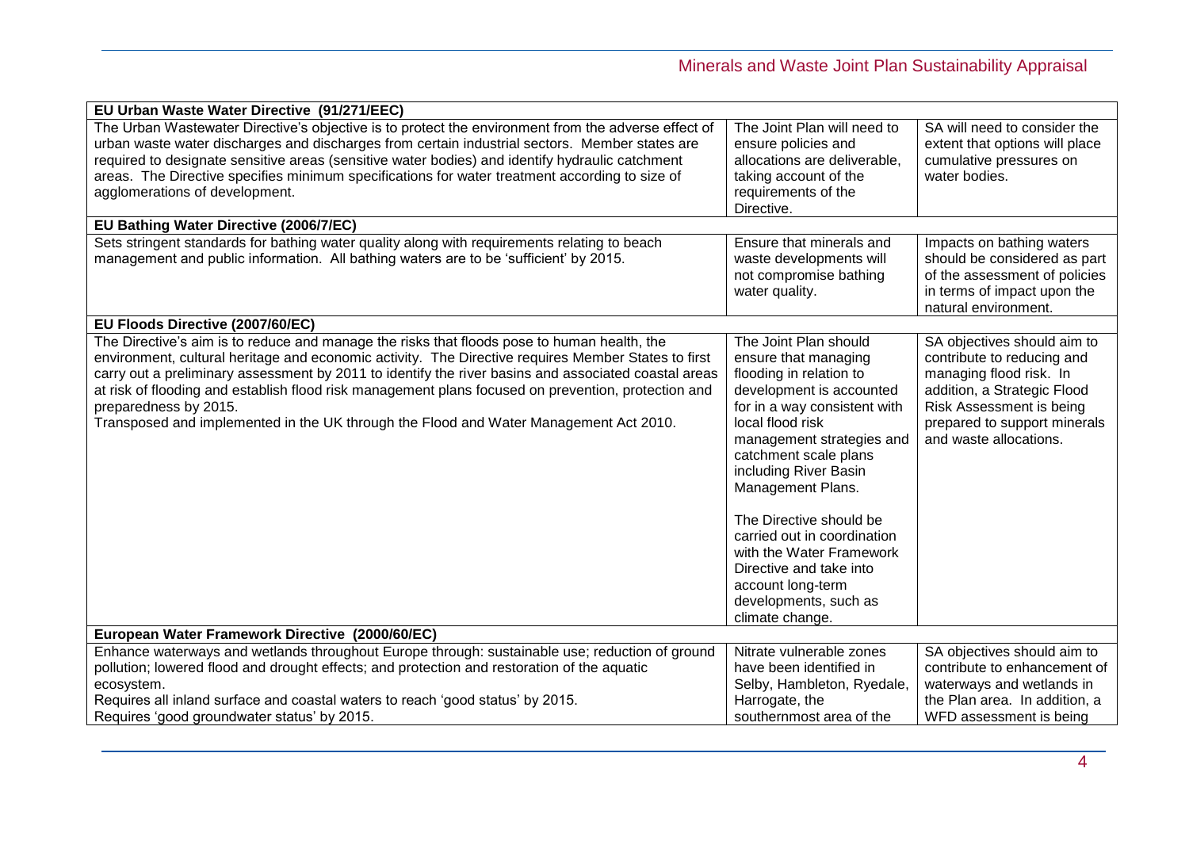| | | |
|---|---|---|
| **EU Urban Waste Water Directive (91/271/EEC)** | | |
| The Urban Wastewater Directive's objective is to protect the environment from the adverse effect of urban waste water discharges and discharges from certain industrial sectors. Member states are required to designate sensitive areas (sensitive water bodies) and identify hydraulic catchment areas. The Directive specifies minimum specifications for water treatment according to size of agglomerations of development. | The Joint Plan will need to ensure policies and allocations are deliverable, taking account of the requirements of the Directive. | SA will need to consider the extent that options will place cumulative pressures on water bodies. |
| **EU Bathing Water Directive (2006/7/EC)** | | |
| Sets stringent standards for bathing water quality along with requirements relating to beach management and public information. All bathing waters are to be 'sufficient' by 2015. | Ensure that minerals and waste developments will not compromise bathing water quality. | Impacts on bathing waters should be considered as part of the assessment of policies in terms of impact upon the natural environment. |
| **EU Floods Directive (2007/60/EC)** | | |
| The Directive's aim is to reduce and manage the risks that floods pose to human health, the environment, cultural heritage and economic activity. The Directive requires Member States to first carry out a preliminary assessment by 2011 to identify the river basins and associated coastal areas at risk of flooding and establish flood risk management plans focused on prevention, protection and preparedness by 2015.<br>Transposed and implemented in the UK through the Flood and Water Management Act 2010. | The Joint Plan should ensure that managing flooding in relation to development is accounted for in a way consistent with local flood risk management strategies and catchment scale plans including River Basin Management Plans.<br><br>The Directive should be carried out in coordination with the Water Framework Directive and take into account long-term developments, such as climate change. | SA objectives should aim to contribute to reducing and managing flood risk. In addition, a Strategic Flood Risk Assessment is being prepared to support minerals and waste allocations. |
| **European Water Framework Directive (2000/60/EC)** | | |
| Enhance waterways and wetlands throughout Europe through: sustainable use; reduction of ground pollution; lowered flood and drought effects; and protection and restoration of the aquatic ecosystem.<br>Requires all inland surface and coastal waters to reach 'good status' by 2015.<br>Requires 'good groundwater status' by 2015. | Nitrate vulnerable zones have been identified in Selby, Hambleton, Ryedale, Harrogate, the southernmost area of the | SA objectives should aim to contribute to enhancement of waterways and wetlands in the Plan area. In addition, a WFD assessment is being |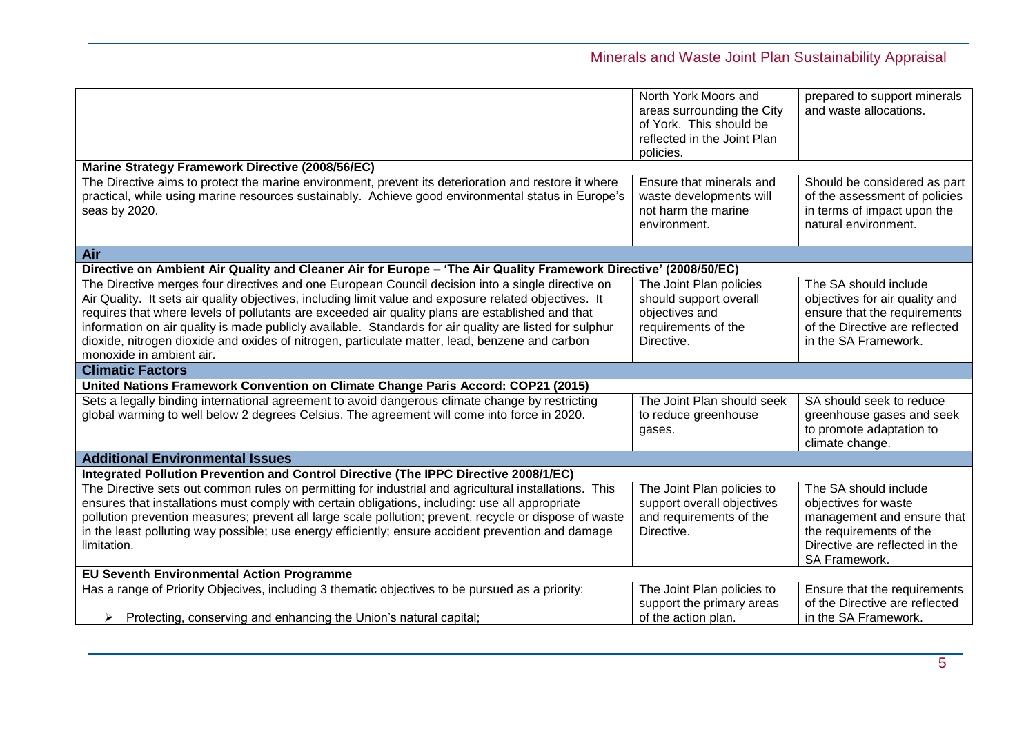| | | |
|---|---|---|
| | North York Moors and areas surrounding the City of York. This should be reflected in the Joint Plan policies. | prepared to support minerals and waste allocations. |
| **Marine Strategy Framework Directive (2008/56/EC)** | | |
| The Directive aims to protect the marine environment, prevent its deterioration and restore it where practical, while using marine resources sustainably. Achieve good environmental status in Europe's seas by 2020. | Ensure that minerals and waste developments will not harm the marine environment. | Should be considered as part of the assessment of policies in terms of impact upon the natural environment. |
| **Air** | | |
| **Directive on Ambient Air Quality and Cleaner Air for Europe – 'The Air Quality Framework Directive' (2008/50/EC)** | | |
| The Directive merges four directives and one European Council decision into a single directive on Air Quality. It sets air quality objectives, including limit value and exposure related objectives. It requires that where levels of pollutants are exceeded air quality plans are established and that information on air quality is made publicly available. Standards for air quality are listed for sulphur dioxide, nitrogen dioxide and oxides of nitrogen, particulate matter, lead, benzene and carbon monoxide in ambient air. | The Joint Plan policies should support overall objectives and requirements of the Directive. | The SA should include objectives for air quality and ensure that the requirements of the Directive are reflected in the SA Framework. |
| **Climatic Factors** | | |
| **United Nations Framework Convention on Climate Change Paris Accord: COP21 (2015)** | | |
| Sets a legally binding international agreement to avoid dangerous climate change by restricting global warming to well below 2 degrees Celsius. The agreement will come into force in 2020. | The Joint Plan should seek to reduce greenhouse gases. | SA should seek to reduce greenhouse gases and seek to promote adaptation to climate change. |
| **Additional Environmental Issues** | | |
| **Integrated Pollution Prevention and Control Directive (The IPPC Directive 2008/1/EC)** | | |
| The Directive sets out common rules on permitting for industrial and agricultural installations. This ensures that installations must comply with certain obligations, including: use all appropriate pollution prevention measures; prevent all large scale pollution; prevent, recycle or dispose of waste in the least polluting way possible; use energy efficiently; ensure accident prevention and damage limitation. | The Joint Plan policies to support overall objectives and requirements of the Directive. | The SA should include objectives for waste management and ensure that the requirements of the Directive are reflected in the SA Framework. |
| **EU Seventh Environmental Action Programme** | | |
| Has a range of Priority Objecives, including 3 thematic objectives to be pursued as a priority:<br><br>➢ Protecting, conserving and enhancing the Union's natural capital; | The Joint Plan policies to support the primary areas of the action plan. | Ensure that the requirements of the Directive are reflected in the SA Framework. |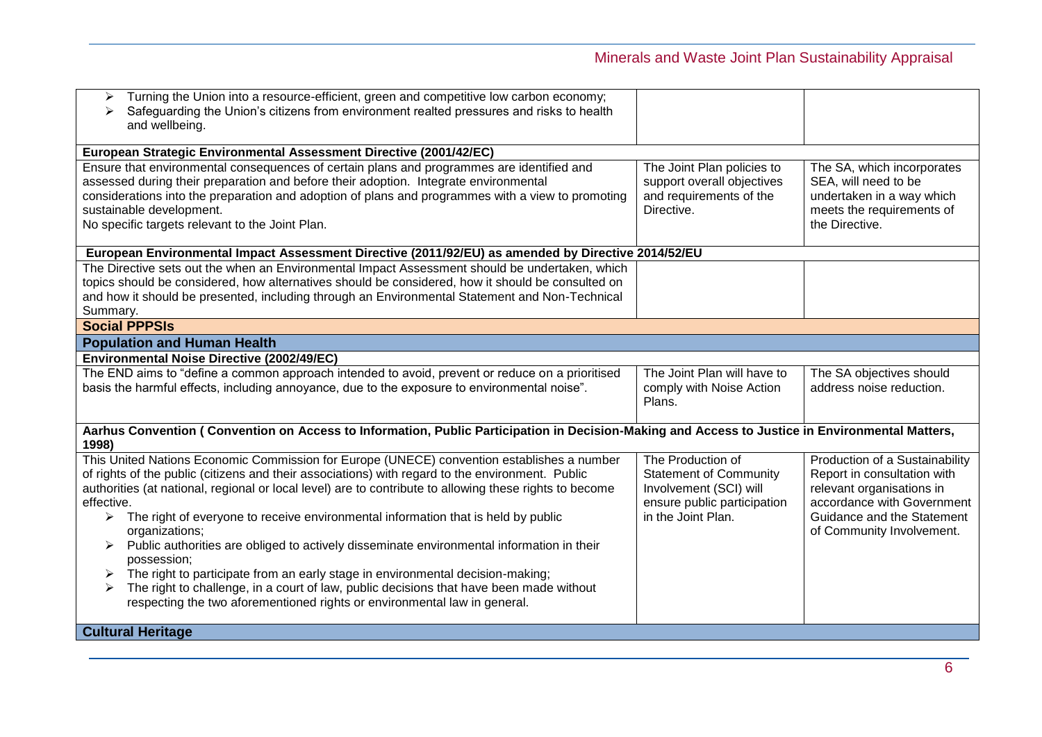| | | |
|---|---|---|
| ➢ Turning the Union into a resource-efficient, green and competitive low carbon economy;<br>➢ Safeguarding the Union's citizens from environment realted pressures and risks to health and wellbeing. | | |
| **European Strategic Environmental Assessment Directive (2001/42/EC)** | | |
| Ensure that environmental consequences of certain plans and programmes are identified and assessed during their preparation and before their adoption. Integrate environmental considerations into the preparation and adoption of plans and programmes with a view to promoting sustainable development.<br>No specific targets relevant to the Joint Plan. | The Joint Plan policies to support overall objectives and requirements of the Directive. | The SA, which incorporates SEA, will need to be undertaken in a way which meets the requirements of the Directive. |
| **European Environmental Impact Assessment Directive (2011/92/EU) as amended by Directive 2014/52/EU** | | |
| The Directive sets out the when an Environmental Impact Assessment should be undertaken, which topics should be considered, how alternatives should be considered, how it should be consulted on and how it should be presented, including through an Environmental Statement and Non-Technical Summary. | | |
| **Social PPPSIs** | | |
| **Population and Human Health** | | |
| **Environmental Noise Directive (2002/49/EC)** | | |
| The END aims to "define a common approach intended to avoid, prevent or reduce on a prioritised basis the harmful effects, including annoyance, due to the exposure to environmental noise". | The Joint Plan will have to comply with Noise Action Plans. | The SA objectives should address noise reduction. |
| **Aarhus Convention ( Convention on Access to Information, Public Participation in Decision-Making and Access to Justice in Environmental Matters, 1998)** | | |
| This United Nations Economic Commission for Europe (UNECE) convention establishes a number of rights of the public (citizens and their associations) with regard to the environment. Public authorities (at national, regional or local level) are to contribute to allowing these rights to become effective.<br>➢ The right of everyone to receive environmental information that is held by public organizations;<br>➢ Public authorities are obliged to actively disseminate environmental information in their possession;<br>➢ The right to participate from an early stage in environmental decision-making;<br>➢ The right to challenge, in a court of law, public decisions that have been made without respecting the two aforementioned rights or environmental law in general. | The Production of Statement of Community Involvement (SCI) will ensure public participation in the Joint Plan. | Production of a Sustainability Report in consultation with relevant organisations in accordance with Government Guidance and the Statement of Community Involvement. |
| **Cultural Heritage** | | |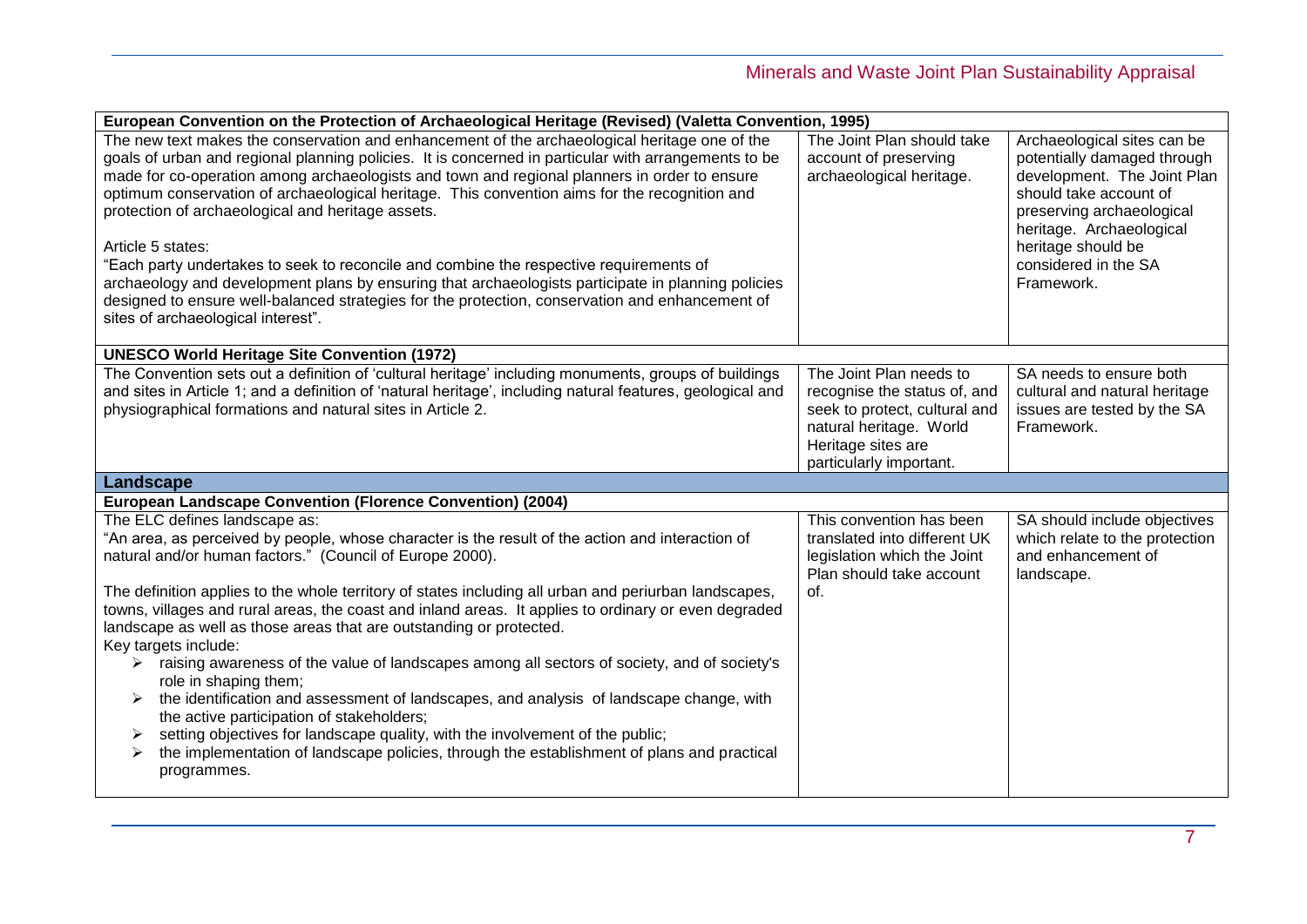| European Convention on the Protection of Archaeological Heritage (Revised) (Valetta Convention, 1995) | | |
|---|---|---|
| The new text makes the conservation and enhancement of the archaeological heritage one of the goals of urban and regional planning policies. It is concerned in particular with arrangements to be made for co-operation among archaeologists and town and regional planners in order to ensure optimum conservation of archaeological heritage. This convention aims for the recognition and protection of archaeological and heritage assets.<br><br>Article 5 states:<br>"Each party undertakes to seek to reconcile and combine the respective requirements of archaeology and development plans by ensuring that archaeologists participate in planning policies designed to ensure well-balanced strategies for the protection, conservation and enhancement of sites of archaeological interest". | The Joint Plan should take account of preserving archaeological heritage. | Archaeological sites can be potentially damaged through development. The Joint Plan should take account of preserving archaeological heritage. Archaeological heritage should be considered in the SA Framework. |
| **UNESCO World Heritage Site Convention (1972)** | | |
| The Convention sets out a definition of 'cultural heritage' including monuments, groups of buildings and sites in Article 1; and a definition of 'natural heritage', including natural features, geological and physiographical formations and natural sites in Article 2. | The Joint Plan needs to recognise the status of, and seek to protect, cultural and natural heritage. World Heritage sites are particularly important. | SA needs to ensure both cultural and natural heritage issues are tested by the SA Framework. |
| **Landscape** | | |
| **European Landscape Convention (Florence Convention) (2004)** | | |
| The ELC defines landscape as:<br>"An area, as perceived by people, whose character is the result of the action and interaction of natural and/or human factors." (Council of Europe 2000).<br><br>The definition applies to the whole territory of states including all urban and periurban landscapes, towns, villages and rural areas, the coast and inland areas. It applies to ordinary or even degraded landscape as well as those areas that are outstanding or protected.<br>Key targets include:<br>➢ raising awareness of the value of landscapes among all sectors of society, and of society's role in shaping them;<br>➢ the identification and assessment of landscapes, and analysis of landscape change, with the active participation of stakeholders;<br>➢ setting objectives for landscape quality, with the involvement of the public;<br>➢ the implementation of landscape policies, through the establishment of plans and practical programmes. | This convention has been translated into different UK legislation which the Joint Plan should take account of. | SA should include objectives which relate to the protection and enhancement of landscape. |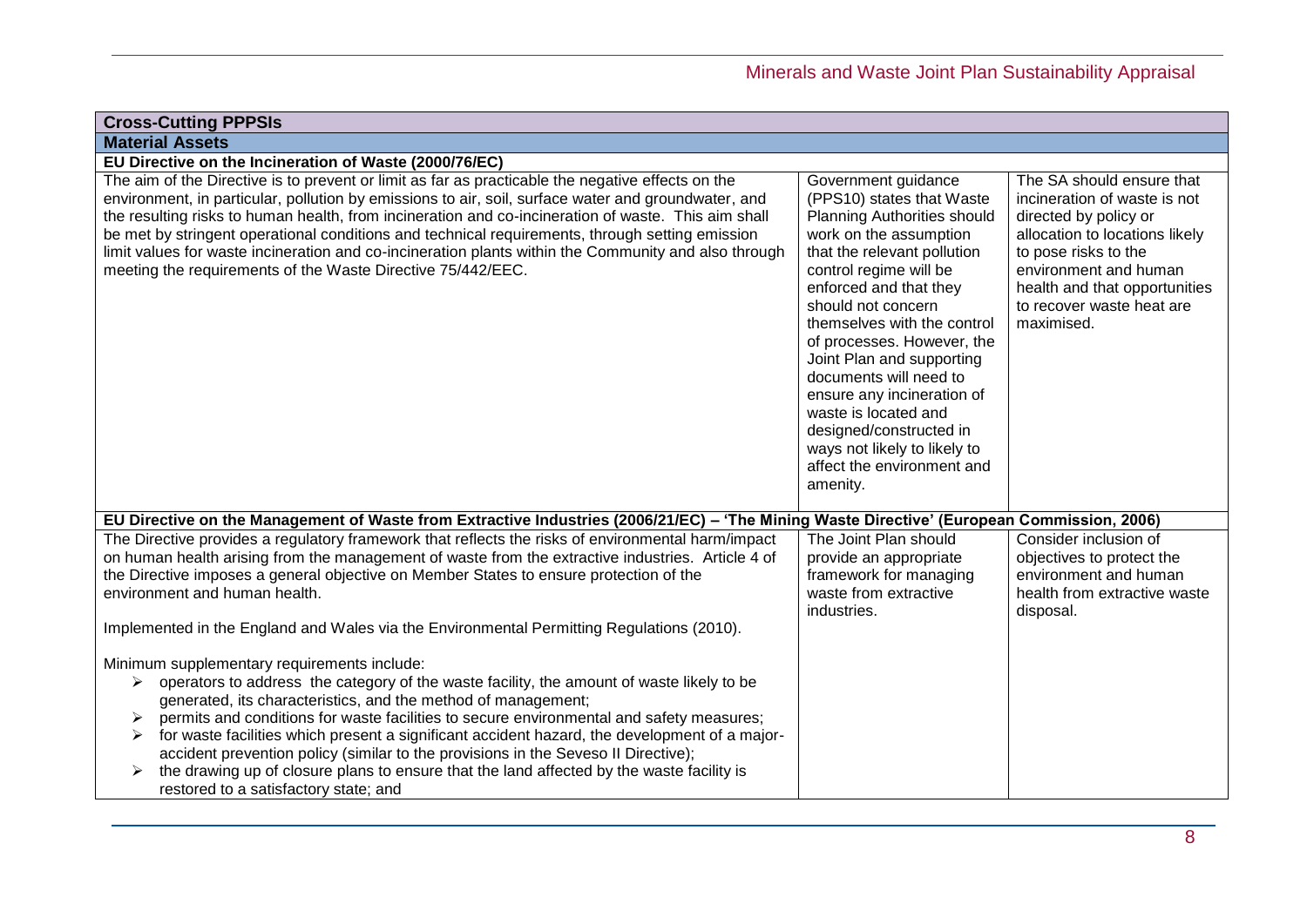| Cross-Cutting PPPSIs | | |
|---|---|---|
| **Material Assets** | | |
| **EU Directive on the Incineration of Waste (2000/76/EC)** | | |
| The aim of the Directive is to prevent or limit as far as practicable the negative effects on the environment, in particular, pollution by emissions to air, soil, surface water and groundwater, and the resulting risks to human health, from incineration and co-incineration of waste. This aim shall be met by stringent operational conditions and technical requirements, through setting emission limit values for waste incineration and co-incineration plants within the Community and also through meeting the requirements of the Waste Directive 75/442/EEC. | Government guidance (PPS10) states that Waste Planning Authorities should work on the assumption that the relevant pollution control regime will be enforced and that they should not concern themselves with the control of processes. However, the Joint Plan and supporting documents will need to ensure any incineration of waste is located and designed/constructed in ways not likely to likely to affect the environment and amenity. | The SA should ensure that incineration of waste is not directed by policy or allocation to locations likely to pose risks to the environment and human health and that opportunities to recover waste heat are maximised. |
| **EU Directive on the Management of Waste from Extractive Industries (2006/21/EC) – 'The Mining Waste Directive' (European Commission, 2006)** | | |
| The Directive provides a regulatory framework that reflects the risks of environmental harm/impact on human health arising from the management of waste from the extractive industries. Article 4 of the Directive imposes a general objective on Member States to ensure protection of the environment and human health.<br><br>Implemented in the England and Wales via the Environmental Permitting Regulations (2010).<br><br>Minimum supplementary requirements include:<br>➢ operators to address the category of the waste facility, the amount of waste likely to be generated, its characteristics, and the method of management;<br>➢ permits and conditions for waste facilities to secure environmental and safety measures;<br>➢ for waste facilities which present a significant accident hazard, the development of a major-accident prevention policy (similar to the provisions in the Seveso II Directive);<br>➢ the drawing up of closure plans to ensure that the land affected by the waste facility is restored to a satisfactory state; and | The Joint Plan should provide an appropriate framework for managing waste from extractive industries. | Consider inclusion of objectives to protect the environment and human health from extractive waste disposal. |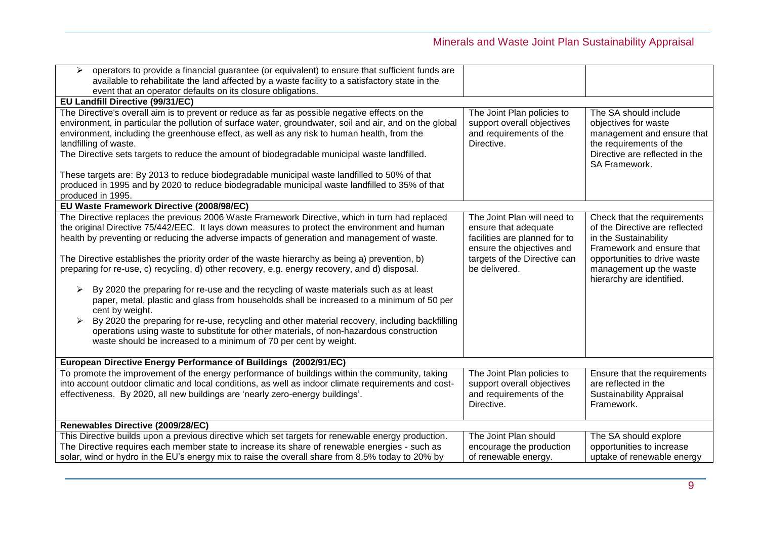| | | |
|---|---|---|
| ➢ operators to provide a financial guarantee (or equivalent) to ensure that sufficient funds are available to rehabilitate the land affected by a waste facility to a satisfactory state in the event that an operator defaults on its closure obligations. | | |
| **EU Landfill Directive (99/31/EC)** | | |
| The Directive's overall aim is to prevent or reduce as far as possible negative effects on the environment, in particular the pollution of surface water, groundwater, soil and air, and on the global environment, including the greenhouse effect, as well as any risk to human health, from the landfilling of waste.<br>The Directive sets targets to reduce the amount of biodegradable municipal waste landfilled.<br><br>These targets are: By 2013 to reduce biodegradable municipal waste landfilled to 50% of that produced in 1995 and by 2020 to reduce biodegradable municipal waste landfilled to 35% of that produced in 1995. | The Joint Plan policies to support overall objectives and requirements of the Directive. | The SA should include objectives for waste management and ensure that the requirements of the Directive are reflected in the SA Framework. |
| **EU Waste Framework Directive (2008/98/EC)** | | |
| The Directive replaces the previous 2006 Waste Framework Directive, which in turn had replaced the original Directive 75/442/EEC. It lays down measures to protect the environment and human health by preventing or reducing the adverse impacts of generation and management of waste.<br><br>The Directive establishes the priority order of the waste hierarchy as being a) prevention, b) preparing for re-use, c) recycling, d) other recovery, e.g. energy recovery, and d) disposal.<br><br>➢ By 2020 the preparing for re-use and the recycling of waste materials such as at least paper, metal, plastic and glass from households shall be increased to a minimum of 50 per cent by weight.<br>➢ By 2020 the preparing for re-use, recycling and other material recovery, including backfilling operations using waste to substitute for other materials, of non-hazardous construction waste should be increased to a minimum of 70 per cent by weight. | The Joint Plan will need to ensure that adequate facilities are planned for to ensure the objectives and targets of the Directive can be delivered. | Check that the requirements of the Directive are reflected in the Sustainability Framework and ensure that opportunities to drive waste management up the waste hierarchy are identified. |
| **European Directive Energy Performance of Buildings (2002/91/EC)** | | |
| To promote the improvement of the energy performance of buildings within the community, taking into account outdoor climatic and local conditions, as well as indoor climate requirements and cost-effectiveness. By 2020, all new buildings are 'nearly zero-energy buildings'. | The Joint Plan policies to support overall objectives and requirements of the Directive. | Ensure that the requirements are reflected in the Sustainability Appraisal Framework. |
| **Renewables Directive (2009/28/EC)** | | |
| This Directive builds upon a previous directive which set targets for renewable energy production. The Directive requires each member state to increase its share of renewable energies - such as solar, wind or hydro in the EU's energy mix to raise the overall share from 8.5% today to 20% by | The Joint Plan should encourage the production of renewable energy. | The SA should explore opportunities to increase uptake of renewable energy |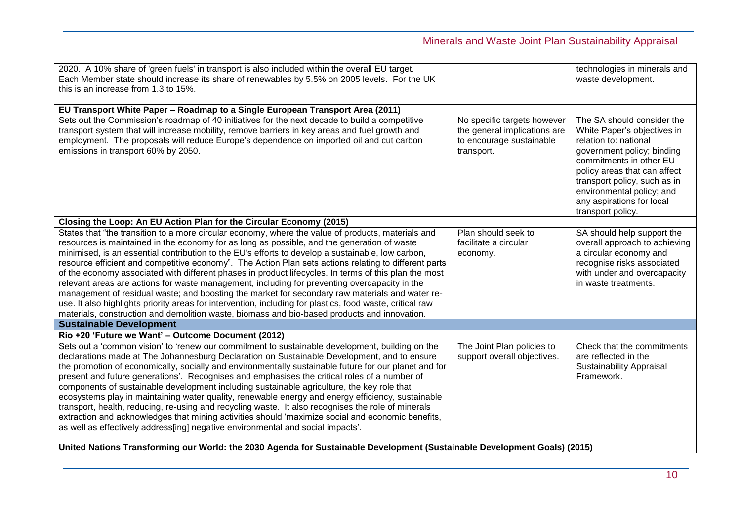| | | |
|---|---|---|
| 2020. A 10% share of 'green fuels' in transport is also included within the overall EU target. Each Member state should increase its share of renewables by 5.5% on 2005 levels. For the UK this is an increase from 1.3 to 15%. | | technologies in minerals and waste development. |
| **EU Transport White Paper – Roadmap to a Single European Transport Area (2011)** | | |
| Sets out the Commission's roadmap of 40 initiatives for the next decade to build a competitive transport system that will increase mobility, remove barriers in key areas and fuel growth and employment. The proposals will reduce Europe's dependence on imported oil and cut carbon emissions in transport 60% by 2050. | No specific targets however the general implications are to encourage sustainable transport. | The SA should consider the White Paper's objectives in relation to: national government policy; binding commitments in other EU policy areas that can affect transport policy, such as in environmental policy; and any aspirations for local transport policy. |
| **Closing the Loop: An EU Action Plan for the Circular Economy (2015)** | | |
| States that "the transition to a more circular economy, where the value of products, materials and resources is maintained in the economy for as long as possible, and the generation of waste minimised, is an essential contribution to the EU's efforts to develop a sustainable, low carbon, resource efficient and competitive economy". The Action Plan sets actions relating to different parts of the economy associated with different phases in product lifecycles. In terms of this plan the most relevant areas are actions for waste management, including for preventing overcapacity in the management of residual waste; and boosting the market for secondary raw materials and water re-use. It also highlights priority areas for intervention, including for plastics, food waste, critical raw materials, construction and demolition waste, biomass and bio-based products and innovation. | Plan should seek to facilitate a circular economy. | SA should help support the overall approach to achieving a circular economy and recognise risks associated with under and overcapacity in waste treatments. |
| **Sustainable Development** | | |
| **Rio +20 'Future we Want' – Outcome Document (2012)** | | |
| Sets out a 'common vision' to 'renew our commitment to sustainable development, building on the declarations made at The Johannesburg Declaration on Sustainable Development, and to ensure the promotion of economically, socially and environmentally sustainable future for our planet and for present and future generations'. Recognises and emphasises the critical roles of a number of components of sustainable development including sustainable agriculture, the key role that ecosystems play in maintaining water quality, renewable energy and energy efficiency, sustainable transport, health, reducing, re-using and recycling waste. It also recognises the role of minerals extraction and acknowledges that mining activities should 'maximize social and economic benefits, as well as effectively address[ing] negative environmental and social impacts'. | The Joint Plan policies to support overall objectives. | Check that the commitments are reflected in the Sustainability Appraisal Framework. |
| **United Nations Transforming our World: the 2030 Agenda for Sustainable Development (Sustainable Development Goals) (2015)** | | |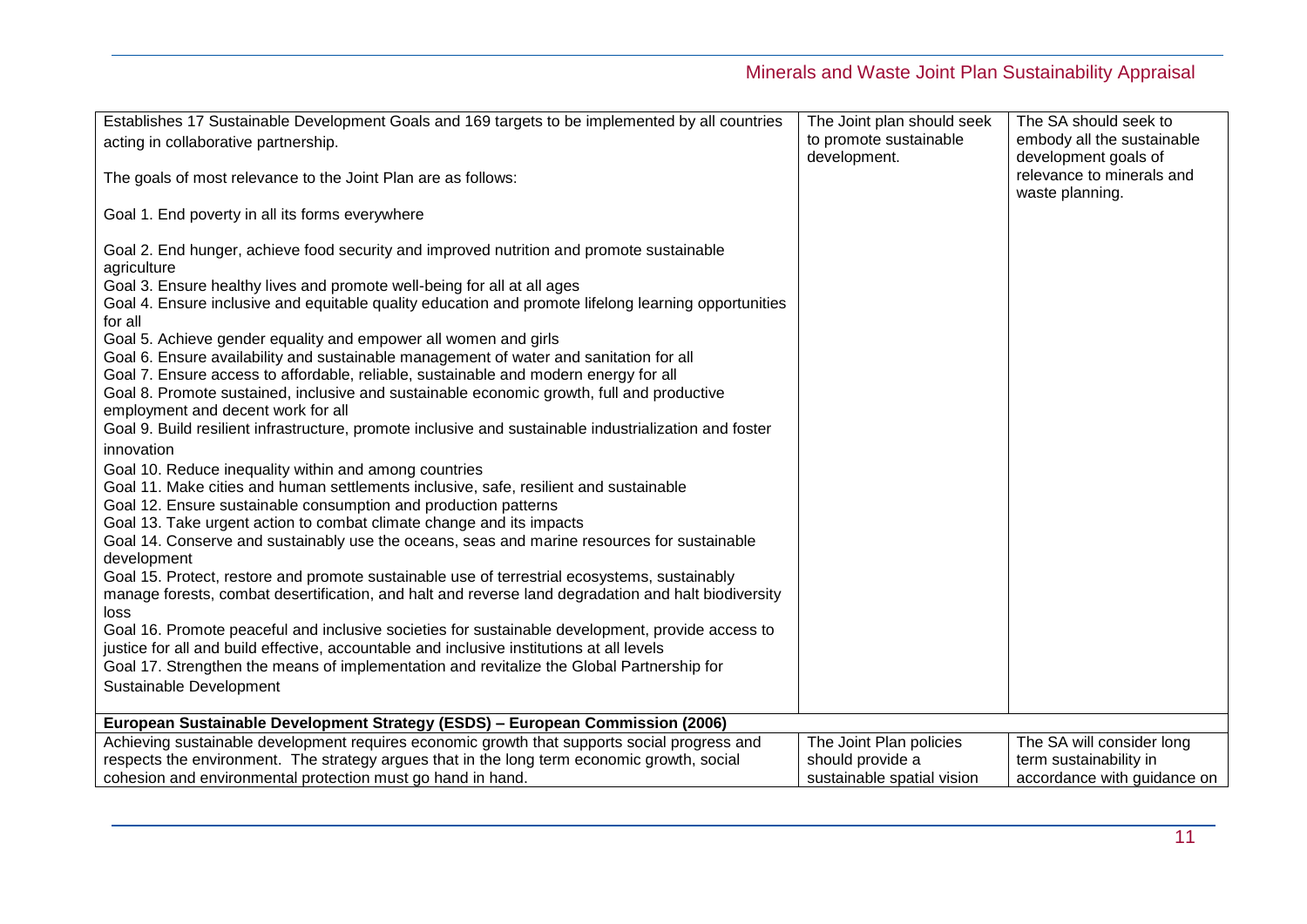| | | |
|---|---|---|
| Establishes 17 Sustainable Development Goals and 169 targets to be implemented by all countries acting in collaborative partnership.<br><br>The goals of most relevance to the Joint Plan are as follows:<br><br>Goal 1. End poverty in all its forms everywhere<br><br>Goal 2. End hunger, achieve food security and improved nutrition and promote sustainable agriculture<br>Goal 3. Ensure healthy lives and promote well-being for all at all ages<br>Goal 4. Ensure inclusive and equitable quality education and promote lifelong learning opportunities for all<br>Goal 5. Achieve gender equality and empower all women and girls<br>Goal 6. Ensure availability and sustainable management of water and sanitation for all<br>Goal 7. Ensure access to affordable, reliable, sustainable and modern energy for all<br>Goal 8. Promote sustained, inclusive and sustainable economic growth, full and productive employment and decent work for all<br>Goal 9. Build resilient infrastructure, promote inclusive and sustainable industrialization and foster innovation<br>Goal 10. Reduce inequality within and among countries<br>Goal 11. Make cities and human settlements inclusive, safe, resilient and sustainable<br>Goal 12. Ensure sustainable consumption and production patterns<br>Goal 13. Take urgent action to combat climate change and its impacts<br>Goal 14. Conserve and sustainably use the oceans, seas and marine resources for sustainable development<br>Goal 15. Protect, restore and promote sustainable use of terrestrial ecosystems, sustainably manage forests, combat desertification, and halt and reverse land degradation and halt biodiversity loss<br>Goal 16. Promote peaceful and inclusive societies for sustainable development, provide access to justice for all and build effective, accountable and inclusive institutions at all levels<br>Goal 17. Strengthen the means of implementation and revitalize the Global Partnership for Sustainable Development | The Joint plan should seek to promote sustainable development. | The SA should seek to embody all the sustainable development goals of relevance to minerals and waste planning. |
| **European Sustainable Development Strategy (ESDS) – European Commission (2006)** | | |
| Achieving sustainable development requires economic growth that supports social progress and respects the environment. The strategy argues that in the long term economic growth, social cohesion and environmental protection must go hand in hand. | The Joint Plan policies should provide a sustainable spatial vision | The SA will consider long term sustainability in accordance with guidance on |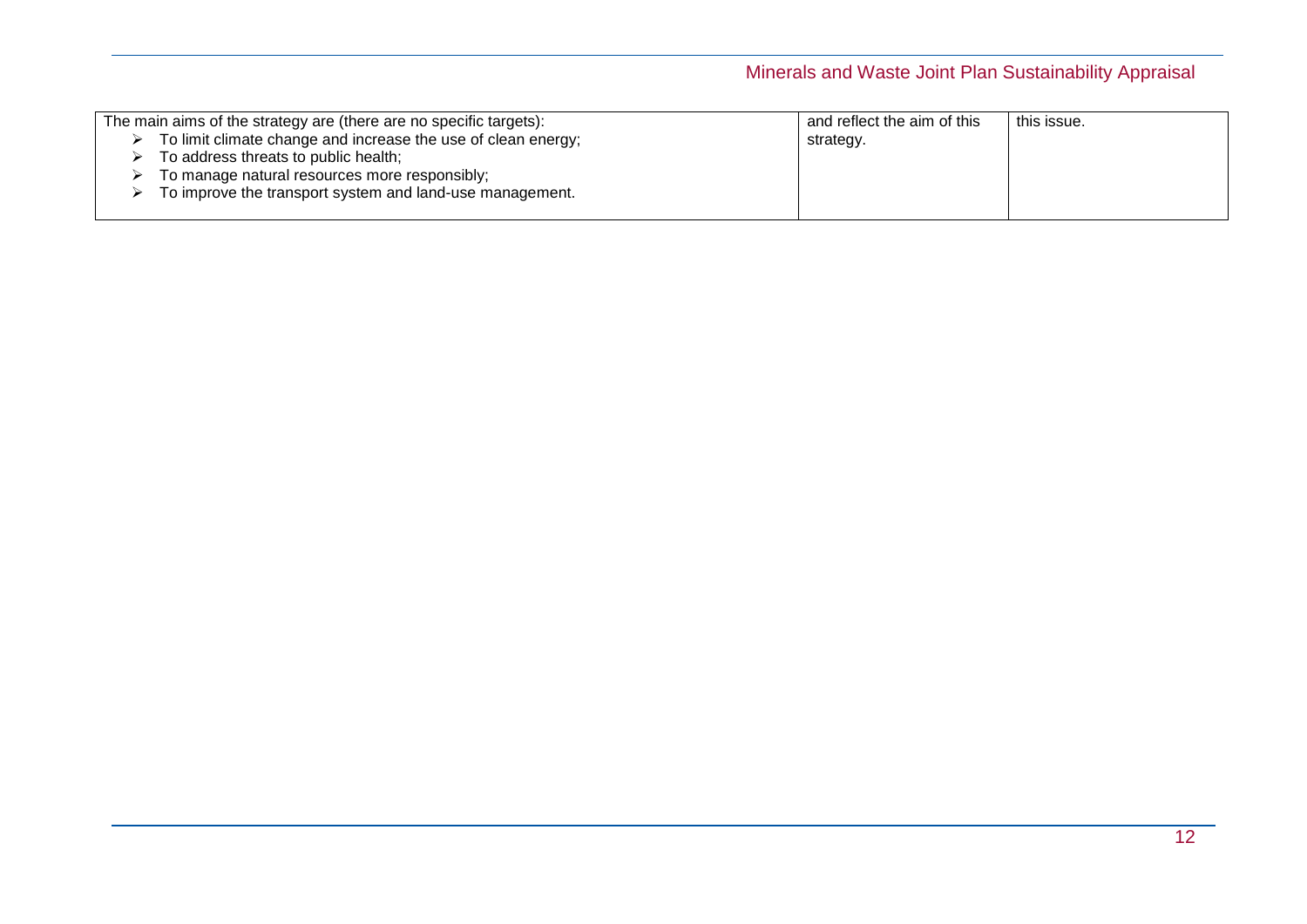| | | |
|---|---|---|
| The main aims of the strategy are (there are no specific targets):<br>➢ To limit climate change and increase the use of clean energy;<br>➢ To address threats to public health;<br>➢ To manage natural resources more responsibly;<br>➢ To improve the transport system and land-use management. | and reflect the aim of this strategy. | this issue. |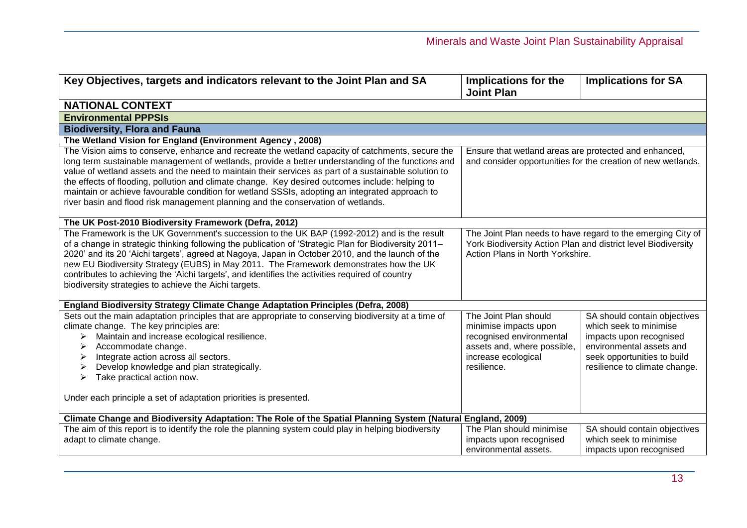| Key Objectives, targets and indicators relevant to the Joint Plan and SA | Implications for the Joint Plan | Implications for SA |
|---|---|---|
| **NATIONAL CONTEXT** | | |
| **Environmental PPPSIs** | | |
| **Biodiversity, Flora and Fauna** | | |
| **The Wetland Vision for England (Environment Agency , 2008)** | | |
| The Vision aims to conserve, enhance and recreate the wetland capacity of catchments, secure the long term sustainable management of wetlands, provide a better understanding of the functions and value of wetland assets and the need to maintain their services as part of a sustainable solution to the effects of flooding, pollution and climate change. Key desired outcomes include: helping to maintain or achieve favourable condition for wetland SSSIs, adopting an integrated approach to river basin and flood risk management planning and the conservation of wetlands. | Ensure that wetland areas are protected and enhanced, and consider opportunities for the creation of new wetlands. | |
| **The UK Post-2010 Biodiversity Framework (Defra, 2012)** | | |
| The Framework is the UK Government's succession to the UK BAP (1992-2012) and is the result of a change in strategic thinking following the publication of 'Strategic Plan for Biodiversity 2011–2020' and its 20 'Aichi targets', agreed at Nagoya, Japan in October 2010, and the launch of the new EU Biodiversity Strategy (EUBS) in May 2011. The Framework demonstrates how the UK contributes to achieving the 'Aichi targets', and identifies the activities required of country biodiversity strategies to achieve the Aichi targets. | The Joint Plan needs to have regard to the emerging City of York Biodiversity Action Plan and district level Biodiversity Action Plans in North Yorkshire. | |
| **England Biodiversity Strategy Climate Change Adaptation Principles (Defra, 2008)** | | |
| Sets out the main adaptation principles that are appropriate to conserving biodiversity at a time of climate change. The key principles are:<br>➢ Maintain and increase ecological resilience.<br>➢ Accommodate change.<br>➢ Integrate action across all sectors.<br>➢ Develop knowledge and plan strategically.<br>➢ Take practical action now.<br><br>Under each principle a set of adaptation priorities is presented. | The Joint Plan should minimise impacts upon recognised environmental assets and, where possible, increase ecological resilience. | SA should contain objectives which seek to minimise impacts upon recognised environmental assets and seek opportunities to build resilience to climate change. |
| **Climate Change and Biodiversity Adaptation: The Role of the Spatial Planning System (Natural England, 2009)** | | |
| The aim of this report is to identify the role the planning system could play in helping biodiversity adapt to climate change. | The Plan should minimise impacts upon recognised environmental assets. | SA should contain objectives which seek to minimise impacts upon recognised |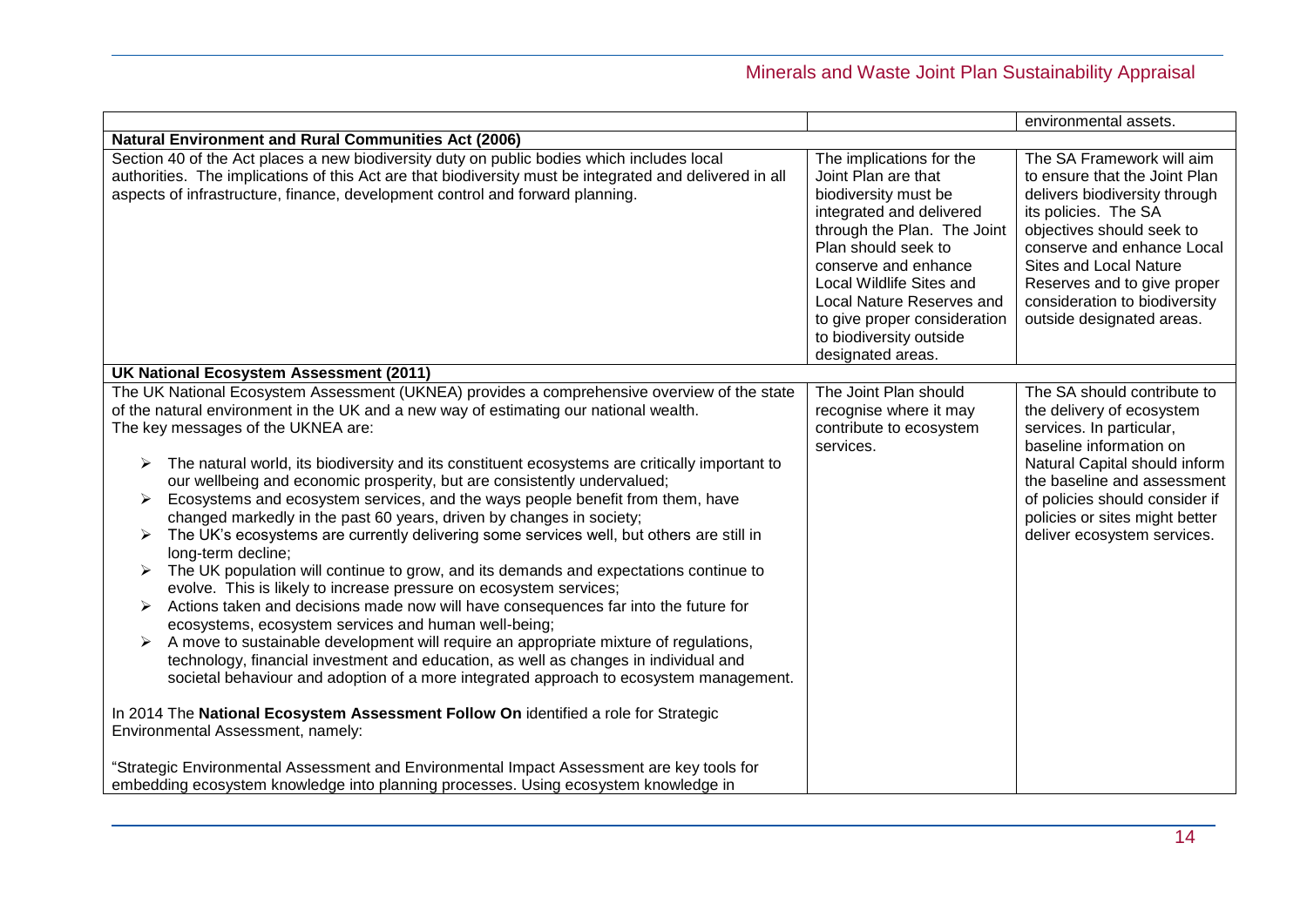| | | |
|---|---|---|
| | | environmental assets. |
| **Natural Environment and Rural Communities Act (2006)** | | |
| Section 40 of the Act places a new biodiversity duty on public bodies which includes local authorities. The implications of this Act are that biodiversity must be integrated and delivered in all aspects of infrastructure, finance, development control and forward planning. | The implications for the Joint Plan are that biodiversity must be integrated and delivered through the Plan. The Joint Plan should seek to conserve and enhance Local Wildlife Sites and Local Nature Reserves and to give proper consideration to biodiversity outside designated areas. | The SA Framework will aim to ensure that the Joint Plan delivers biodiversity through its policies. The SA objectives should seek to conserve and enhance Local Sites and Local Nature Reserves and to give proper consideration to biodiversity outside designated areas. |
| **UK National Ecosystem Assessment (2011)** | | |
| The UK National Ecosystem Assessment (UKNEA) provides a comprehensive overview of the state of the natural environment in the UK and a new way of estimating our national wealth.<br>The key messages of the UKNEA are:<br>➢ The natural world, its biodiversity and its constituent ecosystems are critically important to our wellbeing and economic prosperity, but are consistently undervalued;<br>➢ Ecosystems and ecosystem services, and the ways people benefit from them, have changed markedly in the past 60 years, driven by changes in society;<br>➢ The UK's ecosystems are currently delivering some services well, but others are still in long-term decline;<br>➢ The UK population will continue to grow, and its demands and expectations continue to evolve. This is likely to increase pressure on ecosystem services;<br>➢ Actions taken and decisions made now will have consequences far into the future for ecosystems, ecosystem services and human well-being;<br>➢ A move to sustainable development will require an appropriate mixture of regulations, technology, financial investment and education, as well as changes in individual and societal behaviour and adoption of a more integrated approach to ecosystem management.<br><br>In 2014 The **National Ecosystem Assessment Follow On** identified a role for Strategic Environmental Assessment, namely:<br><br>"Strategic Environmental Assessment and Environmental Impact Assessment are key tools for embedding ecosystem knowledge into planning processes. Using ecosystem knowledge in | The Joint Plan should recognise where it may contribute to ecosystem services. | The SA should contribute to the delivery of ecosystem services. In particular, baseline information on Natural Capital should inform the baseline and assessment of policies should consider if policies or sites might better deliver ecosystem services. |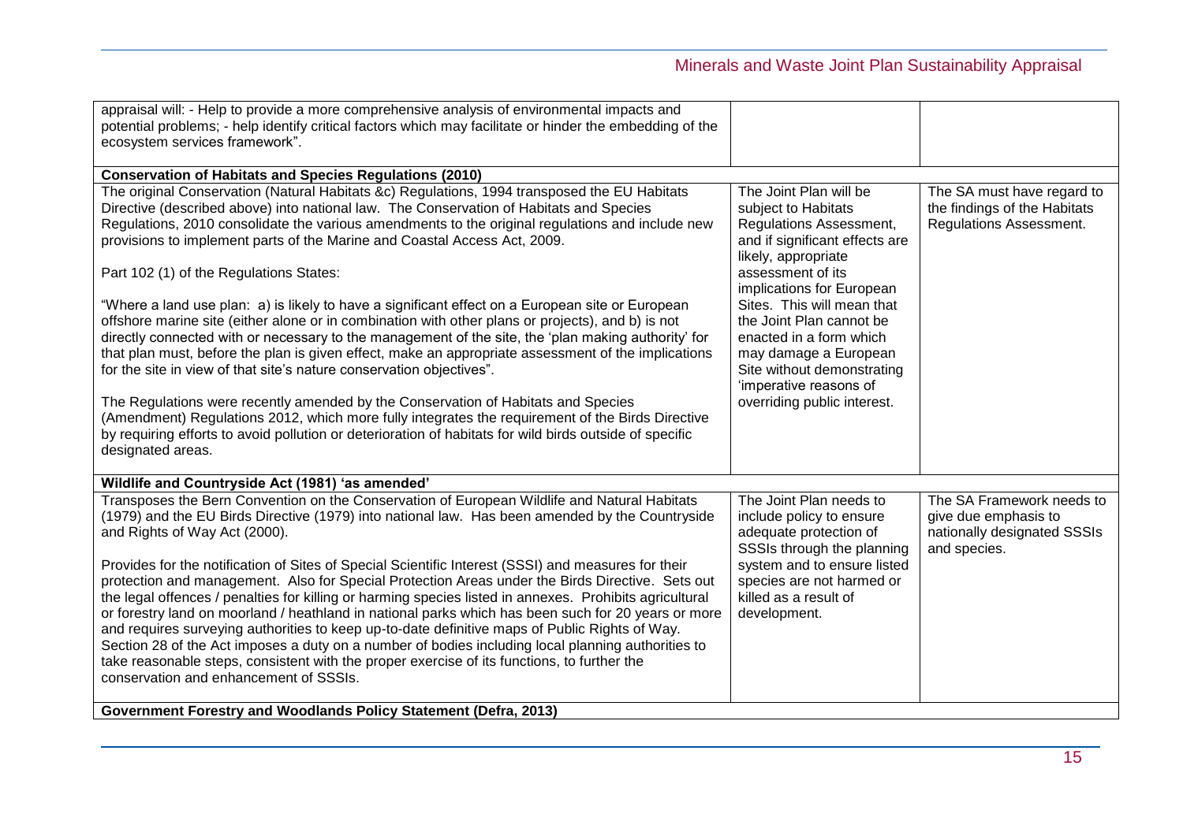| | | |
|---|---|---|
| appraisal will: - Help to provide a more comprehensive analysis of environmental impacts and potential problems; - help identify critical factors which may facilitate or hinder the embedding of the ecosystem services framework". | | |
| **Conservation of Habitats and Species Regulations (2010)** | | |
| The original Conservation (Natural Habitats &c) Regulations, 1994 transposed the EU Habitats Directive (described above) into national law. The Conservation of Habitats and Species Regulations, 2010 consolidate the various amendments to the original regulations and include new provisions to implement parts of the Marine and Coastal Access Act, 2009.<br><br>Part 102 (1) of the Regulations States:<br><br>"Where a land use plan: a) is likely to have a significant effect on a European site or European offshore marine site (either alone or in combination with other plans or projects), and b) is not directly connected with or necessary to the management of the site, the 'plan making authority' for that plan must, before the plan is given effect, make an appropriate assessment of the implications for the site in view of that site's nature conservation objectives".<br><br>The Regulations were recently amended by the Conservation of Habitats and Species (Amendment) Regulations 2012, which more fully integrates the requirement of the Birds Directive by requiring efforts to avoid pollution or deterioration of habitats for wild birds outside of specific designated areas. | The Joint Plan will be subject to Habitats Regulations Assessment, and if significant effects are likely, appropriate assessment of its implications for European Sites. This will mean that the Joint Plan cannot be enacted in a form which may damage a European Site without demonstrating 'imperative reasons of overriding public interest. | The SA must have regard to the findings of the Habitats Regulations Assessment. |
| **Wildlife and Countryside Act (1981) 'as amended'** | | |
| Transposes the Bern Convention on the Conservation of European Wildlife and Natural Habitats (1979) and the EU Birds Directive (1979) into national law. Has been amended by the Countryside and Rights of Way Act (2000).<br><br>Provides for the notification of Sites of Special Scientific Interest (SSSI) and measures for their protection and management. Also for Special Protection Areas under the Birds Directive. Sets out the legal offences / penalties for killing or harming species listed in annexes. Prohibits agricultural or forestry land on moorland / heathland in national parks which has been such for 20 years or more and requires surveying authorities to keep up-to-date definitive maps of Public Rights of Way. Section 28 of the Act imposes a duty on a number of bodies including local planning authorities to take reasonable steps, consistent with the proper exercise of its functions, to further the conservation and enhancement of SSSIs. | The Joint Plan needs to include policy to ensure adequate protection of SSSIs through the planning system and to ensure listed species are not harmed or killed as a result of development. | The SA Framework needs to give due emphasis to nationally designated SSSIs and species. |
| **Government Forestry and Woodlands Policy Statement (Defra, 2013)** | | |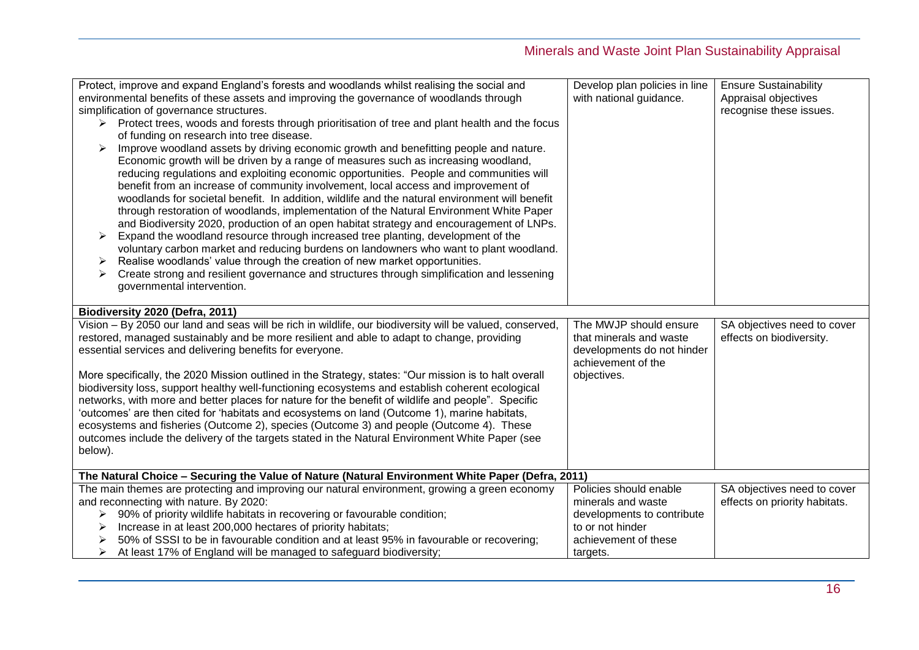| | | |
|---|---|---|
| Protect, improve and expand England's forests and woodlands whilst realising the social and environmental benefits of these assets and improving the governance of woodlands through simplification of governance structures.<br>➢ Protect trees, woods and forests through prioritisation of tree and plant health and the focus of funding on research into tree disease.<br>➢ Improve woodland assets by driving economic growth and benefitting people and nature. Economic growth will be driven by a range of measures such as increasing woodland, reducing regulations and exploiting economic opportunities. People and communities will benefit from an increase of community involvement, local access and improvement of woodlands for societal benefit. In addition, wildlife and the natural environment will benefit through restoration of woodlands, implementation of the Natural Environment White Paper and Biodiversity 2020, production of an open habitat strategy and encouragement of LNPs.<br>➢ Expand the woodland resource through increased tree planting, development of the voluntary carbon market and reducing burdens on landowners who want to plant woodland.<br>➢ Realise woodlands' value through the creation of new market opportunities.<br>➢ Create strong and resilient governance and structures through simplification and lessening governmental intervention. | Develop plan policies in line with national guidance. | Ensure Sustainability Appraisal objectives recognise these issues. |
| **Biodiversity 2020 (Defra, 2011)** | | |
| Vision – By 2050 our land and seas will be rich in wildlife, our biodiversity will be valued, conserved, restored, managed sustainably and be more resilient and able to adapt to change, providing essential services and delivering benefits for everyone.<br><br>More specifically, the 2020 Mission outlined in the Strategy, states: "Our mission is to halt overall biodiversity loss, support healthy well-functioning ecosystems and establish coherent ecological networks, with more and better places for nature for the benefit of wildlife and people". Specific 'outcomes' are then cited for 'habitats and ecosystems on land (Outcome 1), marine habitats, ecosystems and fisheries (Outcome 2), species (Outcome 3) and people (Outcome 4). These outcomes include the delivery of the targets stated in the Natural Environment White Paper (see below). | The MWJP should ensure that minerals and waste developments do not hinder achievement of the objectives. | SA objectives need to cover effects on biodiversity. |
| **The Natural Choice – Securing the Value of Nature (Natural Environment White Paper (Defra, 2011)** | | |
| The main themes are protecting and improving our natural environment, growing a green economy and reconnecting with nature. By 2020:<br>➢ 90% of priority wildlife habitats in recovering or favourable condition;<br>➢ Increase in at least 200,000 hectares of priority habitats;<br>➢ 50% of SSSI to be in favourable condition and at least 95% in favourable or recovering;<br>➢ At least 17% of England will be managed to safeguard biodiversity; | Policies should enable minerals and waste developments to contribute to or not hinder achievement of these targets. | SA objectives need to cover effects on priority habitats. |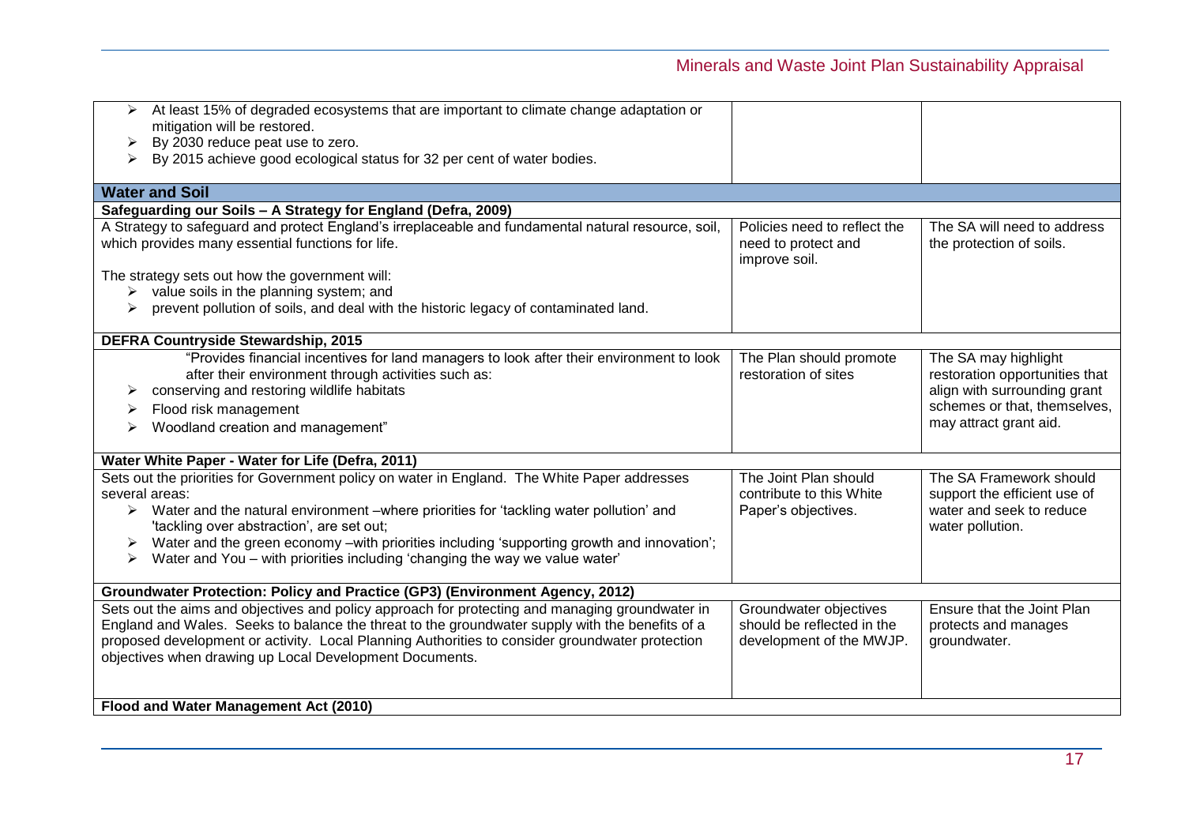| | | |
|---|---|---|
| ➢ At least 15% of degraded ecosystems that are important to climate change adaptation or mitigation will be restored.<br>➢ By 2030 reduce peat use to zero.<br>➢ By 2015 achieve good ecological status for 32 per cent of water bodies. | | |
| **Water and Soil** | | |
| **Safeguarding our Soils – A Strategy for England (Defra, 2009)** | | |
| A Strategy to safeguard and protect England's irreplaceable and fundamental natural resource, soil, which provides many essential functions for life.<br><br>The strategy sets out how the government will:<br>➢ value soils in the planning system; and<br>➢ prevent pollution of soils, and deal with the historic legacy of contaminated land. | Policies need to reflect the need to protect and improve soil. | The SA will need to address the protection of soils. |
| **DEFRA Countryside Stewardship, 2015** | | |
| "Provides financial incentives for land managers to look after their environment to look after their environment through activities such as:<br>➢ conserving and restoring wildlife habitats<br>➢ Flood risk management<br>➢ Woodland creation and management" | The Plan should promote restoration of sites | The SA may highlight restoration opportunities that align with surrounding grant schemes or that, themselves, may attract grant aid. |
| **Water White Paper - Water for Life (Defra, 2011)** | | |
| Sets out the priorities for Government policy on water in England. The White Paper addresses several areas:<br>➢ Water and the natural environment –where priorities for 'tackling water pollution' and 'tackling over abstraction', are set out;<br>➢ Water and the green economy –with priorities including 'supporting growth and innovation';<br>➢ Water and You – with priorities including 'changing the way we value water' | The Joint Plan should contribute to this White Paper's objectives. | The SA Framework should support the efficient use of water and seek to reduce water pollution. |
| **Groundwater Protection: Policy and Practice (GP3) (Environment Agency, 2012)** | | |
| Sets out the aims and objectives and policy approach for protecting and managing groundwater in England and Wales. Seeks to balance the threat to the groundwater supply with the benefits of a proposed development or activity. Local Planning Authorities to consider groundwater protection objectives when drawing up Local Development Documents. | Groundwater objectives should be reflected in the development of the MWJP. | Ensure that the Joint Plan protects and manages groundwater. |
| **Flood and Water Management Act (2010)** | | |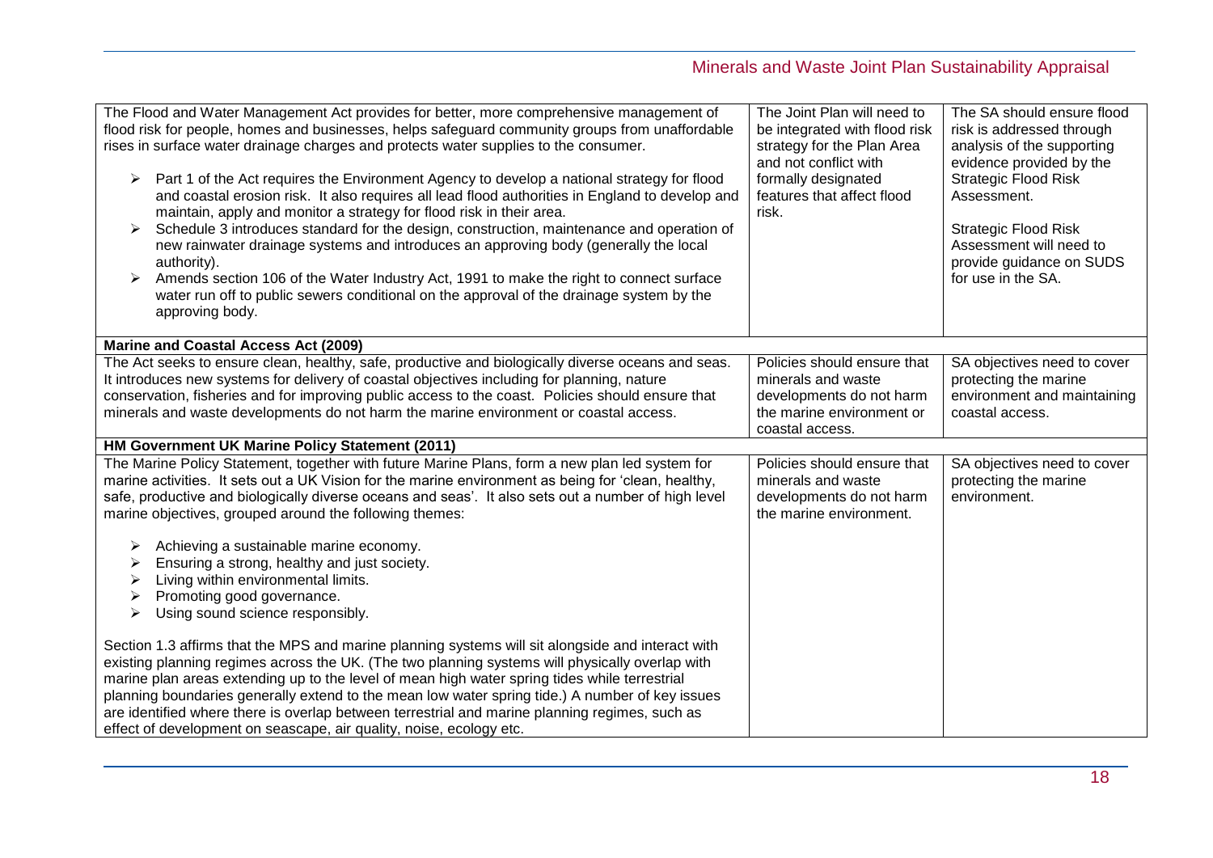| | | |
|---|---|---|
| The Flood and Water Management Act provides for better, more comprehensive management of flood risk for people, homes and businesses, helps safeguard community groups from unaffordable rises in surface water drainage charges and protects water supplies to the consumer.<br><br>➢ Part 1 of the Act requires the Environment Agency to develop a national strategy for flood and coastal erosion risk. It also requires all lead flood authorities in England to develop and maintain, apply and monitor a strategy for flood risk in their area.<br>➢ Schedule 3 introduces standard for the design, construction, maintenance and operation of new rainwater drainage systems and introduces an approving body (generally the local authority).<br>➢ Amends section 106 of the Water Industry Act, 1991 to make the right to connect surface water run off to public sewers conditional on the approval of the drainage system by the approving body. | The Joint Plan will need to be integrated with flood risk strategy for the Plan Area and not conflict with formally designated features that affect flood risk. | The SA should ensure flood risk is addressed through analysis of the supporting evidence provided by the Strategic Flood Risk Assessment.<br><br>Strategic Flood Risk Assessment will need to provide guidance on SUDS for use in the SA. |
| **Marine and Coastal Access Act (2009)** | | |
| The Act seeks to ensure clean, healthy, safe, productive and biologically diverse oceans and seas. It introduces new systems for delivery of coastal objectives including for planning, nature conservation, fisheries and for improving public access to the coast. Policies should ensure that minerals and waste developments do not harm the marine environment or coastal access. | Policies should ensure that minerals and waste developments do not harm the marine environment or coastal access. | SA objectives need to cover protecting the marine environment and maintaining coastal access. |
| **HM Government UK Marine Policy Statement (2011)** | | |
| The Marine Policy Statement, together with future Marine Plans, form a new plan led system for marine activities. It sets out a UK Vision for the marine environment as being for 'clean, healthy, safe, productive and biologically diverse oceans and seas'. It also sets out a number of high level marine objectives, grouped around the following themes:<br><br>➢ Achieving a sustainable marine economy.<br>➢ Ensuring a strong, healthy and just society.<br>➢ Living within environmental limits.<br>➢ Promoting good governance.<br>➢ Using sound science responsibly.<br><br>Section 1.3 affirms that the MPS and marine planning systems will sit alongside and interact with existing planning regimes across the UK. (The two planning systems will physically overlap with marine plan areas extending up to the level of mean high water spring tides while terrestrial planning boundaries generally extend to the mean low water spring tide.) A number of key issues are identified where there is overlap between terrestrial and marine planning regimes, such as effect of development on seascape, air quality, noise, ecology etc. | Policies should ensure that minerals and waste developments do not harm the marine environment. | SA objectives need to cover protecting the marine environment. |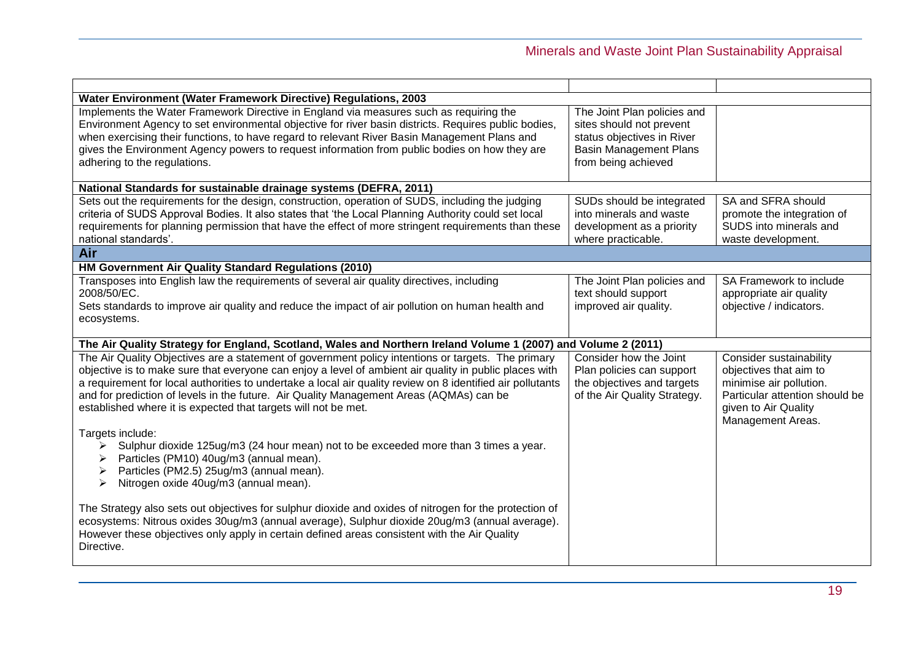| | | |
|---|---|---|
| **Water Environment (Water Framework Directive) Regulations, 2003** | | |
| Implements the Water Framework Directive in England via measures such as requiring the Environment Agency to set environmental objective for river basin districts. Requires public bodies, when exercising their functions, to have regard to relevant River Basin Management Plans and gives the Environment Agency powers to request information from public bodies on how they are adhering to the regulations. | The Joint Plan policies and sites should not prevent status objectives in River Basin Management Plans from being achieved | |
| **National Standards for sustainable drainage systems (DEFRA, 2011)** | | |
| Sets out the requirements for the design, construction, operation of SUDS, including the judging criteria of SUDS Approval Bodies. It also states that 'the Local Planning Authority could set local requirements for planning permission that have the effect of more stringent requirements than these national standards'. | SUDs should be integrated into minerals and waste development as a priority where practicable. | SA and SFRA should promote the integration of SUDS into minerals and waste development. |
| **Air** | | |
| **HM Government Air Quality Standard Regulations (2010)** | | |
| Transposes into English law the requirements of several air quality directives, including 2008/50/EC.<br>Sets standards to improve air quality and reduce the impact of air pollution on human health and ecosystems. | The Joint Plan policies and text should support improved air quality. | SA Framework to include appropriate air quality objective / indicators. |
| **The Air Quality Strategy for England, Scotland, Wales and Northern Ireland Volume 1 (2007) and Volume 2 (2011)** | | |
| The Air Quality Objectives are a statement of government policy intentions or targets. The primary objective is to make sure that everyone can enjoy a level of ambient air quality in public places with a requirement for local authorities to undertake a local air quality review on 8 identified air pollutants and for prediction of levels in the future. Air Quality Management Areas (AQMAs) can be established where it is expected that targets will not be met.<br><br>Targets include:<br>➢ Sulphur dioxide 125ug/m3 (24 hour mean) not to be exceeded more than 3 times a year.<br>➢ Particles (PM10) 40ug/m3 (annual mean).<br>➢ Particles (PM2.5) 25ug/m3 (annual mean).<br>➢ Nitrogen oxide 40ug/m3 (annual mean).<br><br>The Strategy also sets out objectives for sulphur dioxide and oxides of nitrogen for the protection of ecosystems: Nitrous oxides 30ug/m3 (annual average), Sulphur dioxide 20ug/m3 (annual average). However these objectives only apply in certain defined areas consistent with the Air Quality Directive. | Consider how the Joint Plan policies can support the objectives and targets of the Air Quality Strategy. | Consider sustainability objectives that aim to minimise air pollution. Particular attention should be given to Air Quality Management Areas. |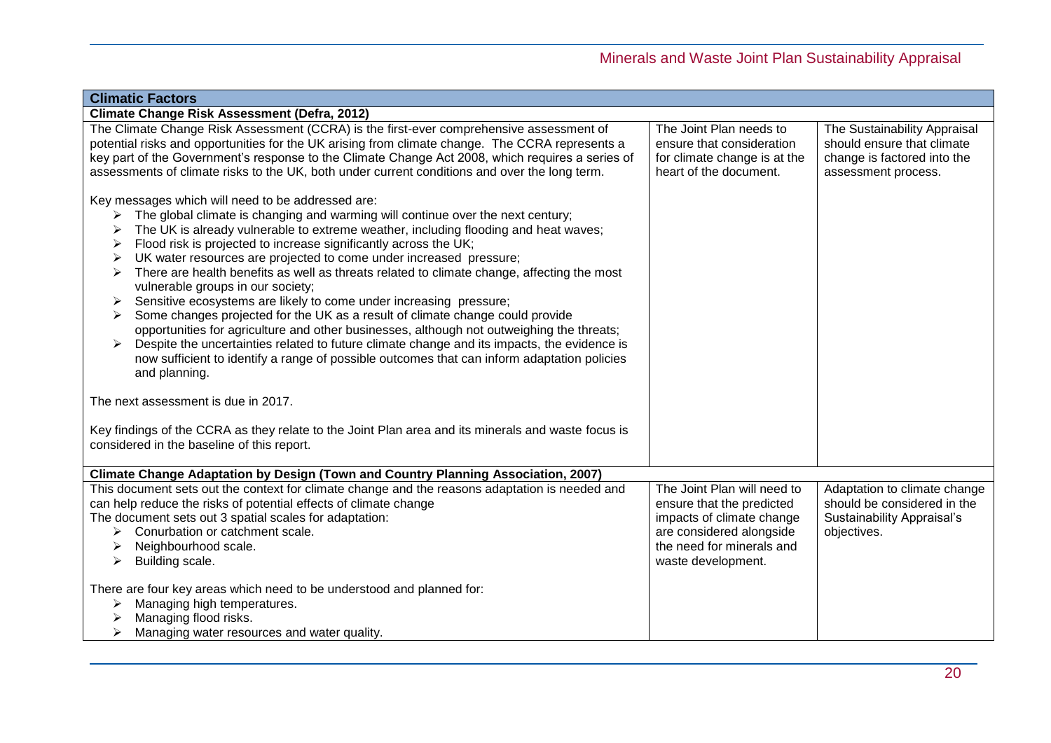| Climatic Factors | | |
|---|---|---|
| **Climate Change Risk Assessment (Defra, 2012)** | | |
| The Climate Change Risk Assessment (CCRA) is the first-ever comprehensive assessment of potential risks and opportunities for the UK arising from climate change. The CCRA represents a key part of the Government's response to the Climate Change Act 2008, which requires a series of assessments of climate risks to the UK, both under current conditions and over the long term.<br><br>Key messages which will need to be addressed are:<br>➢ The global climate is changing and warming will continue over the next century;<br>➢ The UK is already vulnerable to extreme weather, including flooding and heat waves;<br>➢ Flood risk is projected to increase significantly across the UK;<br>➢ UK water resources are projected to come under increased pressure;<br>➢ There are health benefits as well as threats related to climate change, affecting the most vulnerable groups in our society;<br>➢ Sensitive ecosystems are likely to come under increasing pressure;<br>➢ Some changes projected for the UK as a result of climate change could provide opportunities for agriculture and other businesses, although not outweighing the threats;<br>➢ Despite the uncertainties related to future climate change and its impacts, the evidence is now sufficient to identify a range of possible outcomes that can inform adaptation policies and planning.<br><br>The next assessment is due in 2017.<br><br>Key findings of the CCRA as they relate to the Joint Plan area and its minerals and waste focus is considered in the baseline of this report. | The Joint Plan needs to ensure that consideration for climate change is at the heart of the document. | The Sustainability Appraisal should ensure that climate change is factored into the assessment process. |
| **Climate Change Adaptation by Design (Town and Country Planning Association, 2007)** | | |
| This document sets out the context for climate change and the reasons adaptation is needed and can help reduce the risks of potential effects of climate change<br>The document sets out 3 spatial scales for adaptation:<br>➢ Conurbation or catchment scale.<br>➢ Neighbourhood scale.<br>➢ Building scale.<br><br>There are four key areas which need to be understood and planned for:<br>➢ Managing high temperatures.<br>➢ Managing flood risks.<br>➢ Managing water resources and water quality. | The Joint Plan will need to ensure that the predicted impacts of climate change are considered alongside the need for minerals and waste development. | Adaptation to climate change should be considered in the Sustainability Appraisal's objectives. |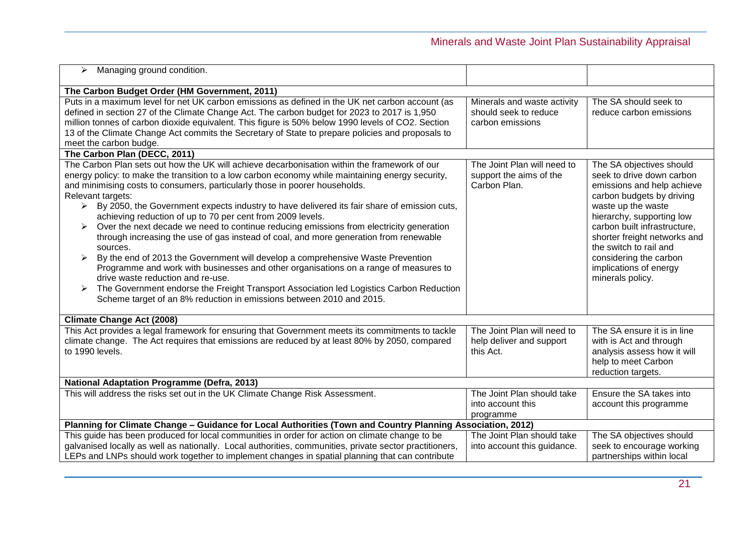| | | |
|---|---|---|
| ➢ Managing ground condition. | | |
| **The Carbon Budget Order (HM Government, 2011)** | | |
| Puts in a maximum level for net UK carbon emissions as defined in the UK net carbon account (as defined in section 27 of the Climate Change Act. The carbon budget for 2023 to 2017 is 1,950 million tonnes of carbon dioxide equivalent. This figure is 50% below 1990 levels of CO2. Section 13 of the Climate Change Act commits the Secretary of State to prepare policies and proposals to meet the carbon budge. | Minerals and waste activity should seek to reduce carbon emissions | The SA should seek to reduce carbon emissions |
| **The Carbon Plan (DECC, 2011)** | | |
| The Carbon Plan sets out how the UK will achieve decarbonisation within the framework of our energy policy: to make the transition to a low carbon economy while maintaining energy security, and minimising costs to consumers, particularly those in poorer households.<br>Relevant targets:<br>➢ By 2050, the Government expects industry to have delivered its fair share of emission cuts, achieving reduction of up to 70 per cent from 2009 levels.<br>➢ Over the next decade we need to continue reducing emissions from electricity generation through increasing the use of gas instead of coal, and more generation from renewable sources.<br>➢ By the end of 2013 the Government will develop a comprehensive Waste Prevention Programme and work with businesses and other organisations on a range of measures to drive waste reduction and re-use.<br>➢ The Government endorse the Freight Transport Association led Logistics Carbon Reduction Scheme target of an 8% reduction in emissions between 2010 and 2015. | The Joint Plan will need to support the aims of the Carbon Plan. | The SA objectives should seek to drive down carbon emissions and help achieve carbon budgets by driving waste up the waste hierarchy, supporting low carbon built infrastructure, shorter freight networks and the switch to rail and considering the carbon implications of energy minerals policy. |
| **Climate Change Act (2008)** | | |
| This Act provides a legal framework for ensuring that Government meets its commitments to tackle climate change. The Act requires that emissions are reduced by at least 80% by 2050, compared to 1990 levels. | The Joint Plan will need to help deliver and support this Act. | The SA ensure it is in line with is Act and through analysis assess how it will help to meet Carbon reduction targets. |
| **National Adaptation Programme (Defra, 2013)** | | |
| This will address the risks set out in the UK Climate Change Risk Assessment. | The Joint Plan should take into account this programme | Ensure the SA takes into account this programme |
| **Planning for Climate Change – Guidance for Local Authorities (Town and Country Planning Association, 2012)** | | |
| This guide has been produced for local communities in order for action on climate change to be galvanised locally as well as nationally. Local authorities, communities, private sector practitioners, LEPs and LNPs should work together to implement changes in spatial planning that can contribute | The Joint Plan should take into account this guidance. | The SA objectives should seek to encourage working partnerships within local |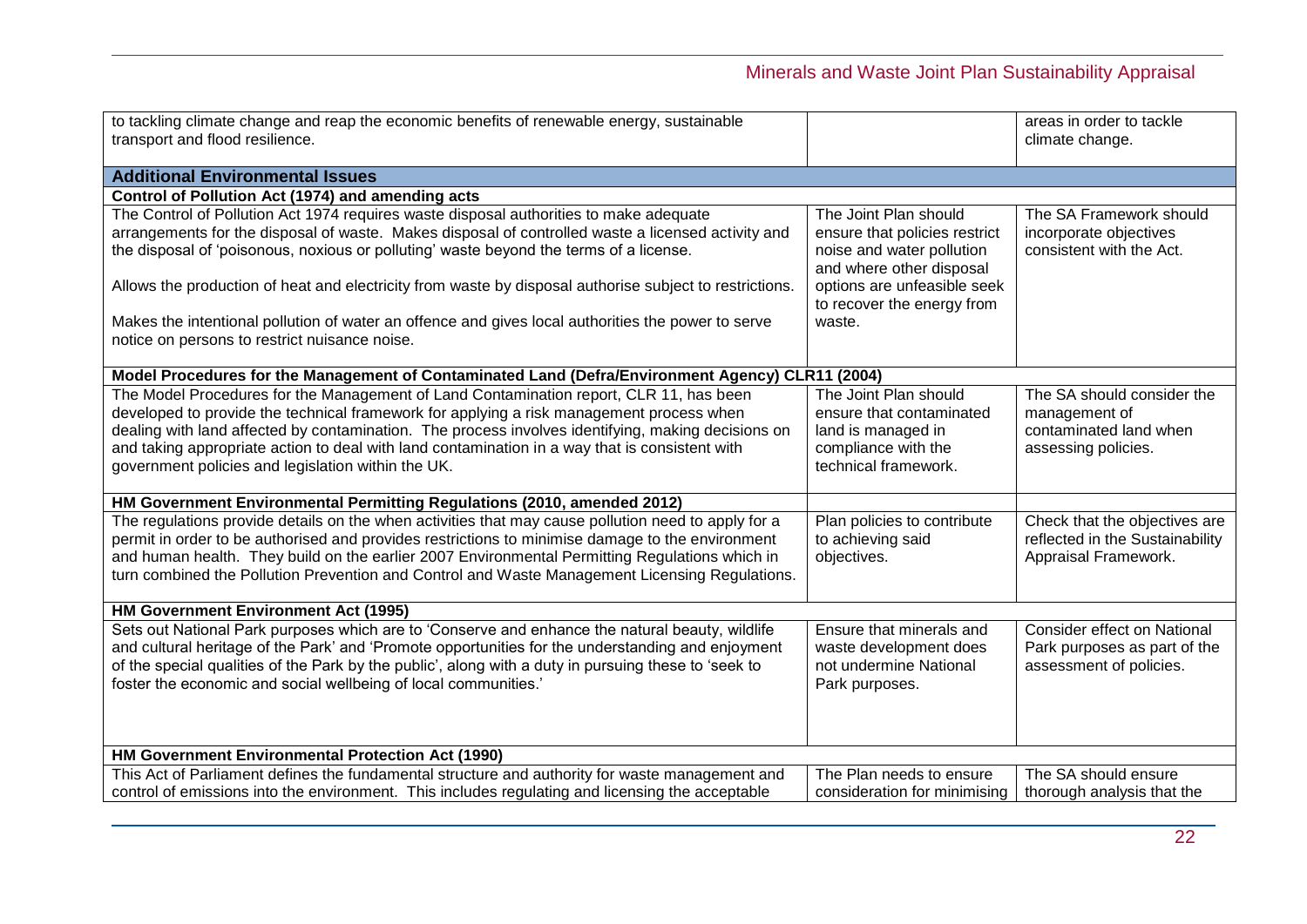| | | |
|---|---|---|
| to tackling climate change and reap the economic benefits of renewable energy, sustainable transport and flood resilience. | | areas in order to tackle climate change. |
| **Additional Environmental Issues** | | |
| **Control of Pollution Act (1974) and amending acts** | | |
| The Control of Pollution Act 1974 requires waste disposal authorities to make adequate arrangements for the disposal of waste. Makes disposal of controlled waste a licensed activity and the disposal of 'poisonous, noxious or polluting' waste beyond the terms of a license.<br><br>Allows the production of heat and electricity from waste by disposal authorise subject to restrictions.<br><br>Makes the intentional pollution of water an offence and gives local authorities the power to serve notice on persons to restrict nuisance noise. | The Joint Plan should ensure that policies restrict noise and water pollution and where other disposal options are unfeasible seek to recover the energy from waste. | The SA Framework should incorporate objectives consistent with the Act. |
| **Model Procedures for the Management of Contaminated Land (Defra/Environment Agency) CLR11 (2004)** | | |
| The Model Procedures for the Management of Land Contamination report, CLR 11, has been developed to provide the technical framework for applying a risk management process when dealing with land affected by contamination. The process involves identifying, making decisions on and taking appropriate action to deal with land contamination in a way that is consistent with government policies and legislation within the UK. | The Joint Plan should ensure that contaminated land is managed in compliance with the technical framework. | The SA should consider the management of contaminated land when assessing policies. |
| **HM Government Environmental Permitting Regulations (2010, amended 2012)** | | |
| The regulations provide details on the when activities that may cause pollution need to apply for a permit in order to be authorised and provides restrictions to minimise damage to the environment and human health. They build on the earlier 2007 Environmental Permitting Regulations which in turn combined the Pollution Prevention and Control and Waste Management Licensing Regulations. | Plan policies to contribute to achieving said objectives. | Check that the objectives are reflected in the Sustainability Appraisal Framework. |
| **HM Government Environment Act (1995)** | | |
| Sets out National Park purposes which are to 'Conserve and enhance the natural beauty, wildlife and cultural heritage of the Park' and 'Promote opportunities for the understanding and enjoyment of the special qualities of the Park by the public', along with a duty in pursuing these to 'seek to foster the economic and social wellbeing of local communities.' | Ensure that minerals and waste development does not undermine National Park purposes. | Consider effect on National Park purposes as part of the assessment of policies. |
| **HM Government Environmental Protection Act (1990)** | | |
| This Act of Parliament defines the fundamental structure and authority for waste management and control of emissions into the environment. This includes regulating and licensing the acceptable | The Plan needs to ensure consideration for minimising | The SA should ensure thorough analysis that the |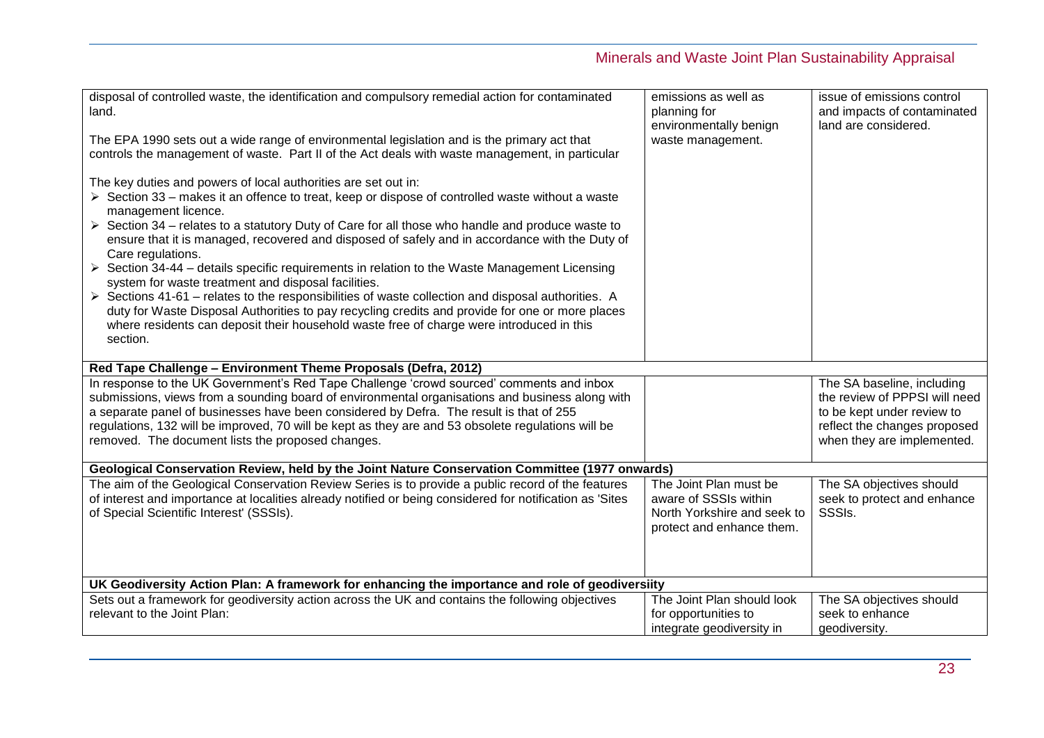| | | |
|---|---|---|
| disposal of controlled waste, the identification and compulsory remedial action for contaminated land.<br><br>The EPA 1990 sets out a wide range of environmental legislation and is the primary act that controls the management of waste. Part II of the Act deals with waste management, in particular<br><br>The key duties and powers of local authorities are set out in:<br>➢ Section 33 – makes it an offence to treat, keep or dispose of controlled waste without a waste management licence.<br>➢ Section 34 – relates to a statutory Duty of Care for all those who handle and produce waste to ensure that it is managed, recovered and disposed of safely and in accordance with the Duty of Care regulations.<br>➢ Section 34-44 – details specific requirements in relation to the Waste Management Licensing system for waste treatment and disposal facilities.<br>➢ Sections 41-61 – relates to the responsibilities of waste collection and disposal authorities. A duty for Waste Disposal Authorities to pay recycling credits and provide for one or more places where residents can deposit their household waste free of charge were introduced in this section. | emissions as well as planning for environmentally benign waste management. | issue of emissions control and impacts of contaminated land are considered. |
| **Red Tape Challenge – Environment Theme Proposals (Defra, 2012)** | | |
| In response to the UK Government's Red Tape Challenge 'crowd sourced' comments and inbox submissions, views from a sounding board of environmental organisations and business along with a separate panel of businesses have been considered by Defra. The result is that of 255 regulations, 132 will be improved, 70 will be kept as they are and 53 obsolete regulations will be removed. The document lists the proposed changes. | | The SA baseline, including the review of PPPSI will need to be kept under review to reflect the changes proposed when they are implemented. |
| **Geological Conservation Review, held by the Joint Nature Conservation Committee (1977 onwards)** | | |
| The aim of the Geological Conservation Review Series is to provide a public record of the features of interest and importance at localities already notified or being considered for notification as 'Sites of Special Scientific Interest' (SSSIs). | The Joint Plan must be aware of SSSIs within North Yorkshire and seek to protect and enhance them. | The SA objectives should seek to protect and enhance SSSIs. |
| **UK Geodiversity Action Plan: A framework for enhancing the importance and role of geodiversiity** | | |
| Sets out a framework for geodiversity action across the UK and contains the following objectives relevant to the Joint Plan: | The Joint Plan should look for opportunities to integrate geodiversity in | The SA objectives should seek to enhance geodiversity. |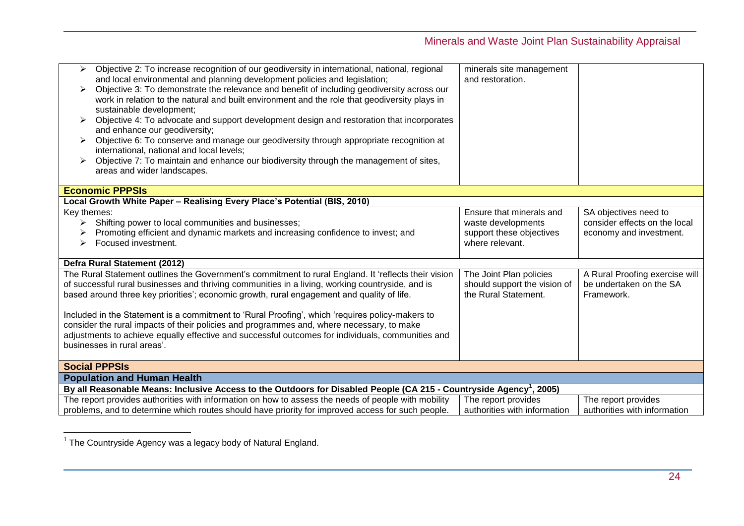| | | |
|---|---|---|
| ➢ Objective 2: To increase recognition of our geodiversity in international, national, regional and local environmental and planning development policies and legislation;<br>➢ Objective 3: To demonstrate the relevance and benefit of including geodiversity across our work in relation to the natural and built environment and the role that geodiversity plays in sustainable development;<br>➢ Objective 4: To advocate and support development design and restoration that incorporates and enhance our geodiversity;<br>➢ Objective 6: To conserve and manage our geodiversity through appropriate recognition at international, national and local levels;<br>➢ Objective 7: To maintain and enhance our biodiversity through the management of sites, areas and wider landscapes. | minerals site management and restoration. | |
| **Economic PPPSIs** | | |
| **Local Growth White Paper – Realising Every Place's Potential (BIS, 2010)** | | |
| Key themes:<br>➢ Shifting power to local communities and businesses;<br>➢ Promoting efficient and dynamic markets and increasing confidence to invest; and<br>➢ Focused investment. | Ensure that minerals and waste developments support these objectives where relevant. | SA objectives need to consider effects on the local economy and investment. |
| **Defra Rural Statement (2012)** | | |
| The Rural Statement outlines the Government's commitment to rural England. It 'reflects their vision of successful rural businesses and thriving communities in a living, working countryside, and is based around three key priorities'; economic growth, rural engagement and quality of life.<br><br>Included in the Statement is a commitment to 'Rural Proofing', which 'requires policy-makers to consider the rural impacts of their policies and programmes and, where necessary, to make adjustments to achieve equally effective and successful outcomes for individuals, communities and businesses in rural areas'. | The Joint Plan policies should support the vision of the Rural Statement. | A Rural Proofing exercise will be undertaken on the SA Framework. |
| **Social PPPSIs** | | |
| **Population and Human Health** | | |
| **By all Reasonable Means: Inclusive Access to the Outdoors for Disabled People (CA 215 - Countryside Agency[1], 2005)** | | |
| The report provides authorities with information on how to assess the needs of people with mobility problems, and to determine which routes should have priority for improved access for such people. | The report provides authorities with information | The report provides authorities with information |

[1] The Countryside Agency was a legacy body of Natural England.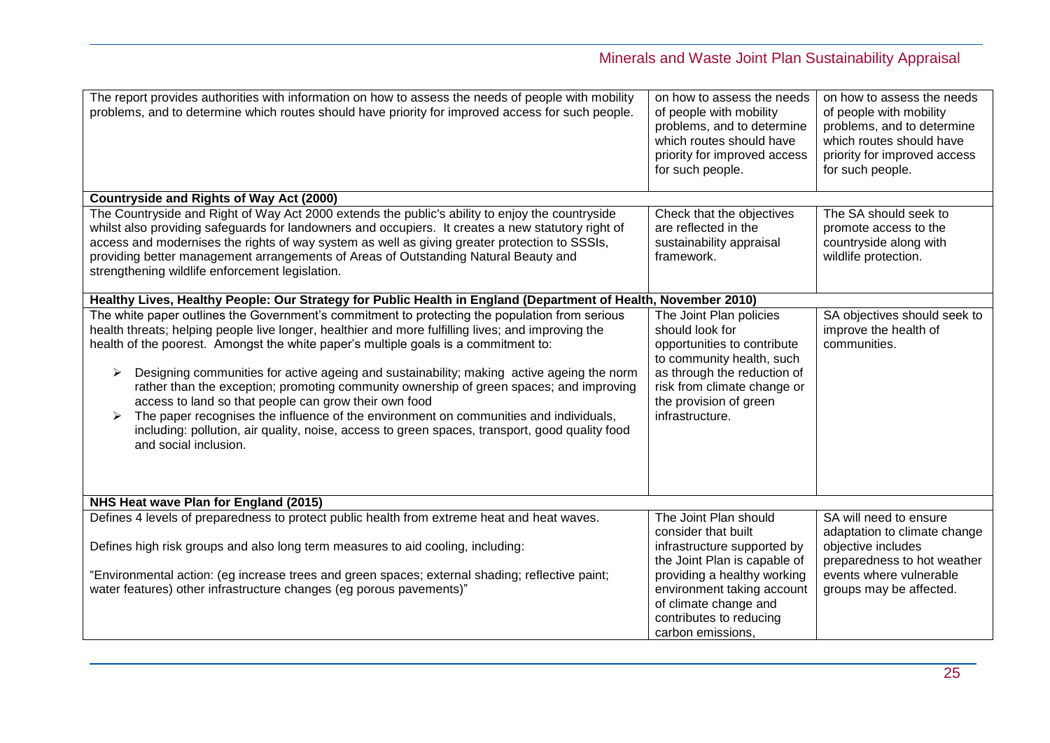| | | |
|---|---|---|
| The report provides authorities with information on how to assess the needs of people with mobility problems, and to determine which routes should have priority for improved access for such people. | on how to assess the needs of people with mobility problems, and to determine which routes should have priority for improved access for such people. | on how to assess the needs of people with mobility problems, and to determine which routes should have priority for improved access for such people. |
| **Countryside and Rights of Way Act (2000)** | | |
| The Countryside and Right of Way Act 2000 extends the public's ability to enjoy the countryside whilst also providing safeguards for landowners and occupiers. It creates a new statutory right of access and modernises the rights of way system as well as giving greater protection to SSSIs, providing better management arrangements of Areas of Outstanding Natural Beauty and strengthening wildlife enforcement legislation. | Check that the objectives are reflected in the sustainability appraisal framework. | The SA should seek to promote access to the countryside along with wildlife protection. |
| **Healthy Lives, Healthy People: Our Strategy for Public Health in England (Department of Health, November 2010)** | | |
| The white paper outlines the Government's commitment to protecting the population from serious health threats; helping people live longer, healthier and more fulfilling lives; and improving the health of the poorest. Amongst the white paper's multiple goals is a commitment to:<br>➢ Designing communities for active ageing and sustainability; making active ageing the norm rather than the exception; promoting community ownership of green spaces; and improving access to land so that people can grow their own food<br>➢ The paper recognises the influence of the environment on communities and individuals, including: pollution, air quality, noise, access to green spaces, transport, good quality food and social inclusion. | The Joint Plan policies should look for opportunities to contribute to community health, such as through the reduction of risk from climate change or the provision of green infrastructure. | SA objectives should seek to improve the health of communities. |
| **NHS Heat wave Plan for England (2015)** | | |
| Defines 4 levels of preparedness to protect public health from extreme heat and heat waves.<br><br>Defines high risk groups and also long term measures to aid cooling, including:<br><br>"Environmental action: (eg increase trees and green spaces; external shading; reflective paint; water features) other infrastructure changes (eg porous pavements)" | The Joint Plan should consider that built infrastructure supported by the Joint Plan is capable of providing a healthy working environment taking account of climate change and contributes to reducing carbon emissions, | SA will need to ensure adaptation to climate change objective includes preparedness to hot weather events where vulnerable groups may be affected. |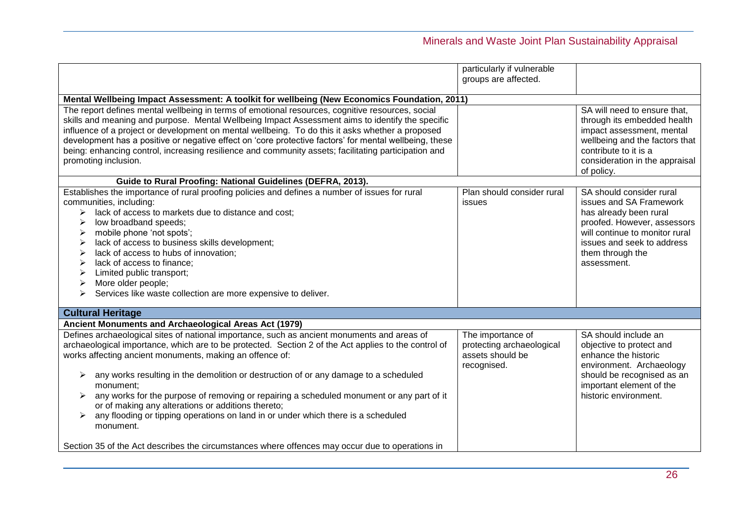| | | |
|---|---|---|
| | particularly if vulnerable groups are affected. | |
| **Mental Wellbeing Impact Assessment: A toolkit for wellbeing (New Economics Foundation, 2011)** | | |
| The report defines mental wellbeing in terms of emotional resources, cognitive resources, social skills and meaning and purpose. Mental Wellbeing Impact Assessment aims to identify the specific influence of a project or development on mental wellbeing. To do this it asks whether a proposed development has a positive or negative effect on 'core protective factors' for mental wellbeing, these being: enhancing control, increasing resilience and community assets; facilitating participation and promoting inclusion. | | SA will need to ensure that, through its embedded health impact assessment, mental wellbeing and the factors that contribute to it is a consideration in the appraisal of policy. |
| **Guide to Rural Proofing: National Guidelines (DEFRA, 2013).** | | |
| Establishes the importance of rural proofing policies and defines a number of issues for rural communities, including:<br>➢ lack of access to markets due to distance and cost;<br>➢ low broadband speeds;<br>➢ mobile phone 'not spots';<br>➢ lack of access to business skills development;<br>➢ lack of access to hubs of innovation;<br>➢ lack of access to finance;<br>➢ Limited public transport;<br>➢ More older people;<br>➢ Services like waste collection are more expensive to deliver. | Plan should consider rural issues | SA should consider rural issues and SA Framework has already been rural proofed. However, assessors will continue to monitor rural issues and seek to address them through the assessment. |
| **Cultural Heritage** | | |
| **Ancient Monuments and Archaeological Areas Act (1979)** | | |
| Defines archaeological sites of national importance, such as ancient monuments and areas of archaeological importance, which are to be protected. Section 2 of the Act applies to the control of works affecting ancient monuments, making an offence of:<br>➢ any works resulting in the demolition or destruction of or any damage to a scheduled monument;<br>➢ any works for the purpose of removing or repairing a scheduled monument or any part of it or of making any alterations or additions thereto;<br>➢ any flooding or tipping operations on land in or under which there is a scheduled monument.<br><br>Section 35 of the Act describes the circumstances where offences may occur due to operations in | The importance of protecting archaeological assets should be recognised. | SA should include an objective to protect and enhance the historic environment. Archaeology should be recognised as an important element of the historic environment. |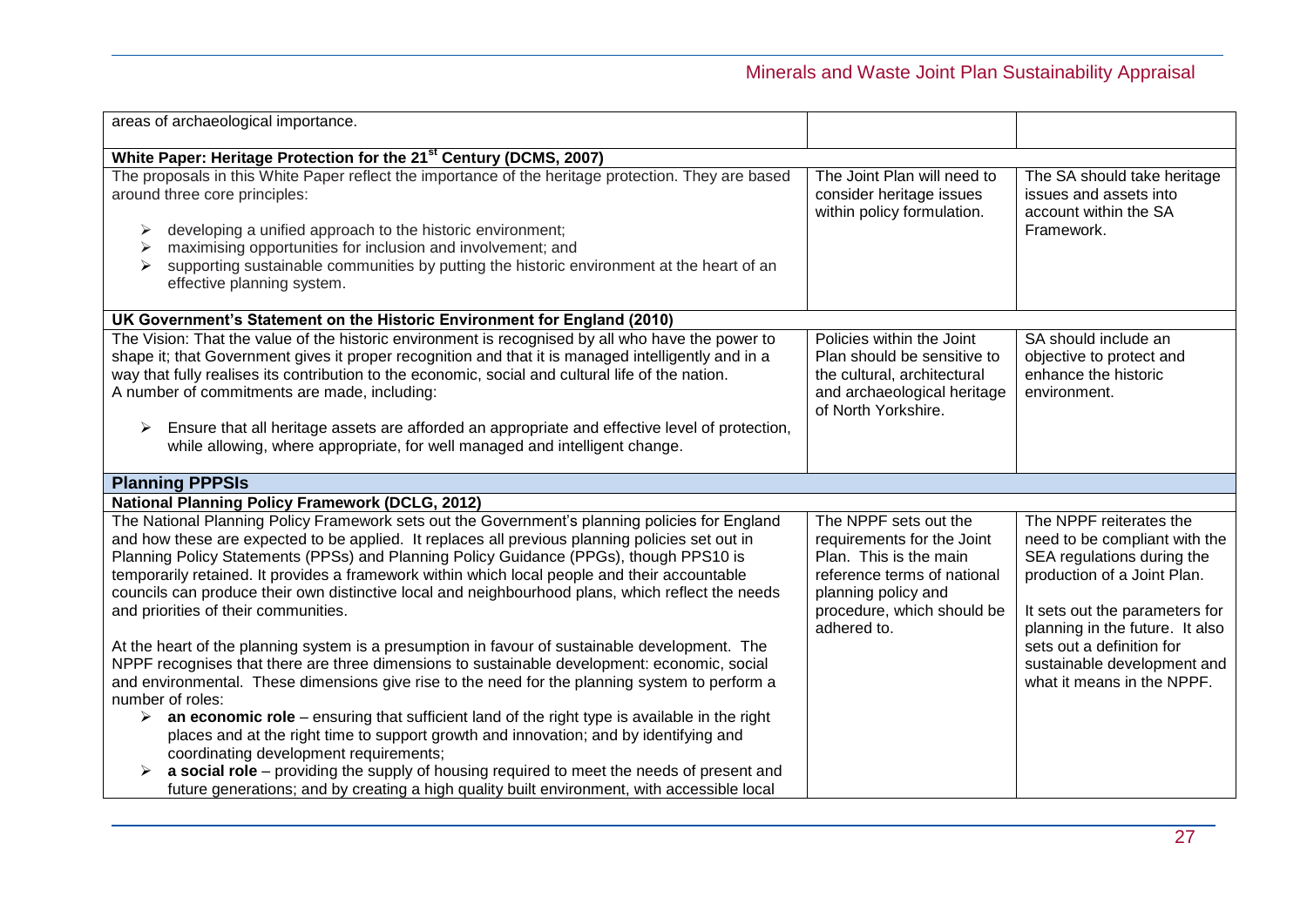| | | |
|---|---|---|
| areas of archaeological importance. | | |
| **White Paper: Heritage Protection for the 21st Century (DCMS, 2007)** | | |
| The proposals in this White Paper reflect the importance of the heritage protection. They are based around three core principles:<br><br>➢ developing a unified approach to the historic environment;<br>➢ maximising opportunities for inclusion and involvement; and<br>➢ supporting sustainable communities by putting the historic environment at the heart of an effective planning system. | The Joint Plan will need to consider heritage issues within policy formulation. | The SA should take heritage issues and assets into account within the SA Framework. |
| **UK Government's Statement on the Historic Environment for England (2010)** | | |
| The Vision: That the value of the historic environment is recognised by all who have the power to shape it; that Government gives it proper recognition and that it is managed intelligently and in a way that fully realises its contribution to the economic, social and cultural life of the nation.<br>A number of commitments are made, including:<br><br>➢ Ensure that all heritage assets are afforded an appropriate and effective level of protection, while allowing, where appropriate, for well managed and intelligent change. | Policies within the Joint Plan should be sensitive to the cultural, architectural and archaeological heritage of North Yorkshire. | SA should include an objective to protect and enhance the historic environment. |
| **Planning PPPSIs** | | |
| **National Planning Policy Framework (DCLG, 2012)** | | |
| The National Planning Policy Framework sets out the Government's planning policies for England and how these are expected to be applied. It replaces all previous planning policies set out in Planning Policy Statements (PPSs) and Planning Policy Guidance (PPGs), though PPS10 is temporarily retained. It provides a framework within which local people and their accountable councils can produce their own distinctive local and neighbourhood plans, which reflect the needs and priorities of their communities.<br><br>At the heart of the planning system is a presumption in favour of sustainable development. The NPPF recognises that there are three dimensions to sustainable development: economic, social and environmental. These dimensions give rise to the need for the planning system to perform a number of roles:<br>➢ **an economic role** – ensuring that sufficient land of the right type is available in the right places and at the right time to support growth and innovation; and by identifying and coordinating development requirements;<br>➢ **a social role** – providing the supply of housing required to meet the needs of present and future generations; and by creating a high quality built environment, with accessible local | The NPPF sets out the requirements for the Joint Plan. This is the main reference terms of national planning policy and procedure, which should be adhered to. | The NPPF reiterates the need to be compliant with the SEA regulations during the production of a Joint Plan.<br><br>It sets out the parameters for planning in the future. It also sets out a definition for sustainable development and what it means in the NPPF. |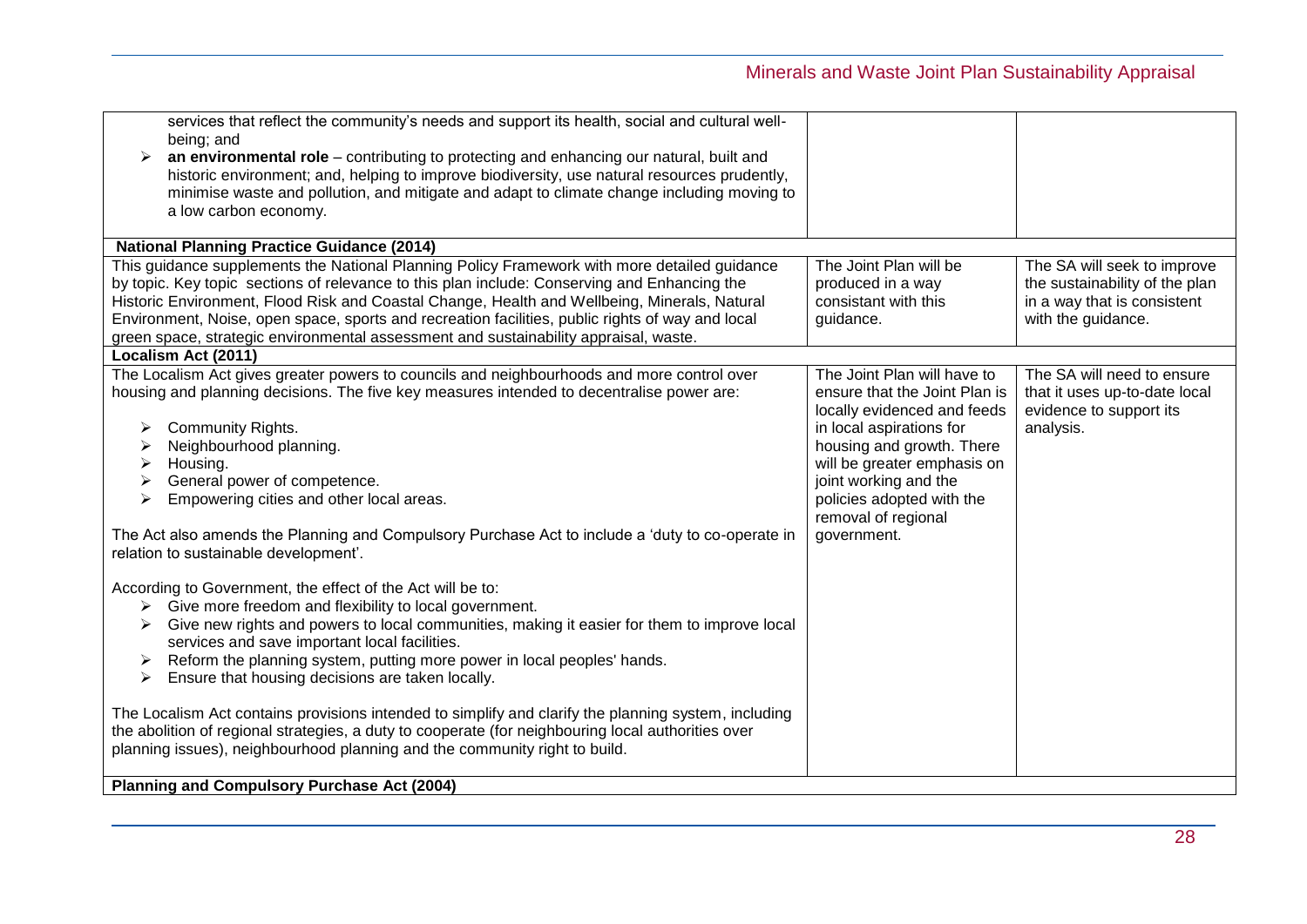| | | |
|---|---|---|
| services that reflect the community's needs and support its health, social and cultural well-being; and<br>➢ **an environmental role** – contributing to protecting and enhancing our natural, built and historic environment; and, helping to improve biodiversity, use natural resources prudently, minimise waste and pollution, and mitigate and adapt to climate change including moving to a low carbon economy. | | |
| **National Planning Practice Guidance (2014)** | | |
| This guidance supplements the National Planning Policy Framework with more detailed guidance by topic. Key topic sections of relevance to this plan include: Conserving and Enhancing the Historic Environment, Flood Risk and Coastal Change, Health and Wellbeing, Minerals, Natural Environment, Noise, open space, sports and recreation facilities, public rights of way and local green space, strategic environmental assessment and sustainability appraisal, waste. | The Joint Plan will be produced in a way consistant with this guidance. | The SA will seek to improve the sustainability of the plan in a way that is consistent with the guidance. |
| **Localism Act (2011)** | | |
| The Localism Act gives greater powers to councils and neighbourhoods and more control over housing and planning decisions. The five key measures intended to decentralise power are:<br><br>➢ Community Rights.<br>➢ Neighbourhood planning.<br>➢ Housing.<br>➢ General power of competence.<br>➢ Empowering cities and other local areas.<br><br>The Act also amends the Planning and Compulsory Purchase Act to include a 'duty to co-operate in relation to sustainable development'.<br><br>According to Government, the effect of the Act will be to:<br>➢ Give more freedom and flexibility to local government.<br>➢ Give new rights and powers to local communities, making it easier for them to improve local services and save important local facilities.<br>➢ Reform the planning system, putting more power in local peoples' hands.<br>➢ Ensure that housing decisions are taken locally.<br><br>The Localism Act contains provisions intended to simplify and clarify the planning system, including the abolition of regional strategies, a duty to cooperate (for neighbouring local authorities over planning issues), neighbourhood planning and the community right to build. | The Joint Plan will have to ensure that the Joint Plan is locally evidenced and feeds in local aspirations for housing and growth. There will be greater emphasis on joint working and the policies adopted with the removal of regional government. | The SA will need to ensure that it uses up-to-date local evidence to support its analysis. |
| **Planning and Compulsory Purchase Act (2004)** | | |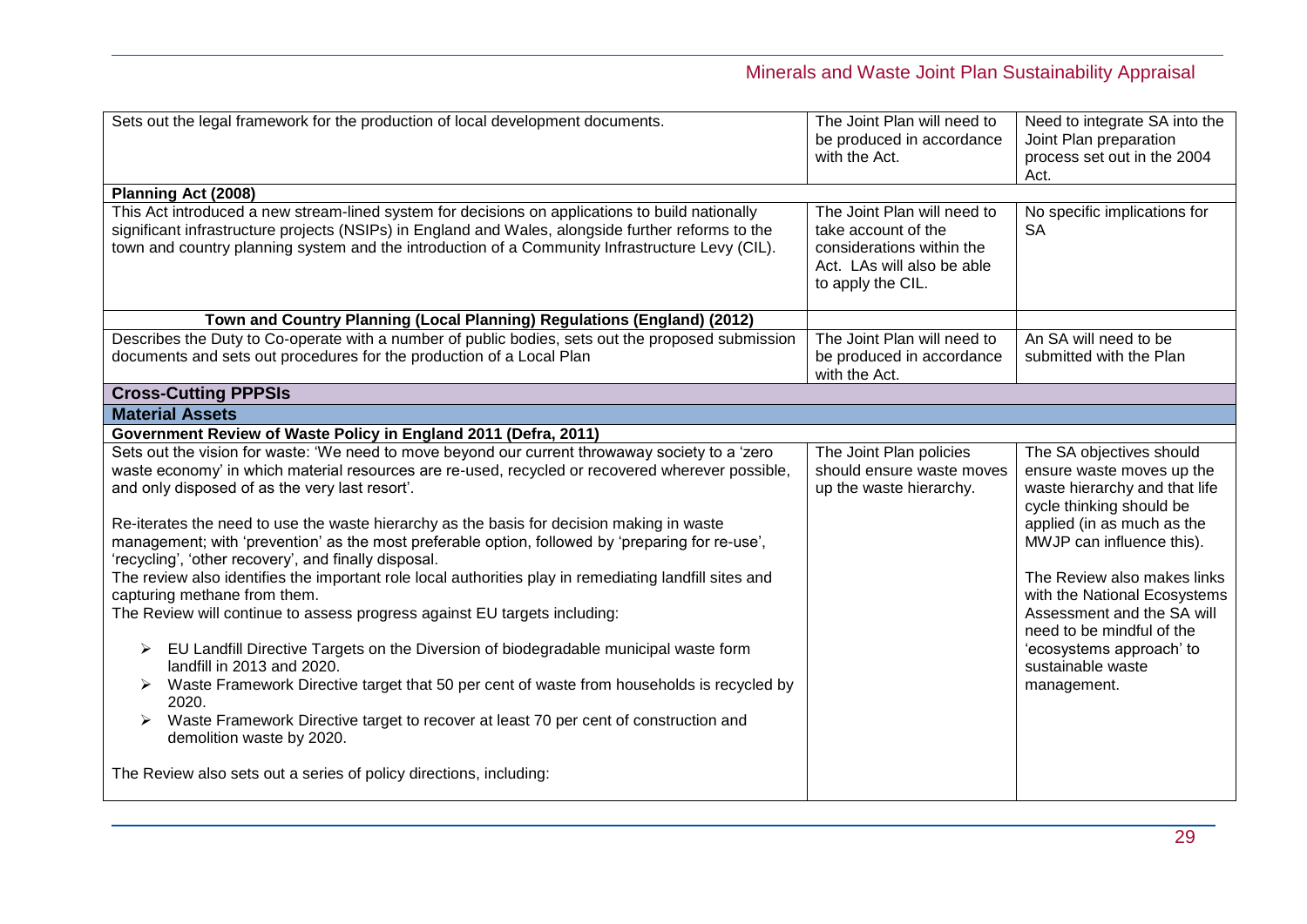| | | |
|---|---|---|
| Sets out the legal framework for the production of local development documents. | The Joint Plan will need to be produced in accordance with the Act. | Need to integrate SA into the Joint Plan preparation process set out in the 2004 Act. |
| **Planning Act (2008)** | | |
| This Act introduced a new stream-lined system for decisions on applications to build nationally significant infrastructure projects (NSIPs) in England and Wales, alongside further reforms to the town and country planning system and the introduction of a Community Infrastructure Levy (CIL). | The Joint Plan will need to take account of the considerations within the Act. LAs will also be able to apply the CIL. | No specific implications for SA |
| **Town and Country Planning (Local Planning) Regulations (England) (2012)** | | |
| Describes the Duty to Co-operate with a number of public bodies, sets out the proposed submission documents and sets out procedures for the production of a Local Plan | The Joint Plan will need to be produced in accordance with the Act. | An SA will need to be submitted with the Plan |
| **Cross-Cutting PPPSIs** | | |
| **Material Assets** | | |
| **Government Review of Waste Policy in England 2011 (Defra, 2011)** | | |
| Sets out the vision for waste: 'We need to move beyond our current throwaway society to a 'zero waste economy' in which material resources are re-used, recycled or recovered wherever possible, and only disposed of as the very last resort'.<br><br>Re-iterates the need to use the waste hierarchy as the basis for decision making in waste management; with 'prevention' as the most preferable option, followed by 'preparing for re-use', 'recycling', 'other recovery', and finally disposal.<br>The review also identifies the important role local authorities play in remediating landfill sites and capturing methane from them.<br>The Review will continue to assess progress against EU targets including:<br><br>➢ EU Landfill Directive Targets on the Diversion of biodegradable municipal waste form landfill in 2013 and 2020.<br>➢ Waste Framework Directive target that 50 per cent of waste from households is recycled by 2020.<br>➢ Waste Framework Directive target to recover at least 70 per cent of construction and demolition waste by 2020.<br><br>The Review also sets out a series of policy directions, including: | The Joint Plan policies should ensure waste moves up the waste hierarchy. | The SA objectives should ensure waste moves up the waste hierarchy and that life cycle thinking should be applied (in as much as the MWJP can influence this).<br><br>The Review also makes links with the National Ecosystems Assessment and the SA will need to be mindful of the 'ecosystems approach' to sustainable waste management. |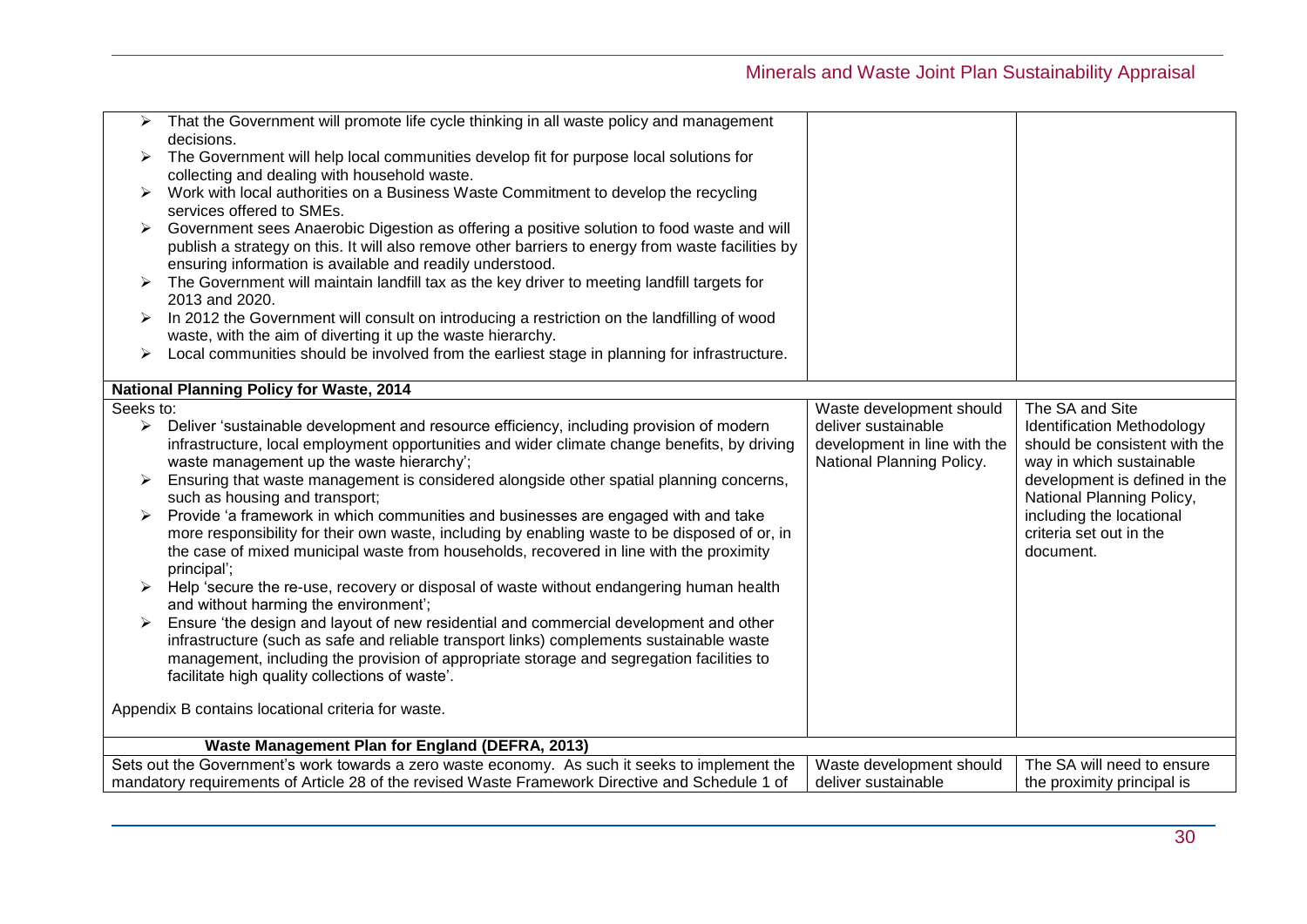| | | |
|---|---|---|
| ➢ That the Government will promote life cycle thinking in all waste policy and management decisions.<br>➢ The Government will help local communities develop fit for purpose local solutions for collecting and dealing with household waste.<br>➢ Work with local authorities on a Business Waste Commitment to develop the recycling services offered to SMEs.<br>➢ Government sees Anaerobic Digestion as offering a positive solution to food waste and will publish a strategy on this. It will also remove other barriers to energy from waste facilities by ensuring information is available and readily understood.<br>➢ The Government will maintain landfill tax as the key driver to meeting landfill targets for 2013 and 2020.<br>➢ In 2012 the Government will consult on introducing a restriction on the landfilling of wood waste, with the aim of diverting it up the waste hierarchy.<br>➢ Local communities should be involved from the earliest stage in planning for infrastructure. | | |
| **National Planning Policy for Waste, 2014** | | |
| Seeks to:<br>➢ Deliver 'sustainable development and resource efficiency, including provision of modern infrastructure, local employment opportunities and wider climate change benefits, by driving waste management up the waste hierarchy';<br>➢ Ensuring that waste management is considered alongside other spatial planning concerns, such as housing and transport;<br>➢ Provide 'a framework in which communities and businesses are engaged with and take more responsibility for their own waste, including by enabling waste to be disposed of or, in the case of mixed municipal waste from households, recovered in line with the proximity principal';<br>➢ Help 'secure the re-use, recovery or disposal of waste without endangering human health and without harming the environment';<br>➢ Ensure 'the design and layout of new residential and commercial development and other infrastructure (such as safe and reliable transport links) complements sustainable waste management, including the provision of appropriate storage and segregation facilities to facilitate high quality collections of waste'.<br><br>Appendix B contains locational criteria for waste. | Waste development should deliver sustainable development in line with the National Planning Policy. | The SA and Site Identification Methodology should be consistent with the way in which sustainable development is defined in the National Planning Policy, including the locational criteria set out in the document. |
| **Waste Management Plan for England (DEFRA, 2013)** | | |
| Sets out the Government's work towards a zero waste economy. As such it seeks to implement the mandatory requirements of Article 28 of the revised Waste Framework Directive and Schedule 1 of | Waste development should deliver sustainable | The SA will need to ensure the proximity principal is |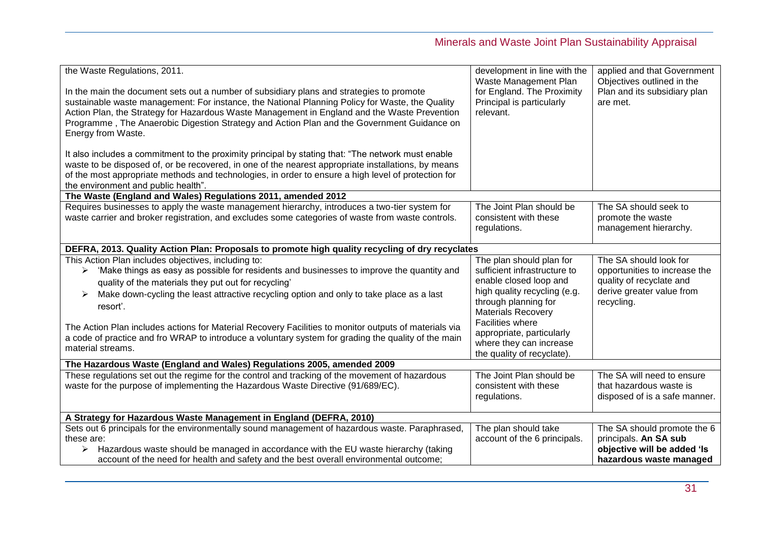| | | |
|---|---|---|
| the Waste Regulations, 2011.<br><br>In the main the document sets out a number of subsidiary plans and strategies to promote sustainable waste management: For instance, the National Planning Policy for Waste, the Quality Action Plan, the Strategy for Hazardous Waste Management in England and the Waste Prevention Programme , The Anaerobic Digestion Strategy and Action Plan and the Government Guidance on Energy from Waste.<br><br>It also includes a commitment to the proximity principal by stating that: "The network must enable waste to be disposed of, or be recovered, in one of the nearest appropriate installations, by means of the most appropriate methods and technologies, in order to ensure a high level of protection for the environment and public health". | development in line with the Waste Management Plan for England. The Proximity Principal is particularly relevant. | applied and that Government Objectives outlined in the Plan and its subsidiary plan are met. |
| **The Waste (England and Wales) Regulations 2011, amended 2012** | | |
| Requires businesses to apply the waste management hierarchy, introduces a two-tier system for waste carrier and broker registration, and excludes some categories of waste from waste controls. | The Joint Plan should be consistent with these regulations. | The SA should seek to promote the waste management hierarchy. |
| **DEFRA, 2013. Quality Action Plan: Proposals to promote high quality recycling of dry recyclates** | | |
| This Action Plan includes objectives, including to:<br>➢ 'Make things as easy as possible for residents and businesses to improve the quantity and quality of the materials they put out for recycling'<br>➢ Make down-cycling the least attractive recycling option and only to take place as a last resort'.<br><br>The Action Plan includes actions for Material Recovery Facilities to monitor outputs of materials via a code of practice and fro WRAP to introduce a voluntary system for grading the quality of the main material streams. | The plan should plan for sufficient infrastructure to enable closed loop and high quality recycling (e.g. through planning for Materials Recovery Facilities where appropriate, particularly where they can increase the quality of recyclate). | The SA should look for opportunities to increase the quality of recyclate and derive greater value from recycling. |
| **The Hazardous Waste (England and Wales) Regulations 2005, amended 2009** | | |
| These regulations set out the regime for the control and tracking of the movement of hazardous waste for the purpose of implementing the Hazardous Waste Directive (91/689/EC). | The Joint Plan should be consistent with these regulations. | The SA will need to ensure that hazardous waste is disposed of is a safe manner. |
| **A Strategy for Hazardous Waste Management in England (DEFRA, 2010)** | | |
| Sets out 6 principals for the environmentally sound management of hazardous waste. Paraphrased, these are:<br>➢ Hazardous waste should be managed in accordance with the EU waste hierarchy (taking account of the need for health and safety and the best overall environmental outcome; | The plan should take account of the 6 principals. | The SA should promote the 6 principals. **An SA sub objective will be added 'Is hazardous waste managed** |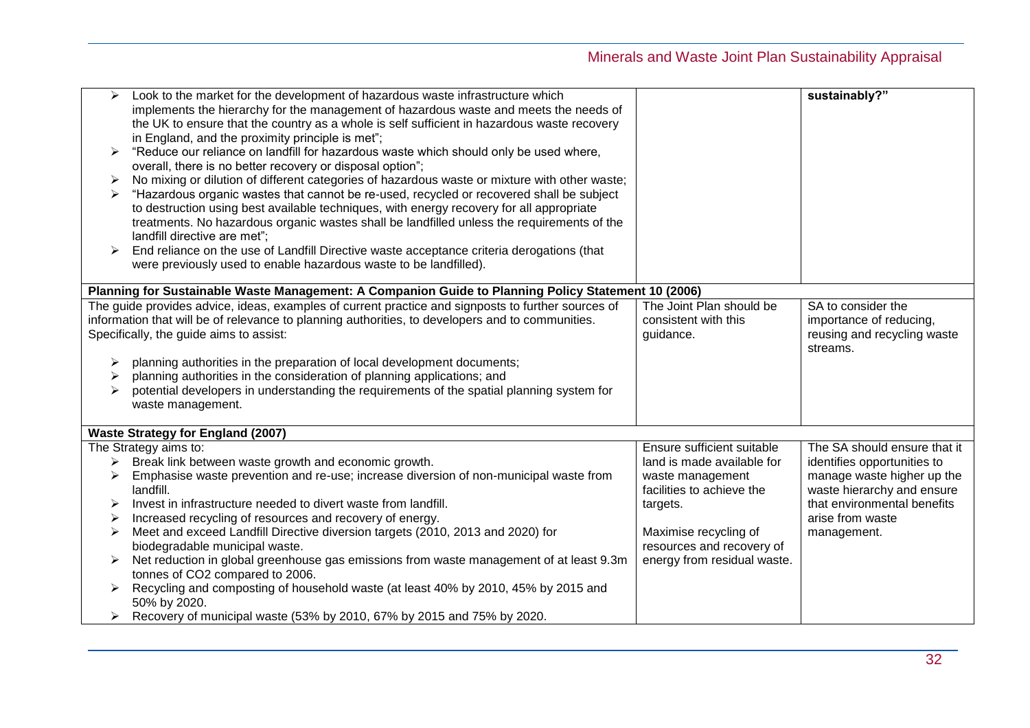| | | |
|---|---|---|
| ➢ Look to the market for the development of hazardous waste infrastructure which implements the hierarchy for the management of hazardous waste and meets the needs of the UK to ensure that the country as a whole is self sufficient in hazardous waste recovery in England, and the proximity principle is met";<br>➢ "Reduce our reliance on landfill for hazardous waste which should only be used where, overall, there is no better recovery or disposal option";<br>➢ No mixing or dilution of different categories of hazardous waste or mixture with other waste;<br>➢ "Hazardous organic wastes that cannot be re-used, recycled or recovered shall be subject to destruction using best available techniques, with energy recovery for all appropriate treatments. No hazardous organic wastes shall be landfilled unless the requirements of the landfill directive are met";<br>➢ End reliance on the use of Landfill Directive waste acceptance criteria derogations (that were previously used to enable hazardous waste to be landfilled). | | **sustainably?"** |
| **Planning for Sustainable Waste Management: A Companion Guide to Planning Policy Statement 10 (2006)** | | |
| The guide provides advice, ideas, examples of current practice and signposts to further sources of information that will be of relevance to planning authorities, to developers and to communities. Specifically, the guide aims to assist:<br><br>➢ planning authorities in the preparation of local development documents;<br>➢ planning authorities in the consideration of planning applications; and<br>➢ potential developers in understanding the requirements of the spatial planning system for waste management. | The Joint Plan should be consistent with this guidance. | SA to consider the importance of reducing, reusing and recycling waste streams. |
| **Waste Strategy for England (2007)** | | |
| The Strategy aims to:<br>➢ Break link between waste growth and economic growth.<br>➢ Emphasise waste prevention and re-use; increase diversion of non-municipal waste from landfill.<br>➢ Invest in infrastructure needed to divert waste from landfill.<br>➢ Increased recycling of resources and recovery of energy.<br>➢ Meet and exceed Landfill Directive diversion targets (2010, 2013 and 2020) for biodegradable municipal waste.<br>➢ Net reduction in global greenhouse gas emissions from waste management of at least 9.3m tonnes of CO2 compared to 2006.<br>➢ Recycling and composting of household waste (at least 40% by 2010, 45% by 2015 and 50% by 2020.<br>➢ Recovery of municipal waste (53% by 2010, 67% by 2015 and 75% by 2020. | Ensure sufficient suitable land is made available for waste management facilities to achieve the targets.<br><br>Maximise recycling of resources and recovery of energy from residual waste. | The SA should ensure that it identifies opportunities to manage waste higher up the waste hierarchy and ensure that environmental benefits arise from waste management. |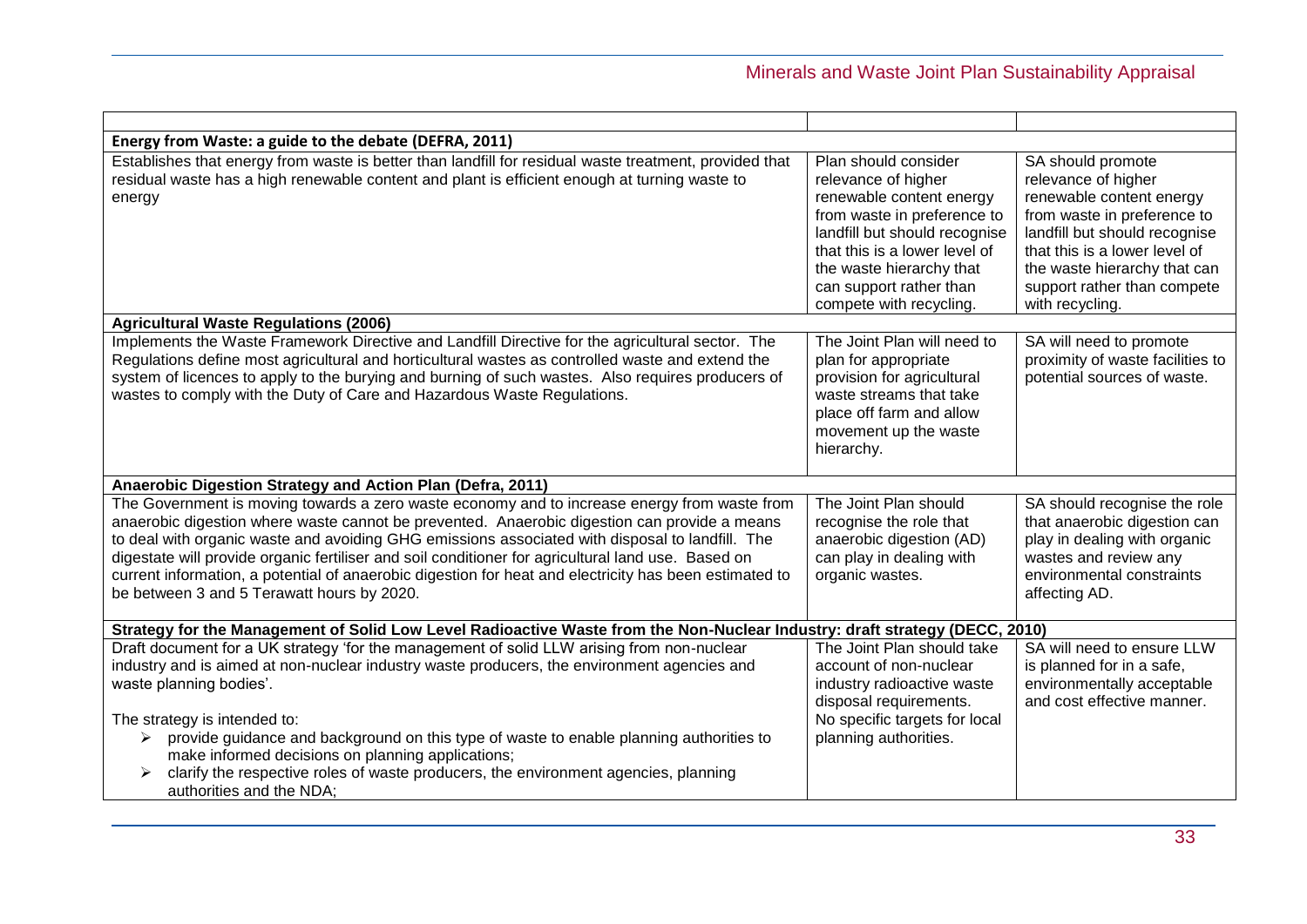| | | |
|---|---|---|
| **Energy from Waste: a guide to the debate (DEFRA, 2011)** | | |
| Establishes that energy from waste is better than landfill for residual waste treatment, provided that residual waste has a high renewable content and plant is efficient enough at turning waste to energy | Plan should consider relevance of higher renewable content energy from waste in preference to landfill but should recognise that this is a lower level of the waste hierarchy that can support rather than compete with recycling. | SA should promote relevance of higher renewable content energy from waste in preference to landfill but should recognise that this is a lower level of the waste hierarchy that can support rather than compete with recycling. |
| **Agricultural Waste Regulations (2006)** | | |
| Implements the Waste Framework Directive and Landfill Directive for the agricultural sector. The Regulations define most agricultural and horticultural wastes as controlled waste and extend the system of licences to apply to the burying and burning of such wastes. Also requires producers of wastes to comply with the Duty of Care and Hazardous Waste Regulations. | The Joint Plan will need to plan for appropriate provision for agricultural waste streams that take place off farm and allow movement up the waste hierarchy. | SA will need to promote proximity of waste facilities to potential sources of waste. |
| **Anaerobic Digestion Strategy and Action Plan (Defra, 2011)** | | |
| The Government is moving towards a zero waste economy and to increase energy from waste from anaerobic digestion where waste cannot be prevented. Anaerobic digestion can provide a means to deal with organic waste and avoiding GHG emissions associated with disposal to landfill. The digestate will provide organic fertiliser and soil conditioner for agricultural land use. Based on current information, a potential of anaerobic digestion for heat and electricity has been estimated to be between 3 and 5 Terawatt hours by 2020. | The Joint Plan should recognise the role that anaerobic digestion (AD) can play in dealing with organic wastes. | SA should recognise the role that anaerobic digestion can play in dealing with organic wastes and review any environmental constraints affecting AD. |
| **Strategy for the Management of Solid Low Level Radioactive Waste from the Non-Nuclear Industry: draft strategy (DECC, 2010)** | | |
| Draft document for a UK strategy 'for the management of solid LLW arising from non-nuclear industry and is aimed at non-nuclear industry waste producers, the environment agencies and waste planning bodies'.<br><br>The strategy is intended to:<br>➢ provide guidance and background on this type of waste to enable planning authorities to make informed decisions on planning applications;<br>➢ clarify the respective roles of waste producers, the environment agencies, planning authorities and the NDA; | The Joint Plan should take account of non-nuclear industry radioactive waste disposal requirements. No specific targets for local planning authorities. | SA will need to ensure LLW is planned for in a safe, environmentally acceptable and cost effective manner. |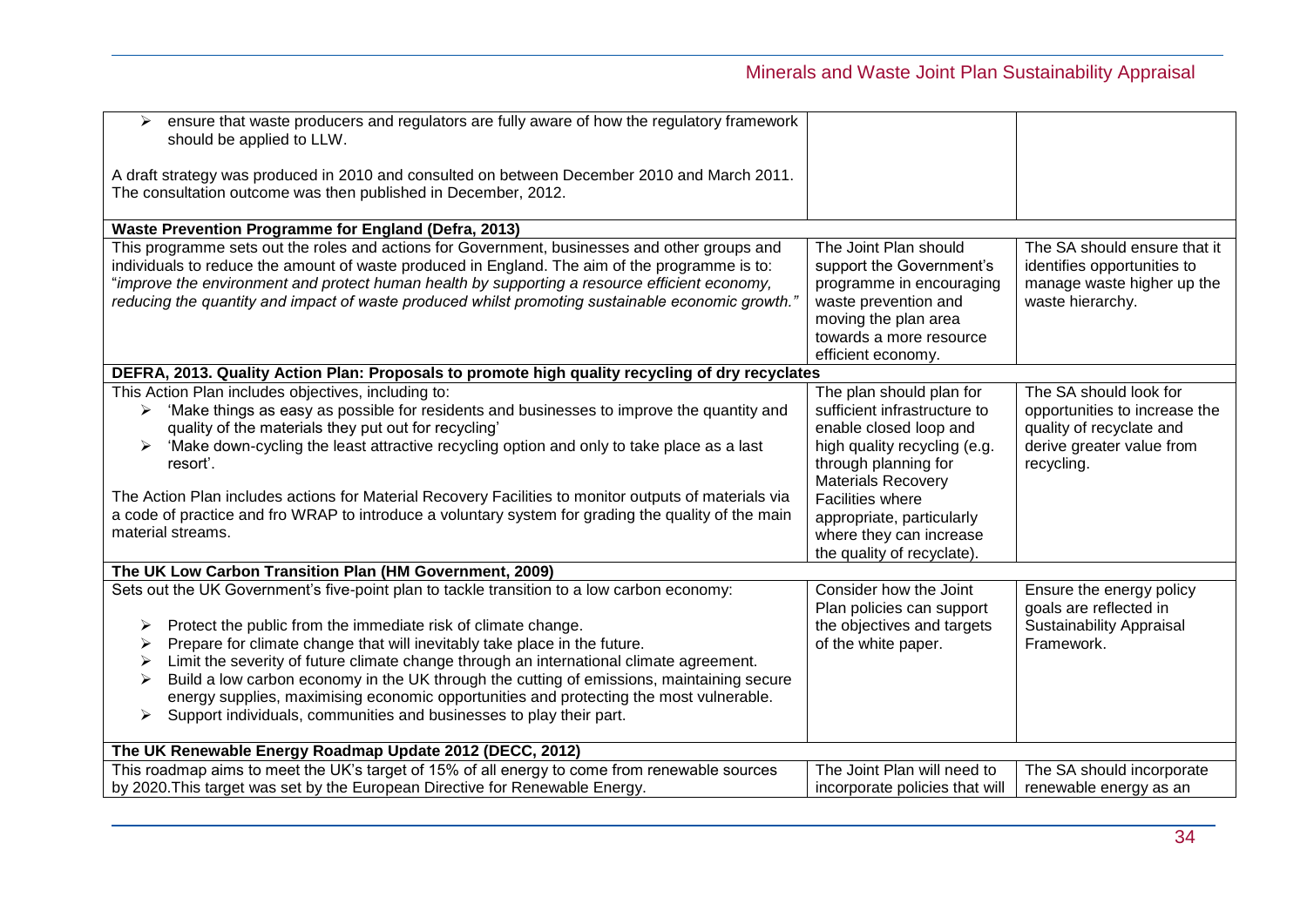| | | |
|---|---|---|
| ➢ ensure that waste producers and regulators are fully aware of how the regulatory framework should be applied to LLW.<br><br>A draft strategy was produced in 2010 and consulted on between December 2010 and March 2011. The consultation outcome was then published in December, 2012. | | |
| **Waste Prevention Programme for England (Defra, 2013)** | | |
| This programme sets out the roles and actions for Government, businesses and other groups and individuals to reduce the amount of waste produced in England. The aim of the programme is to: "*improve the environment and protect human health by supporting a resource efficient economy, reducing the quantity and impact of waste produced whilst promoting sustainable economic growth.*" | The Joint Plan should support the Government's programme in encouraging waste prevention and moving the plan area towards a more resource efficient economy. | The SA should ensure that it identifies opportunities to manage waste higher up the waste hierarchy. |
| **DEFRA, 2013. Quality Action Plan: Proposals to promote high quality recycling of dry recyclates** | | |
| This Action Plan includes objectives, including to:<br>➢ 'Make things as easy as possible for residents and businesses to improve the quantity and quality of the materials they put out for recycling'<br>➢ 'Make down-cycling the least attractive recycling option and only to take place as a last resort'.<br><br>The Action Plan includes actions for Material Recovery Facilities to monitor outputs of materials via a code of practice and fro WRAP to introduce a voluntary system for grading the quality of the main material streams. | The plan should plan for sufficient infrastructure to enable closed loop and high quality recycling (e.g. through planning for Materials Recovery Facilities where appropriate, particularly where they can increase the quality of recyclate). | The SA should look for opportunities to increase the quality of recyclate and derive greater value from recycling. |
| **The UK Low Carbon Transition Plan (HM Government, 2009)** | | |
| Sets out the UK Government's five-point plan to tackle transition to a low carbon economy:<br><br>➢ Protect the public from the immediate risk of climate change.<br>➢ Prepare for climate change that will inevitably take place in the future.<br>➢ Limit the severity of future climate change through an international climate agreement.<br>➢ Build a low carbon economy in the UK through the cutting of emissions, maintaining secure energy supplies, maximising economic opportunities and protecting the most vulnerable.<br>➢ Support individuals, communities and businesses to play their part. | Consider how the Joint Plan policies can support the objectives and targets of the white paper. | Ensure the energy policy goals are reflected in Sustainability Appraisal Framework. |
| **The UK Renewable Energy Roadmap Update 2012 (DECC, 2012)** | | |
| This roadmap aims to meet the UK's target of 15% of all energy to come from renewable sources by 2020.This target was set by the European Directive for Renewable Energy. | The Joint Plan will need to incorporate policies that will | The SA should incorporate renewable energy as an |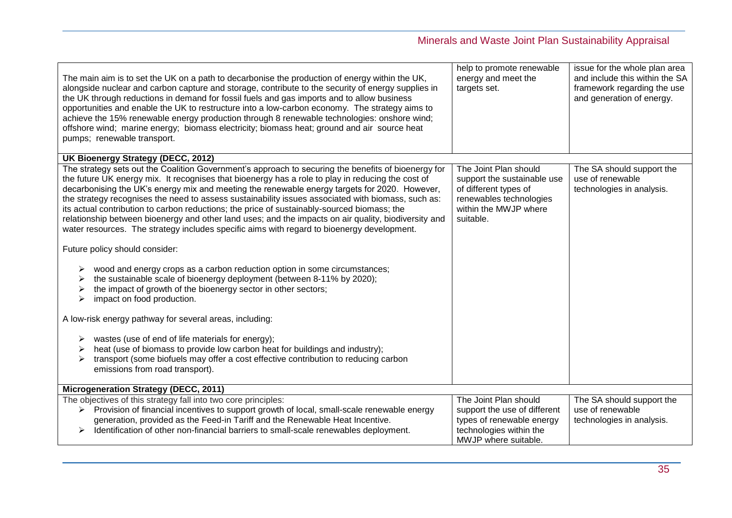| | | |
|---|---|---|
| The main aim is to set the UK on a path to decarbonise the production of energy within the UK, alongside nuclear and carbon capture and storage, contribute to the security of energy supplies in the UK through reductions in demand for fossil fuels and gas imports and to allow business opportunities and enable the UK to restructure into a low-carbon economy. The strategy aims to achieve the 15% renewable energy production through 8 renewable technologies: onshore wind; offshore wind; marine energy; biomass electricity; biomass heat; ground and air source heat pumps; renewable transport. | help to promote renewable energy and meet the targets set. | issue for the whole plan area and include this within the SA framework regarding the use and generation of energy. |
| **UK Bioenergy Strategy (DECC, 2012)** | | |
| The strategy sets out the Coalition Government's approach to securing the benefits of bioenergy for the future UK energy mix. It recognises that bioenergy has a role to play in reducing the cost of decarbonising the UK's energy mix and meeting the renewable energy targets for 2020. However, the strategy recognises the need to assess sustainability issues associated with biomass, such as: its actual contribution to carbon reductions; the price of sustainably-sourced biomass; the relationship between bioenergy and other land uses; and the impacts on air quality, biodiversity and water resources. The strategy includes specific aims with regard to bioenergy development.<br><br>Future policy should consider:<br><br>➢ wood and energy crops as a carbon reduction option in some circumstances;<br>➢ the sustainable scale of bioenergy deployment (between 8-11% by 2020);<br>➢ the impact of growth of the bioenergy sector in other sectors;<br>➢ impact on food production.<br><br>A low-risk energy pathway for several areas, including:<br><br>➢ wastes (use of end of life materials for energy);<br>➢ heat (use of biomass to provide low carbon heat for buildings and industry);<br>➢ transport (some biofuels may offer a cost effective contribution to reducing carbon emissions from road transport). | The Joint Plan should support the sustainable use of different types of renewables technologies within the MWJP where suitable. | The SA should support the use of renewable technologies in analysis. |
| **Microgeneration Strategy (DECC, 2011)** | | |
| The objectives of this strategy fall into two core principles:<br>➢ Provision of financial incentives to support growth of local, small-scale renewable energy generation, provided as the Feed-in Tariff and the Renewable Heat Incentive.<br>➢ Identification of other non-financial barriers to small-scale renewables deployment. | The Joint Plan should support the use of different types of renewable energy technologies within the MWJP where suitable. | The SA should support the use of renewable technologies in analysis. |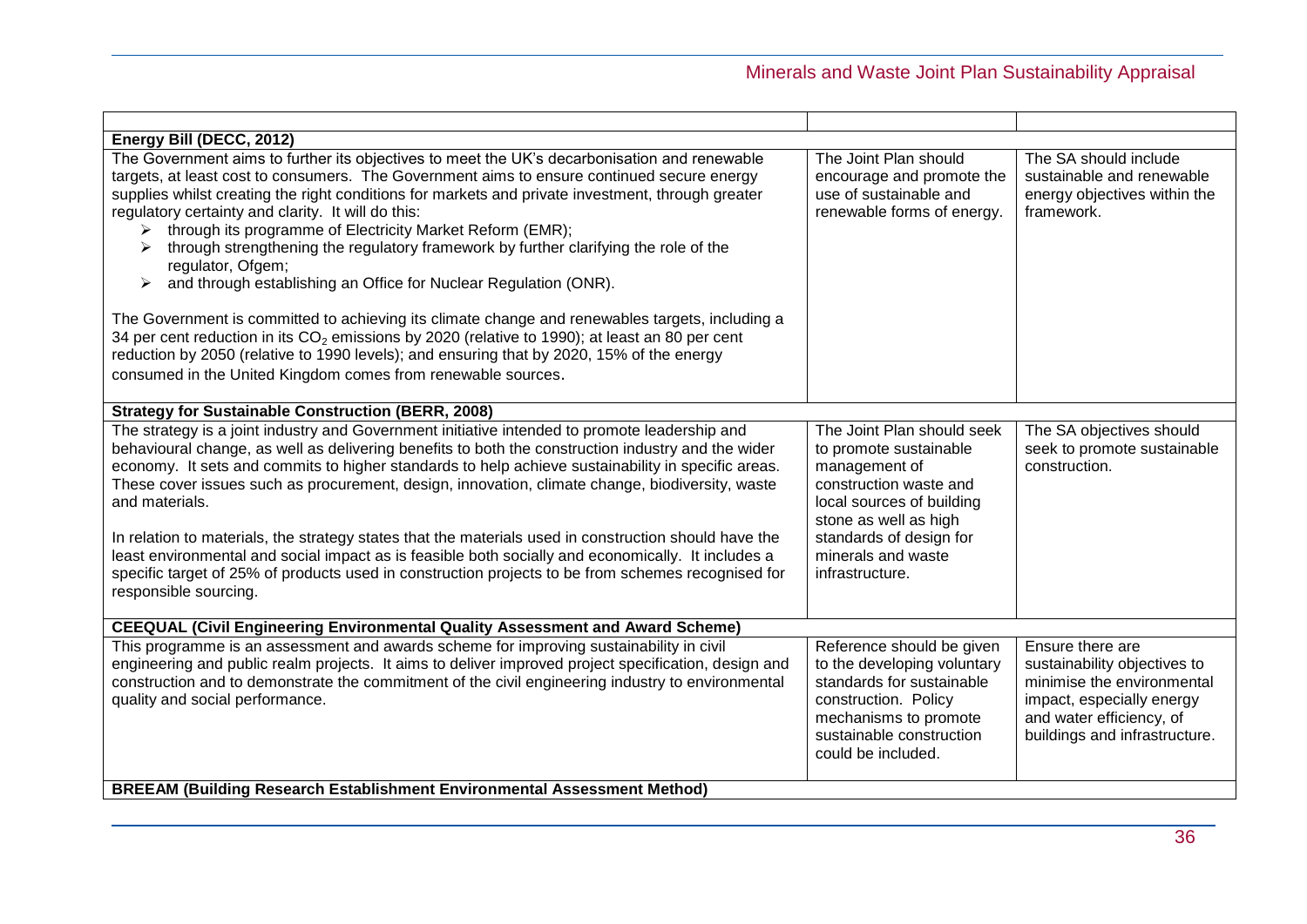| | | |
|---|---|---|
| **Energy Bill (DECC, 2012)** | | |
| The Government aims to further its objectives to meet the UK's decarbonisation and renewable targets, at least cost to consumers. The Government aims to ensure continued secure energy supplies whilst creating the right conditions for markets and private investment, through greater regulatory certainty and clarity. It will do this:<br>➢ through its programme of Electricity Market Reform (EMR);<br>➢ through strengthening the regulatory framework by further clarifying the role of the regulator, Ofgem;<br>➢ and through establishing an Office for Nuclear Regulation (ONR).<br><br>The Government is committed to achieving its climate change and renewables targets, including a 34 per cent reduction in its $CO_2$ emissions by 2020 (relative to 1990); at least an 80 per cent reduction by 2050 (relative to 1990 levels); and ensuring that by 2020, 15% of the energy consumed in the United Kingdom comes from renewable sources. | The Joint Plan should encourage and promote the use of sustainable and renewable forms of energy. | The SA should include sustainable and renewable energy objectives within the framework. |
| **Strategy for Sustainable Construction (BERR, 2008)** | | |
| The strategy is a joint industry and Government initiative intended to promote leadership and behavioural change, as well as delivering benefits to both the construction industry and the wider economy. It sets and commits to higher standards to help achieve sustainability in specific areas. These cover issues such as procurement, design, innovation, climate change, biodiversity, waste and materials.<br><br>In relation to materials, the strategy states that the materials used in construction should have the least environmental and social impact as is feasible both socially and economically. It includes a specific target of 25% of products used in construction projects to be from schemes recognised for responsible sourcing. | The Joint Plan should seek to promote sustainable management of construction waste and local sources of building stone as well as high standards of design for minerals and waste infrastructure. | The SA objectives should seek to promote sustainable construction. |
| **CEEQUAL (Civil Engineering Environmental Quality Assessment and Award Scheme)** | | |
| This programme is an assessment and awards scheme for improving sustainability in civil engineering and public realm projects. It aims to deliver improved project specification, design and construction and to demonstrate the commitment of the civil engineering industry to environmental quality and social performance. | Reference should be given to the developing voluntary standards for sustainable construction. Policy mechanisms to promote sustainable construction could be included. | Ensure there are sustainability objectives to minimise the environmental impact, especially energy and water efficiency, of buildings and infrastructure. |
| **BREEAM (Building Research Establishment Environmental Assessment Method)** | | |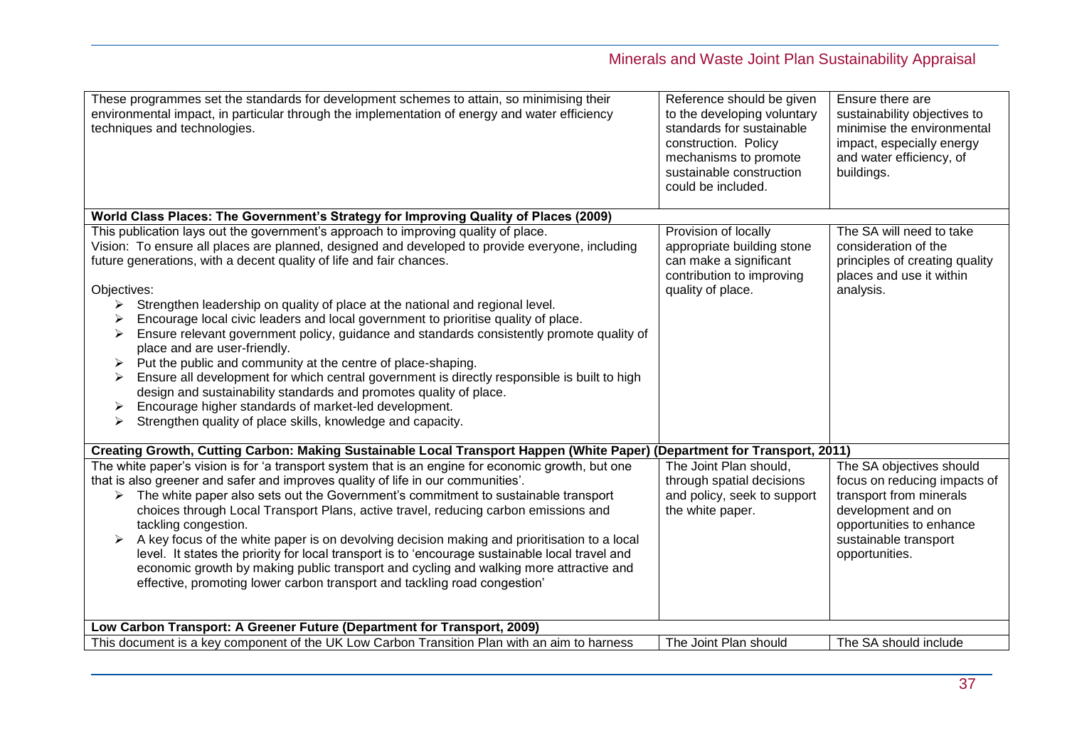| | | |
|---|---|---|
| These programmes set the standards for development schemes to attain, so minimising their environmental impact, in particular through the implementation of energy and water efficiency techniques and technologies. | Reference should be given to the developing voluntary standards for sustainable construction. Policy mechanisms to promote sustainable construction could be included. | Ensure there are sustainability objectives to minimise the environmental impact, especially energy and water efficiency, of buildings. |
| **World Class Places: The Government's Strategy for Improving Quality of Places (2009)** | | |
| This publication lays out the government's approach to improving quality of place.<br>Vision: To ensure all places are planned, designed and developed to provide everyone, including future generations, with a decent quality of life and fair chances.<br><br>Objectives:<br>➢ Strengthen leadership on quality of place at the national and regional level.<br>➢ Encourage local civic leaders and local government to prioritise quality of place.<br>➢ Ensure relevant government policy, guidance and standards consistently promote quality of place and are user-friendly.<br>➢ Put the public and community at the centre of place-shaping.<br>➢ Ensure all development for which central government is directly responsible is built to high design and sustainability standards and promotes quality of place.<br>➢ Encourage higher standards of market-led development.<br>➢ Strengthen quality of place skills, knowledge and capacity. | Provision of locally appropriate building stone can make a significant contribution to improving quality of place. | The SA will need to take consideration of the principles of creating quality places and use it within analysis. |
| **Creating Growth, Cutting Carbon: Making Sustainable Local Transport Happen (White Paper) (Department for Transport, 2011)** | | |
| The white paper's vision is for 'a transport system that is an engine for economic growth, but one that is also greener and safer and improves quality of life in our communities'.<br>➢ The white paper also sets out the Government's commitment to sustainable transport choices through Local Transport Plans, active travel, reducing carbon emissions and tackling congestion.<br>➢ A key focus of the white paper is on devolving decision making and prioritisation to a local level. It states the priority for local transport is to 'encourage sustainable local travel and economic growth by making public transport and cycling and walking more attractive and effective, promoting lower carbon transport and tackling road congestion' | The Joint Plan should, through spatial decisions and policy, seek to support the white paper. | The SA objectives should focus on reducing impacts of transport from minerals development and on opportunities to enhance sustainable transport opportunities. |
| **Low Carbon Transport: A Greener Future (Department for Transport, 2009)** | | |
| This document is a key component of the UK Low Carbon Transition Plan with an aim to harness | The Joint Plan should | The SA should include |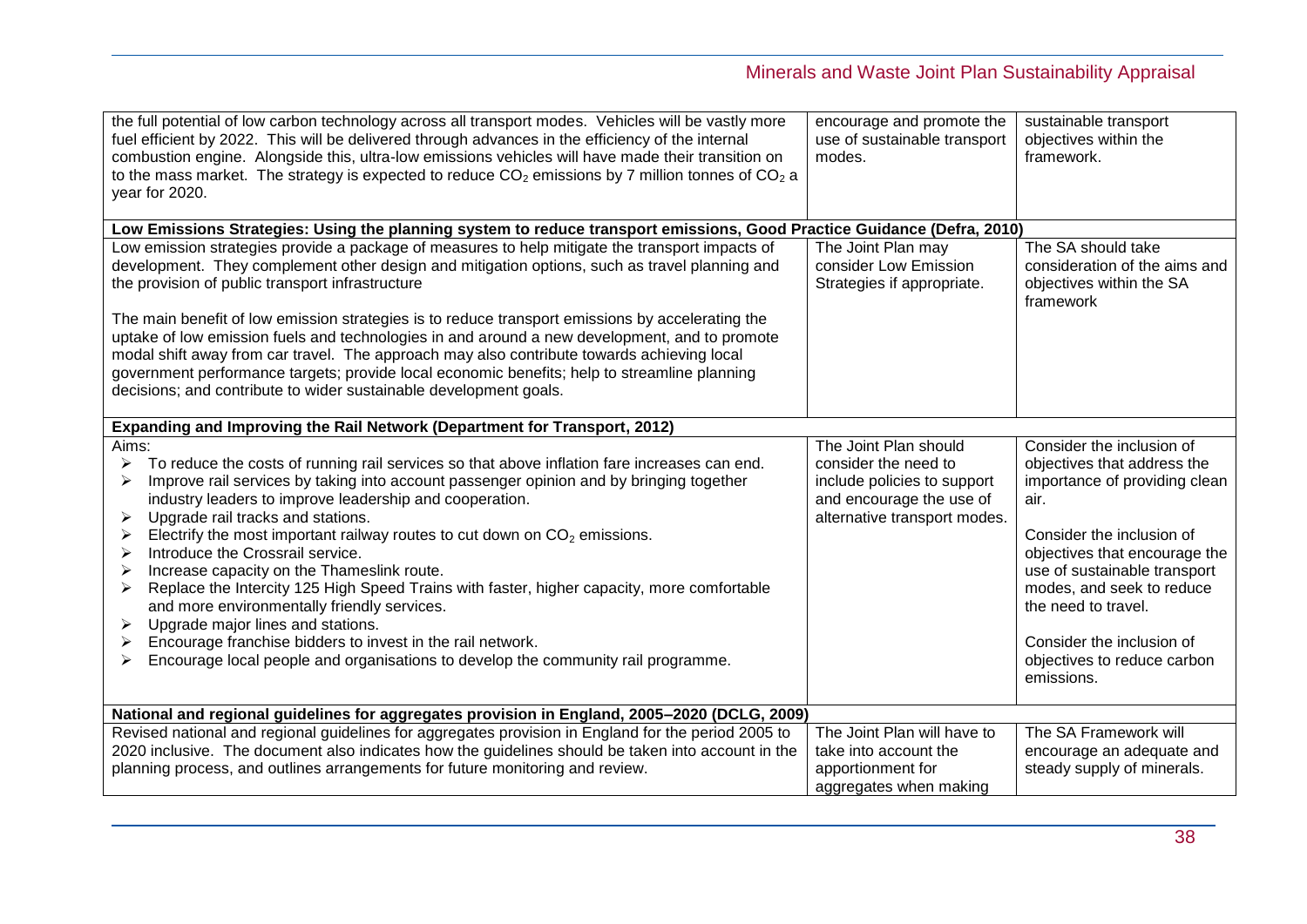| | | |
|---|---|---|
| the full potential of low carbon technology across all transport modes. Vehicles will be vastly more fuel efficient by 2022. This will be delivered through advances in the efficiency of the internal combustion engine. Alongside this, ultra-low emissions vehicles will have made their transition on to the mass market. The strategy is expected to reduce $CO_2$ emissions by 7 million tonnes of $CO_2$ a year for 2020. | encourage and promote the use of sustainable transport modes. | sustainable transport objectives within the framework. |
| **Low Emissions Strategies: Using the planning system to reduce transport emissions, Good Practice Guidance (Defra, 2010)** | | |
| Low emission strategies provide a package of measures to help mitigate the transport impacts of development. They complement other design and mitigation options, such as travel planning and the provision of public transport infrastructure<br><br>The main benefit of low emission strategies is to reduce transport emissions by accelerating the uptake of low emission fuels and technologies in and around a new development, and to promote modal shift away from car travel. The approach may also contribute towards achieving local government performance targets; provide local economic benefits; help to streamline planning decisions; and contribute to wider sustainable development goals. | The Joint Plan may consider Low Emission Strategies if appropriate. | The SA should take consideration of the aims and objectives within the SA framework |
| **Expanding and Improving the Rail Network (Department for Transport, 2012)** | | |
| Aims:<br>➢ To reduce the costs of running rail services so that above inflation fare increases can end.<br>➢ Improve rail services by taking into account passenger opinion and by bringing together industry leaders to improve leadership and cooperation.<br>➢ Upgrade rail tracks and stations.<br>➢ Electrify the most important railway routes to cut down on $CO_2$ emissions.<br>➢ Introduce the Crossrail service.<br>➢ Increase capacity on the Thameslink route.<br>➢ Replace the Intercity 125 High Speed Trains with faster, higher capacity, more comfortable and more environmentally friendly services.<br>➢ Upgrade major lines and stations.<br>➢ Encourage franchise bidders to invest in the rail network.<br>➢ Encourage local people and organisations to develop the community rail programme. | The Joint Plan should consider the need to include policies to support and encourage the use of alternative transport modes. | Consider the inclusion of objectives that address the importance of providing clean air.<br><br>Consider the inclusion of objectives that encourage the use of sustainable transport modes, and seek to reduce the need to travel.<br><br>Consider the inclusion of objectives to reduce carbon emissions. |
| **National and regional guidelines for aggregates provision in England, 2005–2020 (DCLG, 2009)** | | |
| Revised national and regional guidelines for aggregates provision in England for the period 2005 to 2020 inclusive. The document also indicates how the guidelines should be taken into account in the planning process, and outlines arrangements for future monitoring and review. | The Joint Plan will have to take into account the apportionment for aggregates when making | The SA Framework will encourage an adequate and steady supply of minerals. |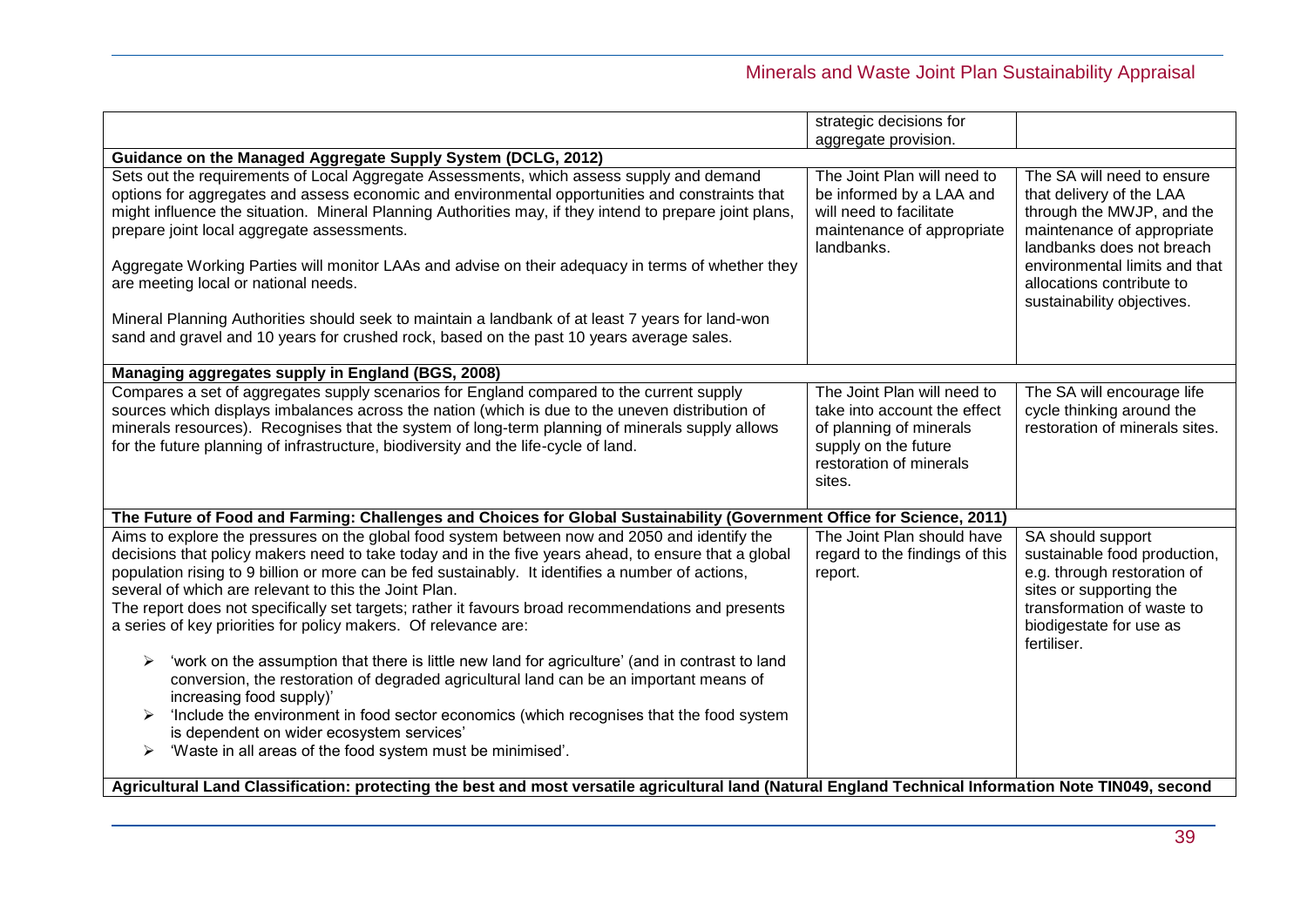| | | |
|---|---|---|
| | strategic decisions for aggregate provision. | |
| **Guidance on the Managed Aggregate Supply System (DCLG, 2012)** | | |
| Sets out the requirements of Local Aggregate Assessments, which assess supply and demand options for aggregates and assess economic and environmental opportunities and constraints that might influence the situation. Mineral Planning Authorities may, if they intend to prepare joint plans, prepare joint local aggregate assessments.<br><br>Aggregate Working Parties will monitor LAAs and advise on their adequacy in terms of whether they are meeting local or national needs.<br><br>Mineral Planning Authorities should seek to maintain a landbank of at least 7 years for land-won sand and gravel and 10 years for crushed rock, based on the past 10 years average sales. | The Joint Plan will need to be informed by a LAA and will need to facilitate maintenance of appropriate landbanks. | The SA will need to ensure that delivery of the LAA through the MWJP, and the maintenance of appropriate landbanks does not breach environmental limits and that allocations contribute to sustainability objectives. |
| **Managing aggregates supply in England (BGS, 2008)** | | |
| Compares a set of aggregates supply scenarios for England compared to the current supply sources which displays imbalances across the nation (which is due to the uneven distribution of minerals resources). Recognises that the system of long-term planning of minerals supply allows for the future planning of infrastructure, biodiversity and the life-cycle of land. | The Joint Plan will need to take into account the effect of planning of minerals supply on the future restoration of minerals sites. | The SA will encourage life cycle thinking around the restoration of minerals sites. |
| **The Future of Food and Farming: Challenges and Choices for Global Sustainability (Government Office for Science, 2011)** | | |
| Aims to explore the pressures on the global food system between now and 2050 and identify the decisions that policy makers need to take today and in the five years ahead, to ensure that a global population rising to 9 billion or more can be fed sustainably. It identifies a number of actions, several of which are relevant to this the Joint Plan.<br>The report does not specifically set targets; rather it favours broad recommendations and presents a series of key priorities for policy makers. Of relevance are:<br><br>➢ 'work on the assumption that there is little new land for agriculture' (and in contrast to land conversion, the restoration of degraded agricultural land can be an important means of increasing food supply)'<br>➢ 'Include the environment in food sector economics (which recognises that the food system is dependent on wider ecosystem services'<br>➢ 'Waste in all areas of the food system must be minimised'. | The Joint Plan should have regard to the findings of this report. | SA should support sustainable food production, e.g. through restoration of sites or supporting the transformation of waste to biodigestate for use as fertiliser. |
| **Agricultural Land Classification: protecting the best and most versatile agricultural land (Natural England Technical Information Note TIN049, second** | | |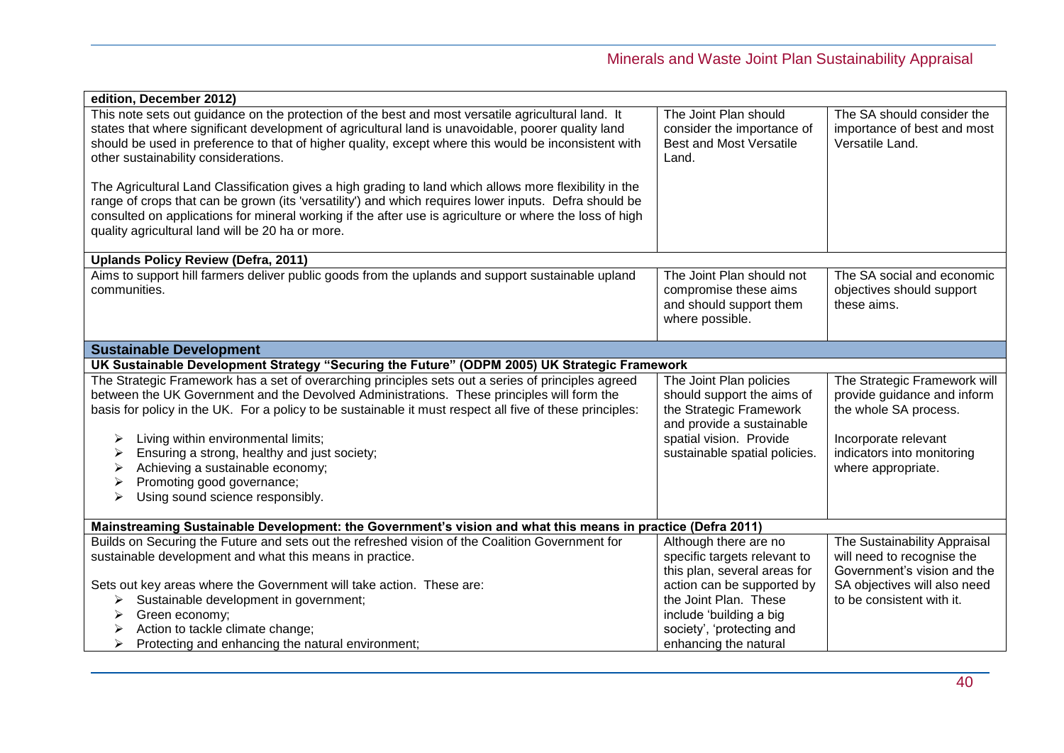| edition, December 2012) | | |
|---|---|---|
| This note sets out guidance on the protection of the best and most versatile agricultural land. It states that where significant development of agricultural land is unavoidable, poorer quality land should be used in preference to that of higher quality, except where this would be inconsistent with other sustainability considerations.<br><br>The Agricultural Land Classification gives a high grading to land which allows more flexibility in the range of crops that can be grown (its 'versatility') and which requires lower inputs. Defra should be consulted on applications for mineral working if the after use is agriculture or where the loss of high quality agricultural land will be 20 ha or more. | The Joint Plan should consider the importance of Best and Most Versatile Land. | The SA should consider the importance of best and most Versatile Land. |
| **Uplands Policy Review (Defra, 2011)** | | |
| Aims to support hill farmers deliver public goods from the uplands and support sustainable upland communities. | The Joint Plan should not compromise these aims and should support them where possible. | The SA social and economic objectives should support these aims. |
| **Sustainable Development** | | |
| **UK Sustainable Development Strategy "Securing the Future" (ODPM 2005) UK Strategic Framework** | | |
| The Strategic Framework has a set of overarching principles sets out a series of principles agreed between the UK Government and the Devolved Administrations. These principles will form the basis for policy in the UK. For a policy to be sustainable it must respect all five of these principles:<br><br>➢ Living within environmental limits;<br>➢ Ensuring a strong, healthy and just society;<br>➢ Achieving a sustainable economy;<br>➢ Promoting good governance;<br>➢ Using sound science responsibly. | The Joint Plan policies should support the aims of the Strategic Framework and provide a sustainable spatial vision. Provide sustainable spatial policies. | The Strategic Framework will provide guidance and inform the whole SA process.<br><br>Incorporate relevant indicators into monitoring where appropriate. |
| **Mainstreaming Sustainable Development: the Government's vision and what this means in practice (Defra 2011)** | | |
| Builds on Securing the Future and sets out the refreshed vision of the Coalition Government for sustainable development and what this means in practice.<br><br>Sets out key areas where the Government will take action. These are:<br>➢ Sustainable development in government;<br>➢ Green economy;<br>➢ Action to tackle climate change;<br>➢ Protecting and enhancing the natural environment; | Although there are no specific targets relevant to this plan, several areas for action can be supported by the Joint Plan. These include 'building a big society', 'protecting and enhancing the natural | The Sustainability Appraisal will need to recognise the Government's vision and the SA objectives will also need to be consistent with it. |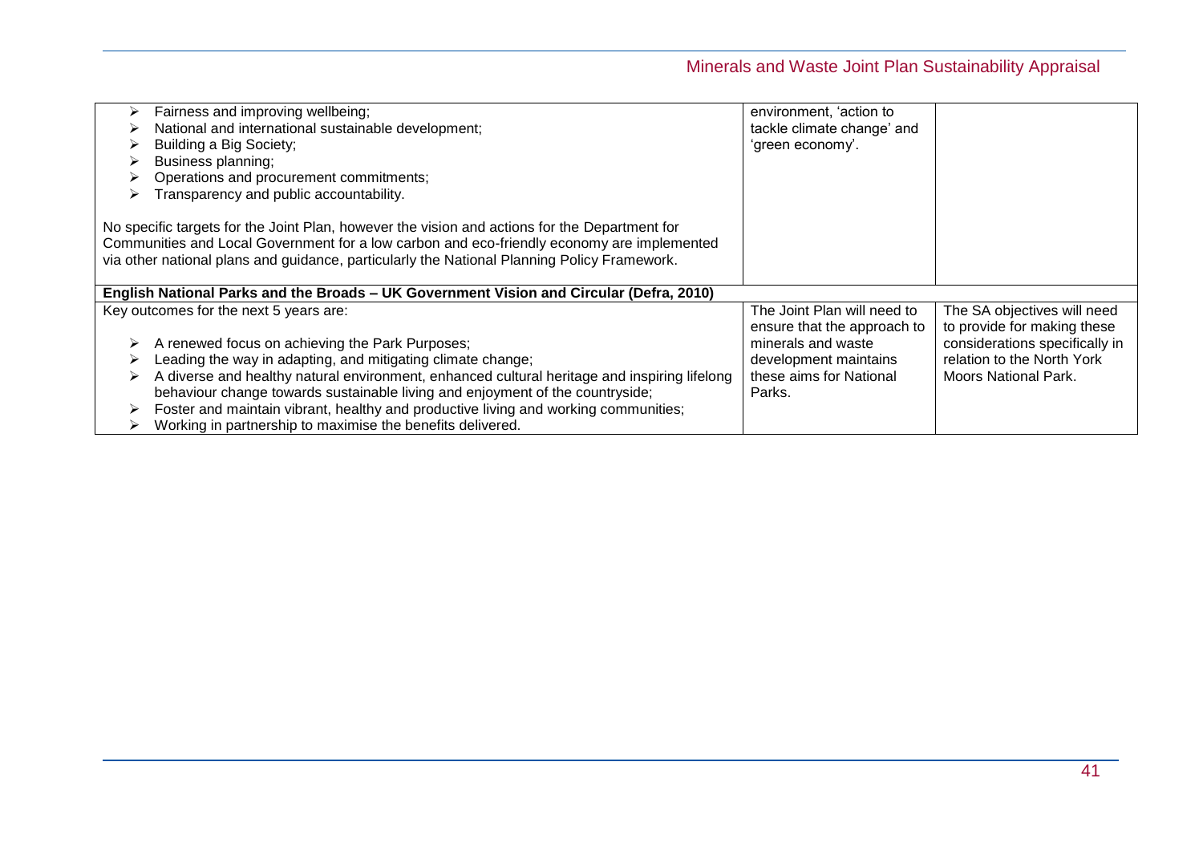| | | |
|---|---|---|
| ➢ Fairness and improving wellbeing;<br>➢ National and international sustainable development;<br>➢ Building a Big Society;<br>➢ Business planning;<br>➢ Operations and procurement commitments;<br>➢ Transparency and public accountability.<br><br>No specific targets for the Joint Plan, however the vision and actions for the Department for Communities and Local Government for a low carbon and eco-friendly economy are implemented via other national plans and guidance, particularly the National Planning Policy Framework. | environment, 'action to tackle climate change' and 'green economy'. | |
| **English National Parks and the Broads – UK Government Vision and Circular (Defra, 2010)** | | |
| Key outcomes for the next 5 years are:<br><br>➢ A renewed focus on achieving the Park Purposes;<br>➢ Leading the way in adapting, and mitigating climate change;<br>➢ A diverse and healthy natural environment, enhanced cultural heritage and inspiring lifelong behaviour change towards sustainable living and enjoyment of the countryside;<br>➢ Foster and maintain vibrant, healthy and productive living and working communities;<br>➢ Working in partnership to maximise the benefits delivered. | The Joint Plan will need to ensure that the approach to minerals and waste development maintains these aims for National Parks. | The SA objectives will need to provide for making these considerations specifically in relation to the North York Moors National Park. |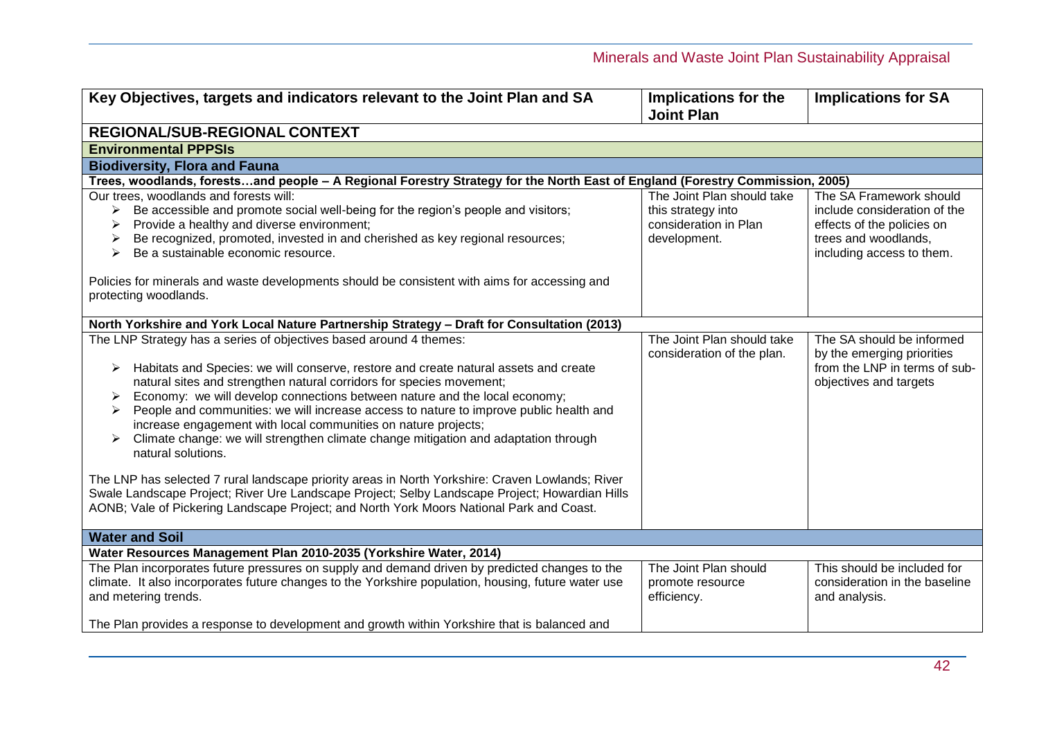| Key Objectives, targets and indicators relevant to the Joint Plan and SA | Implications for the Joint Plan | Implications for SA |
|---|---|---|
| **REGIONAL/SUB-REGIONAL CONTEXT** | | |
| **Environmental PPPSIs** | | |
| **Biodiversity, Flora and Fauna** | | |
| **Trees, woodlands, forests…and people – A Regional Forestry Strategy for the North East of England (Forestry Commission, 2005)** | | |
| Our trees, woodlands and forests will:<br>➢ Be accessible and promote social well-being for the region's people and visitors;<br>➢ Provide a healthy and diverse environment;<br>➢ Be recognized, promoted, invested in and cherished as key regional resources;<br>➢ Be a sustainable economic resource.<br><br>Policies for minerals and waste developments should be consistent with aims for accessing and protecting woodlands. | The Joint Plan should take this strategy into consideration in Plan development. | The SA Framework should include consideration of the effects of the policies on trees and woodlands, including access to them. |
| **North Yorkshire and York Local Nature Partnership Strategy – Draft for Consultation (2013)** | | |
| The LNP Strategy has a series of objectives based around 4 themes:<br><br>➢ Habitats and Species: we will conserve, restore and create natural assets and create natural sites and strengthen natural corridors for species movement;<br>➢ Economy: we will develop connections between nature and the local economy;<br>➢ People and communities: we will increase access to nature to improve public health and increase engagement with local communities on nature projects;<br>➢ Climate change: we will strengthen climate change mitigation and adaptation through natural solutions.<br><br>The LNP has selected 7 rural landscape priority areas in North Yorkshire: Craven Lowlands; River Swale Landscape Project; River Ure Landscape Project; Selby Landscape Project; Howardian Hills AONB; Vale of Pickering Landscape Project; and North York Moors National Park and Coast. | The Joint Plan should take consideration of the plan. | The SA should be informed by the emerging priorities from the LNP in terms of sub-objectives and targets |
| **Water and Soil** | | |
| **Water Resources Management Plan 2010-2035 (Yorkshire Water, 2014)** | | |
| The Plan incorporates future pressures on supply and demand driven by predicted changes to the climate. It also incorporates future changes to the Yorkshire population, housing, future water use and metering trends.<br><br>The Plan provides a response to development and growth within Yorkshire that is balanced and | The Joint Plan should promote resource efficiency. | This should be included for consideration in the baseline and analysis. |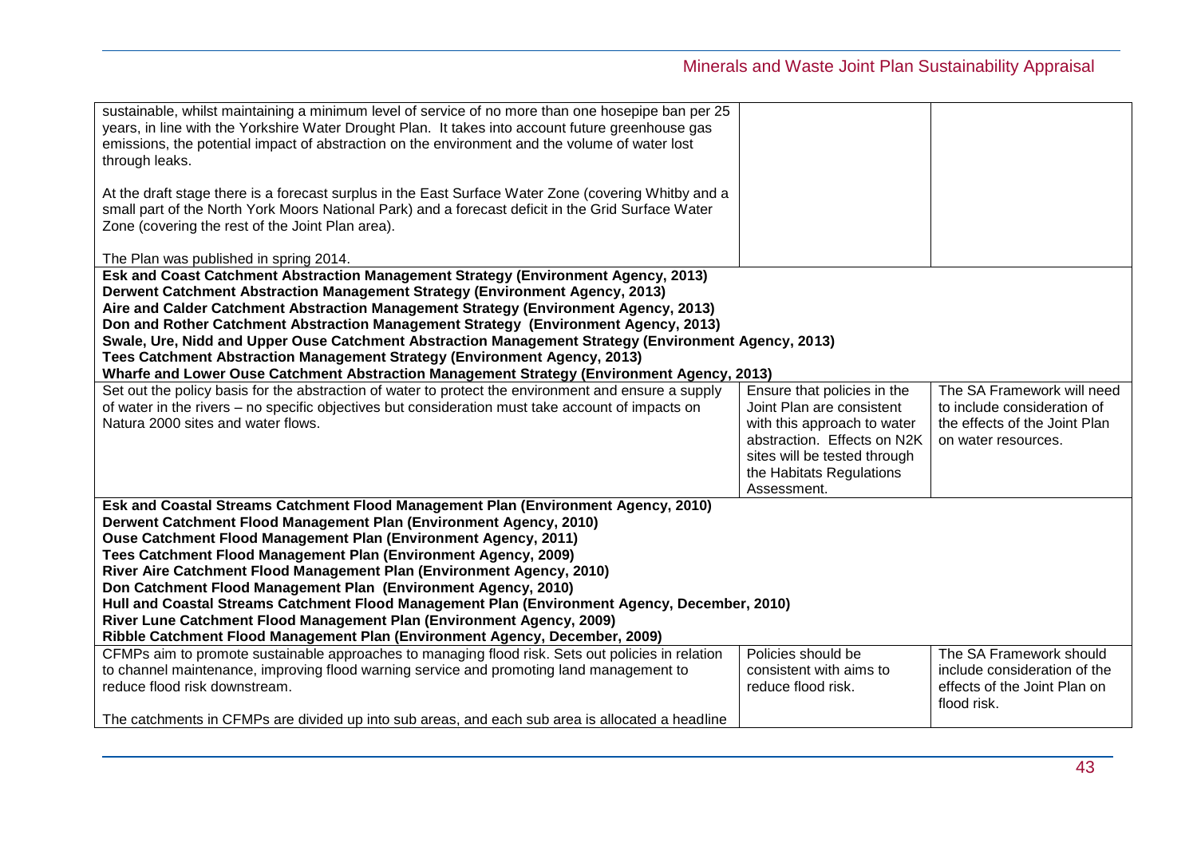| | | |
|---|---|---|
| sustainable, whilst maintaining a minimum level of service of no more than one hosepipe ban per 25 years, in line with the Yorkshire Water Drought Plan. It takes into account future greenhouse gas emissions, the potential impact of abstraction on the environment and the volume of water lost through leaks.<br><br>At the draft stage there is a forecast surplus in the East Surface Water Zone (covering Whitby and a small part of the North York Moors National Park) and a forecast deficit in the Grid Surface Water Zone (covering the rest of the Joint Plan area).<br><br>The Plan was published in spring 2014. | | |
| **Esk and Coast Catchment Abstraction Management Strategy (Environment Agency, 2013)**<br>**Derwent Catchment Abstraction Management Strategy (Environment Agency, 2013)**<br>**Aire and Calder Catchment Abstraction Management Strategy (Environment Agency, 2013)**<br>**Don and Rother Catchment Abstraction Management Strategy (Environment Agency, 2013)**<br>**Swale, Ure, Nidd and Upper Ouse Catchment Abstraction Management Strategy (Environment Agency, 2013)**<br>**Tees Catchment Abstraction Management Strategy (Environment Agency, 2013)**<br>**Wharfe and Lower Ouse Catchment Abstraction Management Strategy (Environment Agency, 2013)** | | |
| Set out the policy basis for the abstraction of water to protect the environment and ensure a supply of water in the rivers – no specific objectives but consideration must take account of impacts on Natura 2000 sites and water flows. | Ensure that policies in the Joint Plan are consistent with this approach to water abstraction. Effects on N2K sites will be tested through the Habitats Regulations Assessment. | The SA Framework will need to include consideration of the effects of the Joint Plan on water resources. |
| **Esk and Coastal Streams Catchment Flood Management Plan (Environment Agency, 2010)**<br>**Derwent Catchment Flood Management Plan (Environment Agency, 2010)**<br>**Ouse Catchment Flood Management Plan (Environment Agency, 2011)**<br>**Tees Catchment Flood Management Plan (Environment Agency, 2009)**<br>**River Aire Catchment Flood Management Plan (Environment Agency, 2010)**<br>**Don Catchment Flood Management Plan (Environment Agency, 2010)**<br>**Hull and Coastal Streams Catchment Flood Management Plan (Environment Agency, December, 2010)**<br>**River Lune Catchment Flood Management Plan (Environment Agency, 2009)**<br>**Ribble Catchment Flood Management Plan (Environment Agency, December, 2009)** | | |
| CFMPs aim to promote sustainable approaches to managing flood risk. Sets out policies in relation to channel maintenance, improving flood warning service and promoting land management to reduce flood risk downstream.<br><br>The catchments in CFMPs are divided up into sub areas, and each sub area is allocated a headline | Policies should be consistent with aims to reduce flood risk. | The SA Framework should include consideration of the effects of the Joint Plan on flood risk. |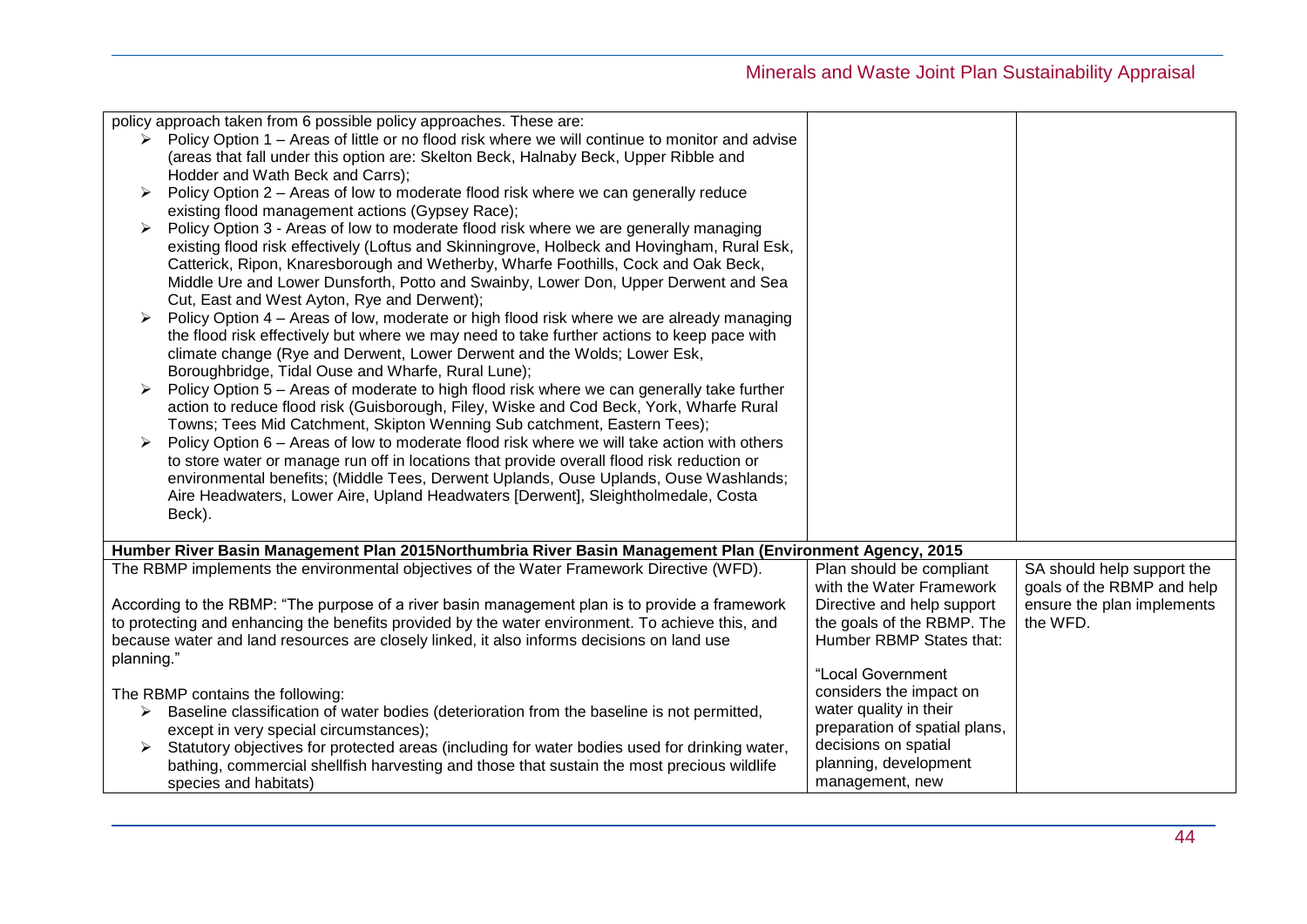| | | |
|---|---|---|
| policy approach taken from 6 possible policy approaches. These are:<br>➢ Policy Option 1 – Areas of little or no flood risk where we will continue to monitor and advise (areas that fall under this option are: Skelton Beck, Halnaby Beck, Upper Ribble and Hodder and Wath Beck and Carrs);<br>➢ Policy Option 2 – Areas of low to moderate flood risk where we can generally reduce existing flood management actions (Gypsey Race);<br>➢ Policy Option 3 - Areas of low to moderate flood risk where we are generally managing existing flood risk effectively (Loftus and Skinningrove, Holbeck and Hovingham, Rural Esk, Catterick, Ripon, Knaresborough and Wetherby, Wharfe Foothills, Cock and Oak Beck, Middle Ure and Lower Dunsforth, Potto and Swainby, Lower Don, Upper Derwent and Sea Cut, East and West Ayton, Rye and Derwent);<br>➢ Policy Option 4 – Areas of low, moderate or high flood risk where we are already managing the flood risk effectively but where we may need to take further actions to keep pace with climate change (Rye and Derwent, Lower Derwent and the Wolds; Lower Esk, Boroughbridge, Tidal Ouse and Wharfe, Rural Lune);<br>➢ Policy Option 5 – Areas of moderate to high flood risk where we can generally take further action to reduce flood risk (Guisborough, Filey, Wiske and Cod Beck, York, Wharfe Rural Towns; Tees Mid Catchment, Skipton Wenning Sub catchment, Eastern Tees);<br>➢ Policy Option 6 – Areas of low to moderate flood risk where we will take action with others to store water or manage run off in locations that provide overall flood risk reduction or environmental benefits; (Middle Tees, Derwent Uplands, Ouse Uplands, Ouse Washlands; Aire Headwaters, Lower Aire, Upland Headwaters [Derwent], Sleightholmedale, Costa Beck). | | |
| **Humber River Basin Management Plan 2015Northumbria River Basin Management Plan (Environment Agency, 2015** | | |
| The RBMP implements the environmental objectives of the Water Framework Directive (WFD).<br><br>According to the RBMP: "The purpose of a river basin management plan is to provide a framework to protecting and enhancing the benefits provided by the water environment. To achieve this, and because water and land resources are closely linked, it also informs decisions on land use planning."<br><br>The RBMP contains the following:<br>➢ Baseline classification of water bodies (deterioration from the baseline is not permitted, except in very special circumstances);<br>➢ Statutory objectives for protected areas (including for water bodies used for drinking water, bathing, commercial shellfish harvesting and those that sustain the most precious wildlife species and habitats) | Plan should be compliant with the Water Framework Directive and help support the goals of the RBMP. The Humber RBMP States that:<br><br>"Local Government considers the impact on water quality in their preparation of spatial plans, decisions on spatial planning, development management, new | SA should help support the goals of the RBMP and help ensure the plan implements the WFD. |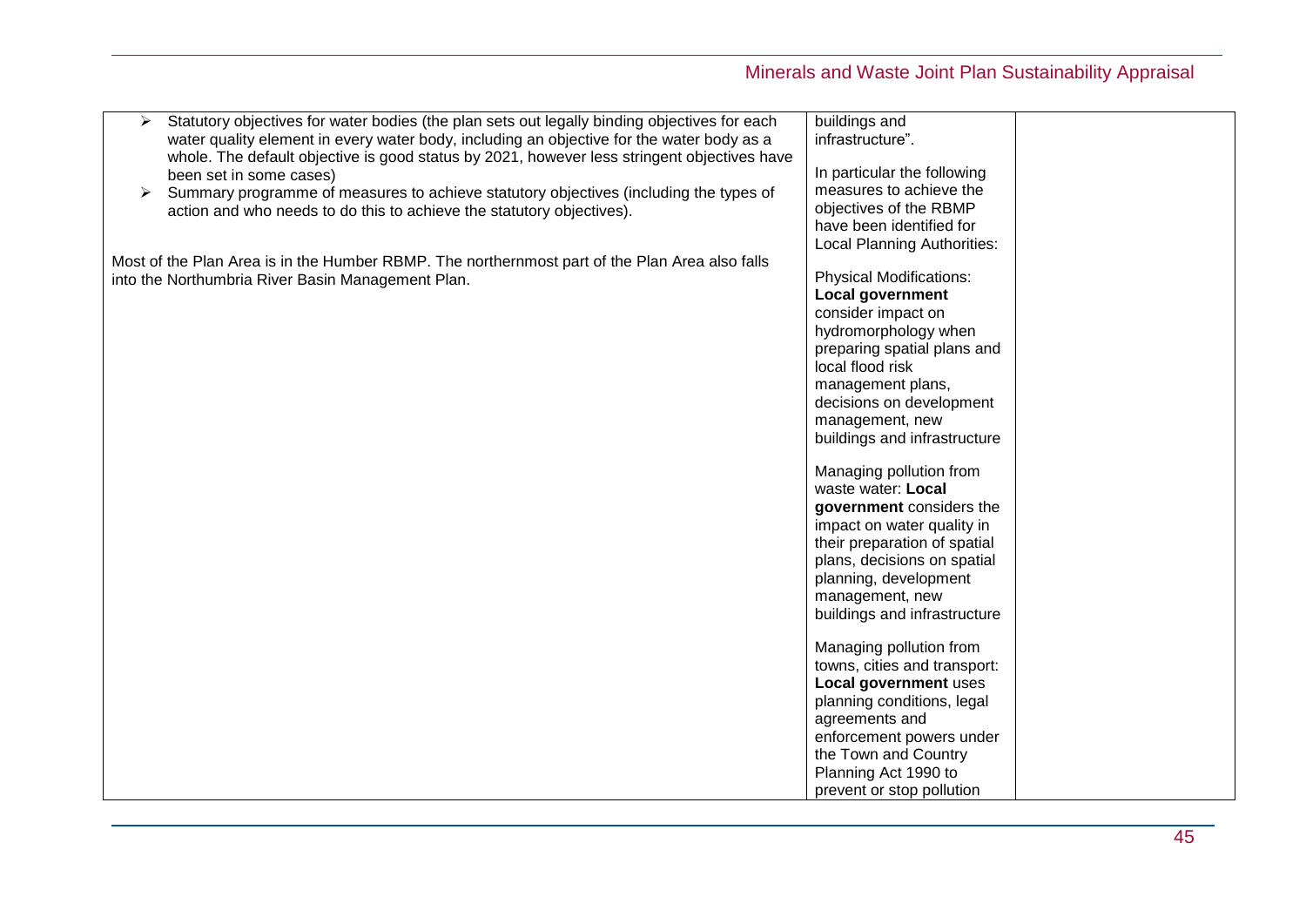| | | |
|---|---|---|
| <ul><li>Statutory objectives for water bodies (the plan sets out legally binding objectives for each water quality element in every water body, including an objective for the water body as a whole. The default objective is good status by 2021, however less stringent objectives have been set in some cases)</li><li>Summary programme of measures to achieve statutory objectives (including the types of action and who needs to do this to achieve the statutory objectives).</li></ul><br>Most of the Plan Area is in the Humber RBMP. The northernmost part of the Plan Area also falls into the Northumbria River Basin Management Plan. | buildings and infrastructure".<br><br>In particular the following measures to achieve the objectives of the RBMP have been identified for Local Planning Authorities:<br><br>Physical Modifications: **Local government** consider impact on hydromorphology when preparing spatial plans and local flood risk management plans, decisions on development management, new buildings and infrastructure<br><br>Managing pollution from waste water: **Local government** considers the impact on water quality in their preparation of spatial plans, decisions on spatial planning, development management, new buildings and infrastructure<br><br>Managing pollution from towns, cities and transport: **Local government** uses planning conditions, legal agreements and enforcement powers under the Town and Country Planning Act 1990 to prevent or stop pollution | |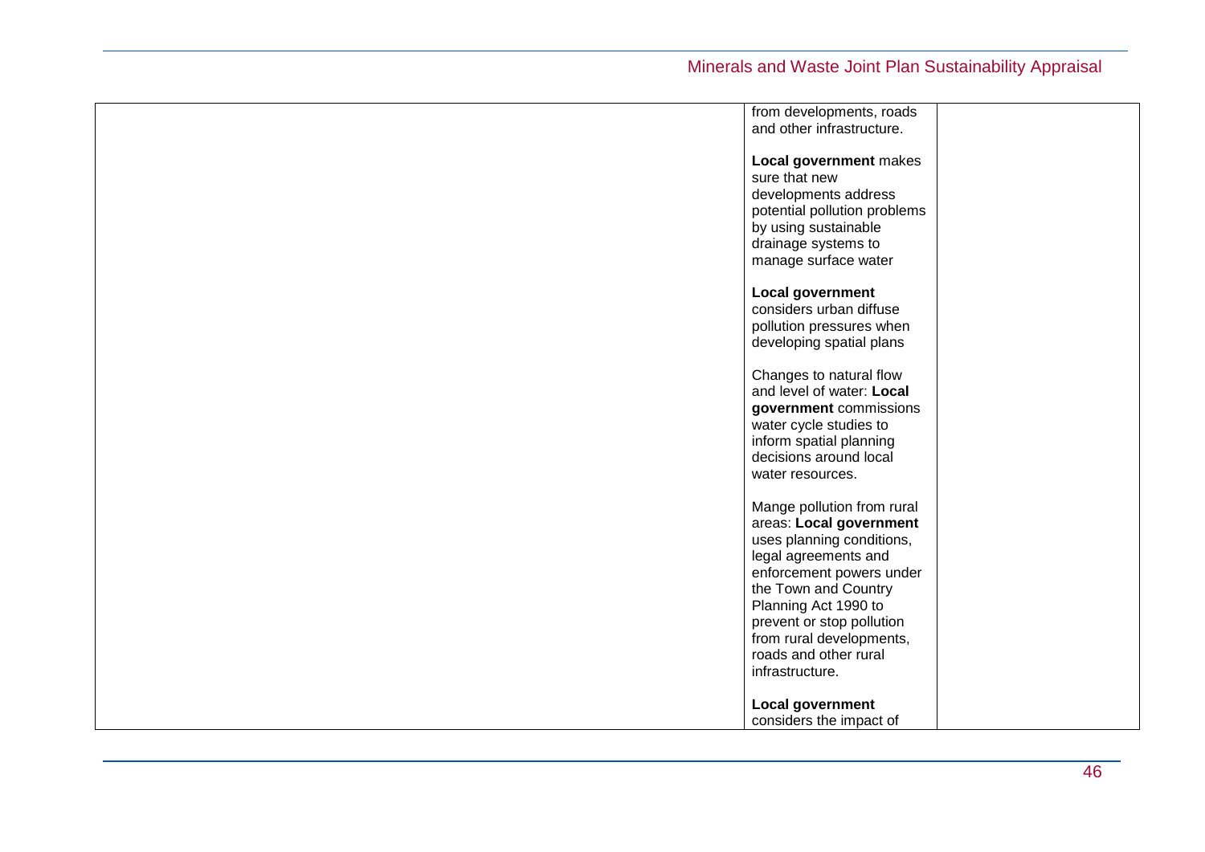| | | |
|---|---|---|
| | from developments, roads and other infrastructure.<br><br>**Local government** makes sure that new developments address potential pollution problems by using sustainable drainage systems to manage surface water<br><br>**Local government** considers urban diffuse pollution pressures when developing spatial plans<br><br>Changes to natural flow and level of water: **Local government** commissions water cycle studies to inform spatial planning decisions around local water resources.<br><br>Mange pollution from rural areas: **Local government** uses planning conditions, legal agreements and enforcement powers under the Town and Country Planning Act 1990 to prevent or stop pollution from rural developments, roads and other rural infrastructure.<br><br>**Local government** considers the impact of | |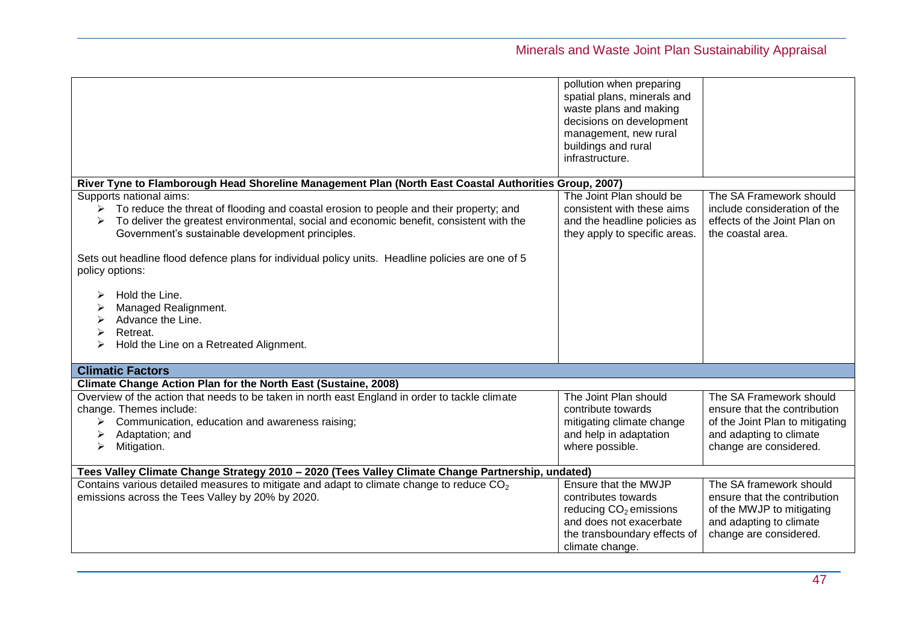| | | |
|---|---|---|
| | pollution when preparing spatial plans, minerals and waste plans and making decisions on development management, new rural buildings and rural infrastructure. | |
| **River Tyne to Flamborough Head Shoreline Management Plan (North East Coastal Authorities Group, 2007)** | | |
| Supports national aims:<br>➢ To reduce the threat of flooding and coastal erosion to people and their property; and<br>➢ To deliver the greatest environmental, social and economic benefit, consistent with the Government's sustainable development principles.<br><br>Sets out headline flood defence plans for individual policy units. Headline policies are one of 5 policy options:<br><br>➢ Hold the Line.<br>➢ Managed Realignment.<br>➢ Advance the Line.<br>➢ Retreat.<br>➢ Hold the Line on a Retreated Alignment. | The Joint Plan should be consistent with these aims and the headline policies as they apply to specific areas. | The SA Framework should include consideration of the effects of the Joint Plan on the coastal area. |
| **Climatic Factors** | | |
| **Climate Change Action Plan for the North East (Sustaine, 2008)** | | |
| Overview of the action that needs to be taken in north east England in order to tackle climate change. Themes include:<br>➢ Communication, education and awareness raising;<br>➢ Adaptation; and<br>➢ Mitigation. | The Joint Plan should contribute towards mitigating climate change and help in adaptation where possible. | The SA Framework should ensure that the contribution of the Joint Plan to mitigating and adapting to climate change are considered. |
| **Tees Valley Climate Change Strategy 2010 – 2020 (Tees Valley Climate Change Partnership, undated)** | | |
| Contains various detailed measures to mitigate and adapt to climate change to reduce $CO_2$ emissions across the Tees Valley by 20% by 2020. | Ensure that the MWJP contributes towards reducing $CO_2$ emissions and does not exacerbate the transboundary effects of climate change. | The SA framework should ensure that the contribution of the MWJP to mitigating and adapting to climate change are considered. |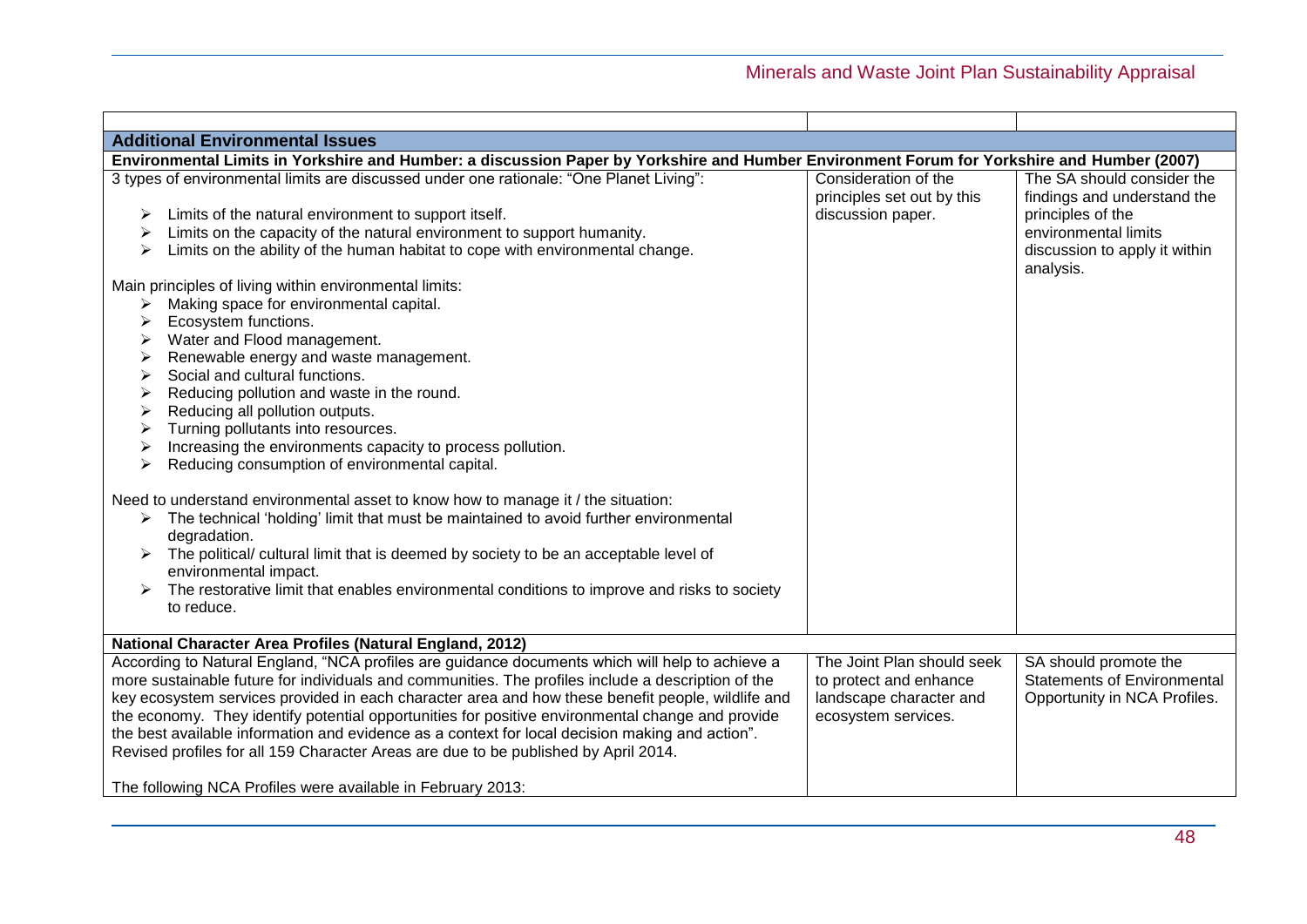| | | |
|---|---|---|
| **Additional Environmental Issues** | | |
| **Environmental Limits in Yorkshire and Humber: a discussion Paper by Yorkshire and Humber Environment Forum for Yorkshire and Humber (2007)** | | |
| 3 types of environmental limits are discussed under one rationale: "One Planet Living":<br><br>➢ Limits of the natural environment to support itself.<br>➢ Limits on the capacity of the natural environment to support humanity.<br>➢ Limits on the ability of the human habitat to cope with environmental change.<br><br>Main principles of living within environmental limits:<br>➢ Making space for environmental capital.<br>➢ Ecosystem functions.<br>➢ Water and Flood management.<br>➢ Renewable energy and waste management.<br>➢ Social and cultural functions.<br>➢ Reducing pollution and waste in the round.<br>➢ Reducing all pollution outputs.<br>➢ Turning pollutants into resources.<br>➢ Increasing the environments capacity to process pollution.<br>➢ Reducing consumption of environmental capital.<br><br>Need to understand environmental asset to know how to manage it / the situation:<br>➢ The technical 'holding' limit that must be maintained to avoid further environmental degradation.<br>➢ The political/ cultural limit that is deemed by society to be an acceptable level of environmental impact.<br>➢ The restorative limit that enables environmental conditions to improve and risks to society to reduce. | Consideration of the principles set out by this discussion paper. | The SA should consider the findings and understand the principles of the environmental limits discussion to apply it within analysis. |
| **National Character Area Profiles (Natural England, 2012)** | | |
| According to Natural England, "NCA profiles are guidance documents which will help to achieve a more sustainable future for individuals and communities. The profiles include a description of the key ecosystem services provided in each character area and how these benefit people, wildlife and the economy. They identify potential opportunities for positive environmental change and provide the best available information and evidence as a context for local decision making and action". Revised profiles for all 159 Character Areas are due to be published by April 2014.<br><br>The following NCA Profiles were available in February 2013: | The Joint Plan should seek to protect and enhance landscape character and ecosystem services. | SA should promote the Statements of Environmental Opportunity in NCA Profiles. |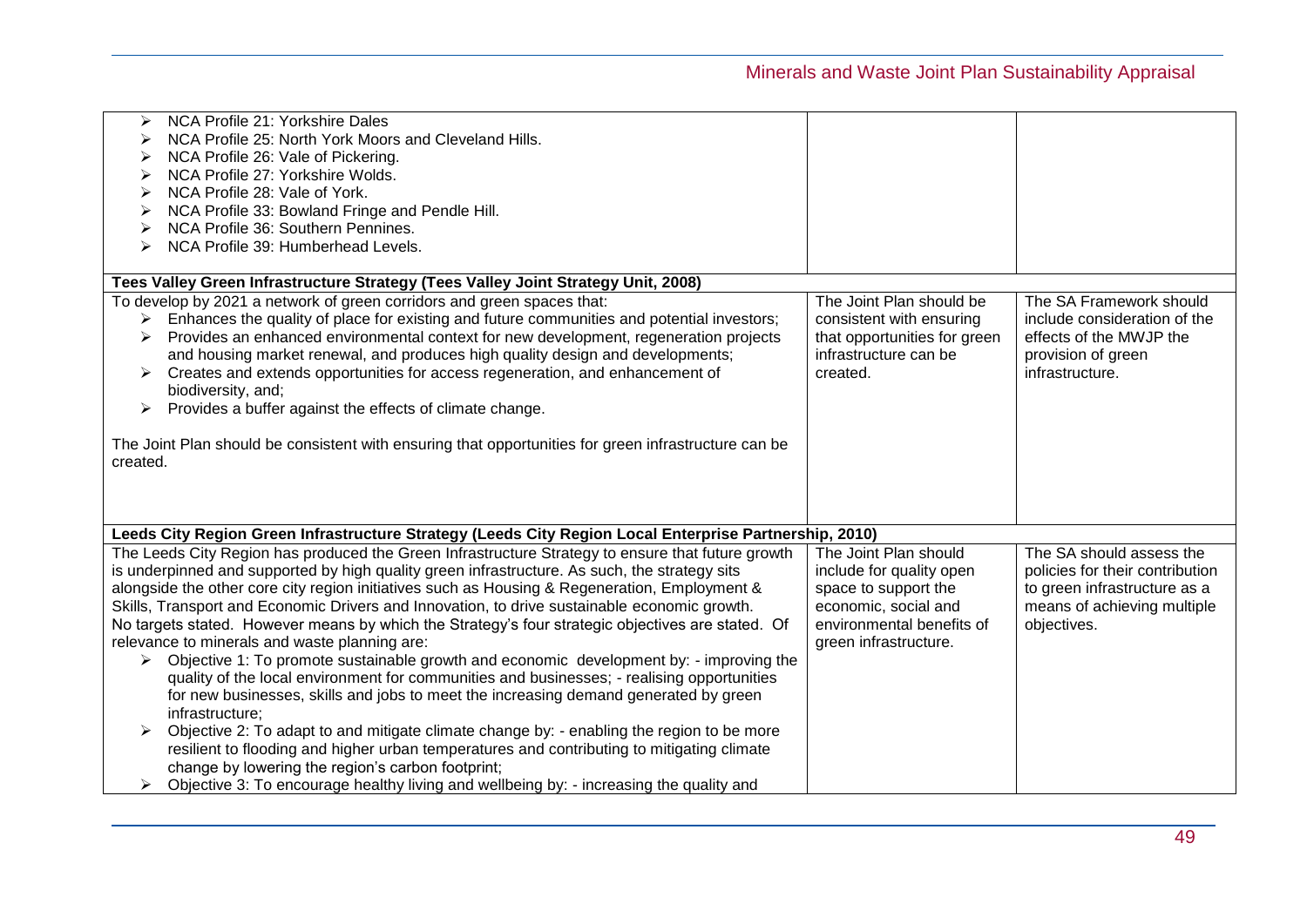| | | |
|---|---|---|
| ➢ NCA Profile 21: Yorkshire Dales<br>➢ NCA Profile 25: North York Moors and Cleveland Hills.<br>➢ NCA Profile 26: Vale of Pickering.<br>➢ NCA Profile 27: Yorkshire Wolds.<br>➢ NCA Profile 28: Vale of York.<br>➢ NCA Profile 33: Bowland Fringe and Pendle Hill.<br>➢ NCA Profile 36: Southern Pennines.<br>➢ NCA Profile 39: Humberhead Levels. | | |
| **Tees Valley Green Infrastructure Strategy (Tees Valley Joint Strategy Unit, 2008)** | | |
| To develop by 2021 a network of green corridors and green spaces that:<br>➢ Enhances the quality of place for existing and future communities and potential investors;<br>➢ Provides an enhanced environmental context for new development, regeneration projects and housing market renewal, and produces high quality design and developments;<br>➢ Creates and extends opportunities for access regeneration, and enhancement of biodiversity, and;<br>➢ Provides a buffer against the effects of climate change.<br><br>The Joint Plan should be consistent with ensuring that opportunities for green infrastructure can be created. | The Joint Plan should be consistent with ensuring that opportunities for green infrastructure can be created. | The SA Framework should include consideration of the effects of the MWJP the provision of green infrastructure. |
| **Leeds City Region Green Infrastructure Strategy (Leeds City Region Local Enterprise Partnership, 2010)** | | |
| The Leeds City Region has produced the Green Infrastructure Strategy to ensure that future growth is underpinned and supported by high quality green infrastructure. As such, the strategy sits alongside the other core city region initiatives such as Housing & Regeneration, Employment & Skills, Transport and Economic Drivers and Innovation, to drive sustainable economic growth.<br>No targets stated. However means by which the Strategy's four strategic objectives are stated. Of relevance to minerals and waste planning are:<br>➢ Objective 1: To promote sustainable growth and economic development by: - improving the quality of the local environment for communities and businesses; - realising opportunities for new businesses, skills and jobs to meet the increasing demand generated by green infrastructure;<br>➢ Objective 2: To adapt to and mitigate climate change by: - enabling the region to be more resilient to flooding and higher urban temperatures and contributing to mitigating climate change by lowering the region's carbon footprint;<br>➢ Objective 3: To encourage healthy living and wellbeing by: - increasing the quality and | The Joint Plan should include for quality open space to support the economic, social and environmental benefits of green infrastructure. | The SA should assess the policies for their contribution to green infrastructure as a means of achieving multiple objectives. |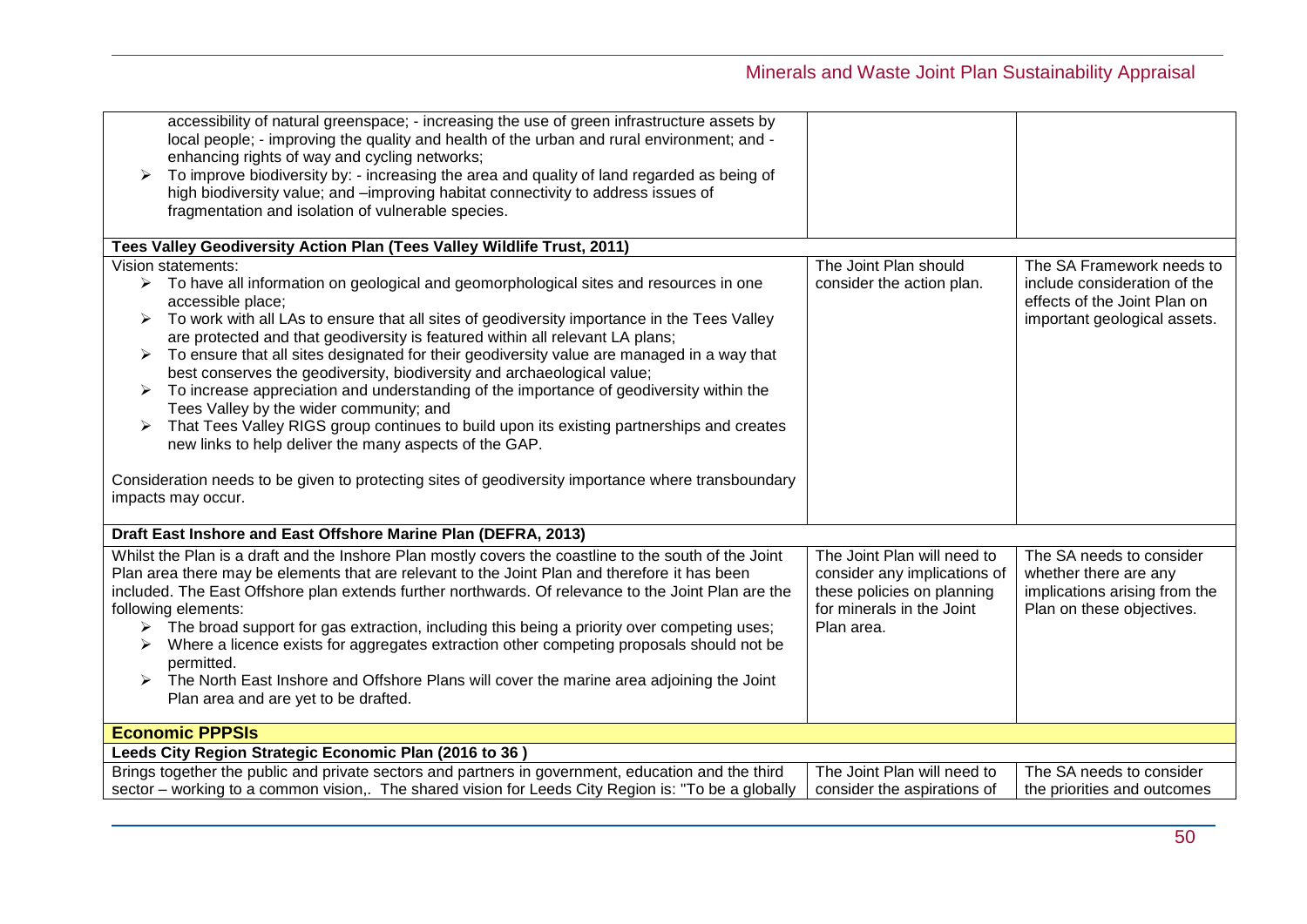| | | |
|---|---|---|
| accessibility of natural greenspace; - increasing the use of green infrastructure assets by local people; - improving the quality and health of the urban and rural environment; and - enhancing rights of way and cycling networks;<br>➢ To improve biodiversity by: - increasing the area and quality of land regarded as being of high biodiversity value; and –improving habitat connectivity to address issues of fragmentation and isolation of vulnerable species. | | |
| **Tees Valley Geodiversity Action Plan (Tees Valley Wildlife Trust, 2011)** | | |
| Vision statements:<br>➢ To have all information on geological and geomorphological sites and resources in one accessible place;<br>➢ To work with all LAs to ensure that all sites of geodiversity importance in the Tees Valley are protected and that geodiversity is featured within all relevant LA plans;<br>➢ To ensure that all sites designated for their geodiversity value are managed in a way that best conserves the geodiversity, biodiversity and archaeological value;<br>➢ To increase appreciation and understanding of the importance of geodiversity within the Tees Valley by the wider community; and<br>➢ That Tees Valley RIGS group continues to build upon its existing partnerships and creates new links to help deliver the many aspects of the GAP.<br><br>Consideration needs to be given to protecting sites of geodiversity importance where transboundary impacts may occur. | The Joint Plan should consider the action plan. | The SA Framework needs to include consideration of the effects of the Joint Plan on important geological assets. |
| **Draft East Inshore and East Offshore Marine Plan (DEFRA, 2013)** | | |
| Whilst the Plan is a draft and the Inshore Plan mostly covers the coastline to the south of the Joint Plan area there may be elements that are relevant to the Joint Plan and therefore it has been included. The East Offshore plan extends further northwards. Of relevance to the Joint Plan are the following elements:<br>➢ The broad support for gas extraction, including this being a priority over competing uses;<br>➢ Where a licence exists for aggregates extraction other competing proposals should not be permitted.<br>➢ The North East Inshore and Offshore Plans will cover the marine area adjoining the Joint Plan area and are yet to be drafted. | The Joint Plan will need to consider any implications of these policies on planning for minerals in the Joint Plan area. | The SA needs to consider whether there are any implications arising from the Plan on these objectives. |
| **Economic PPPSIs** | | |
| **Leeds City Region Strategic Economic Plan (2016 to 36 )** | | |
| Brings together the public and private sectors and partners in government, education and the third sector – working to a common vision,. The shared vision for Leeds City Region is: "To be a globally | The Joint Plan will need to consider the aspirations of | The SA needs to consider the priorities and outcomes |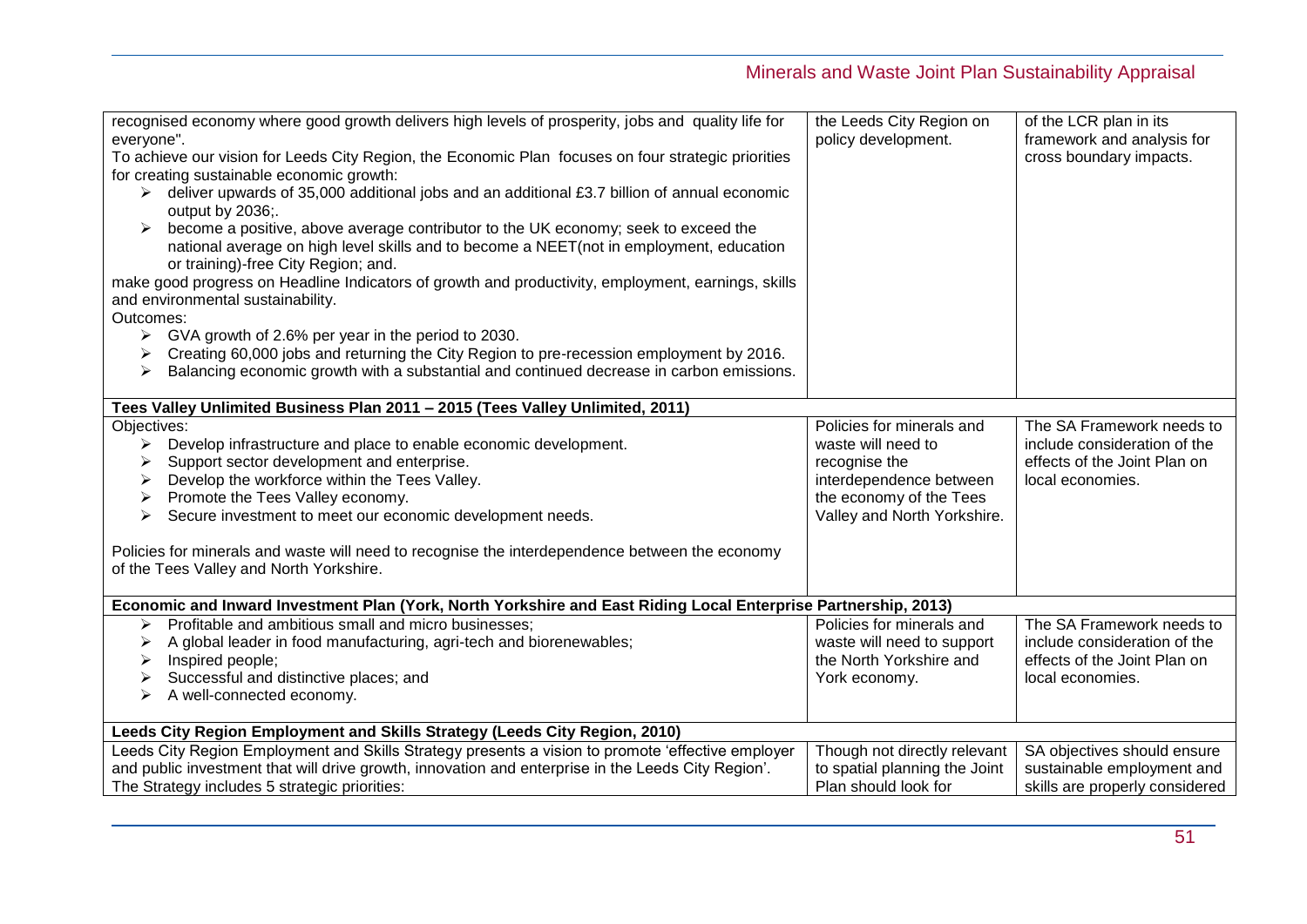| | | |
|---|---|---|
| recognised economy where good growth delivers high levels of prosperity, jobs and quality life for everyone".<br>To achieve our vision for Leeds City Region, the Economic Plan focuses on four strategic priorities for creating sustainable economic growth:<br>➢ deliver upwards of 35,000 additional jobs and an additional £3.7 billion of annual economic output by 2036;.<br>➢ become a positive, above average contributor to the UK economy; seek to exceed the national average on high level skills and to become a NEET(not in employment, education or training)-free City Region; and.<br>make good progress on Headline Indicators of growth and productivity, employment, earnings, skills and environmental sustainability.<br>Outcomes:<br>➢ GVA growth of 2.6% per year in the period to 2030.<br>➢ Creating 60,000 jobs and returning the City Region to pre-recession employment by 2016.<br>➢ Balancing economic growth with a substantial and continued decrease in carbon emissions. | the Leeds City Region on policy development. | of the LCR plan in its framework and analysis for cross boundary impacts. |
| **Tees Valley Unlimited Business Plan 2011 – 2015 (Tees Valley Unlimited, 2011)** | | |
| Objectives:<br>➢ Develop infrastructure and place to enable economic development.<br>➢ Support sector development and enterprise.<br>➢ Develop the workforce within the Tees Valley.<br>➢ Promote the Tees Valley economy.<br>➢ Secure investment to meet our economic development needs.<br><br>Policies for minerals and waste will need to recognise the interdependence between the economy of the Tees Valley and North Yorkshire. | Policies for minerals and waste will need to recognise the interdependence between the economy of the Tees Valley and North Yorkshire. | The SA Framework needs to include consideration of the effects of the Joint Plan on local economies. |
| **Economic and Inward Investment Plan (York, North Yorkshire and East Riding Local Enterprise Partnership, 2013)** | | |
| ➢ Profitable and ambitious small and micro businesses;<br>➢ A global leader in food manufacturing, agri-tech and biorenewables;<br>➢ Inspired people;<br>➢ Successful and distinctive places; and<br>➢ A well-connected economy. | Policies for minerals and waste will need to support the North Yorkshire and York economy. | The SA Framework needs to include consideration of the effects of the Joint Plan on local economies. |
| **Leeds City Region Employment and Skills Strategy (Leeds City Region, 2010)** | | |
| Leeds City Region Employment and Skills Strategy presents a vision to promote 'effective employer and public investment that will drive growth, innovation and enterprise in the Leeds City Region'.<br>The Strategy includes 5 strategic priorities: | Though not directly relevant to spatial planning the Joint Plan should look for | SA objectives should ensure sustainable employment and skills are properly considered |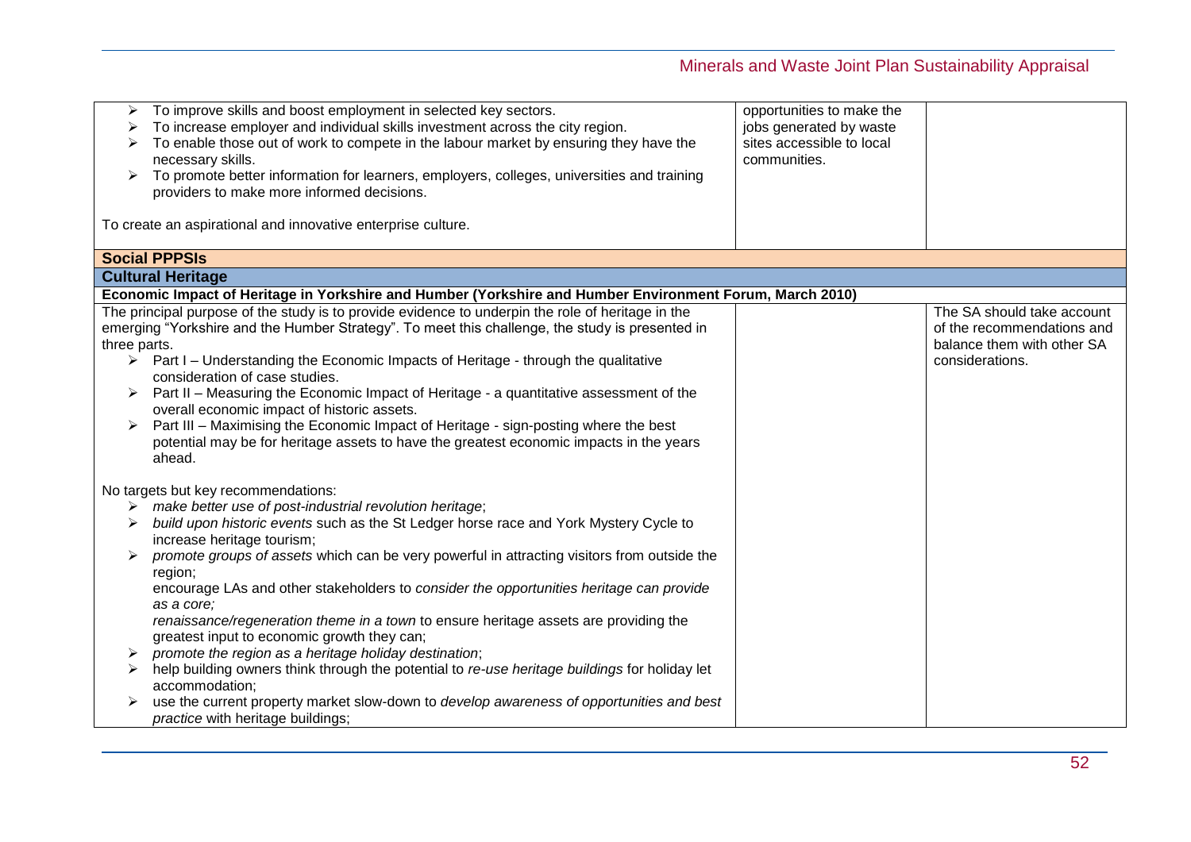| | | |
|---|---|---|
| ➢ To improve skills and boost employment in selected key sectors.<br>➢ To increase employer and individual skills investment across the city region.<br>➢ To enable those out of work to compete in the labour market by ensuring they have the necessary skills.<br>➢ To promote better information for learners, employers, colleges, universities and training providers to make more informed decisions.<br><br>To create an aspirational and innovative enterprise culture. | opportunities to make the jobs generated by waste sites accessible to local communities. | |
| **Social PPPSIs** | | |
| **Cultural Heritage** | | |
| **Economic Impact of Heritage in Yorkshire and Humber (Yorkshire and Humber Environment Forum, March 2010)** | | |
| The principal purpose of the study is to provide evidence to underpin the role of heritage in the emerging "Yorkshire and the Humber Strategy". To meet this challenge, the study is presented in three parts.<br>➢ Part I – Understanding the Economic Impacts of Heritage - through the qualitative consideration of case studies.<br>➢ Part II – Measuring the Economic Impact of Heritage - a quantitative assessment of the overall economic impact of historic assets.<br>➢ Part III – Maximising the Economic Impact of Heritage - sign-posting where the best potential may be for heritage assets to have the greatest economic impacts in the years ahead.<br><br>No targets but key recommendations:<br>➢ *make better use of post-industrial revolution heritage*;<br>➢ *build upon historic events* such as the St Ledger horse race and York Mystery Cycle to increase heritage tourism;<br>➢ *promote groups of assets* which can be very powerful in attracting visitors from outside the region;<br>encourage LAs and other stakeholders to *consider the opportunities heritage can provide as a core;*<br>*renaissance/regeneration theme in a town* to ensure heritage assets are providing the greatest input to economic growth they can;<br>➢ *promote the region as a heritage holiday destination*;<br>➢ help building owners think through the potential to *re-use heritage buildings* for holiday let accommodation;<br>➢ use the current property market slow-down to *develop awareness of opportunities and best practice* with heritage buildings; | | The SA should take account of the recommendations and balance them with other SA considerations. |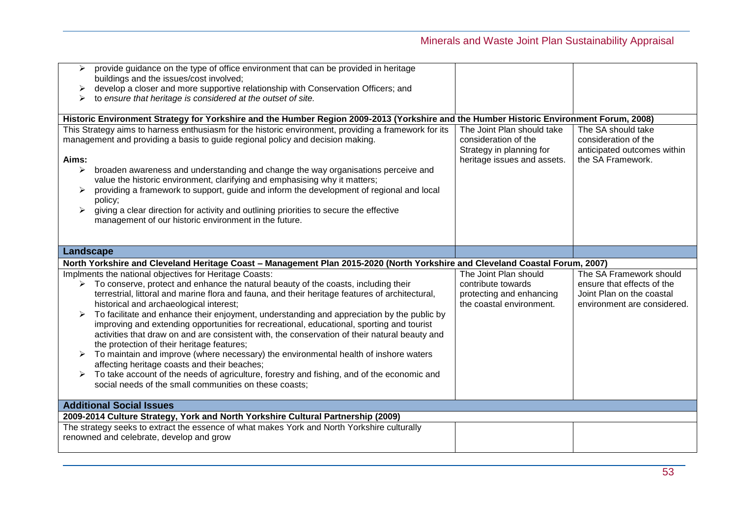| | | |
|---|---|---|
| ➢ provide guidance on the type of office environment that can be provided in heritage buildings and the issues/cost involved;<br>➢ develop a closer and more supportive relationship with Conservation Officers; and<br>➢ *to ensure that heritage is considered at the outset of site.* | | |
| **Historic Environment Strategy for Yorkshire and the Humber Region 2009-2013 (Yorkshire and the Humber Historic Environment Forum, 2008)** | | |
| This Strategy aims to harness enthusiasm for the historic environment, providing a framework for its management and providing a basis to guide regional policy and decision making.<br><br>**Aims:**<br>➢ broaden awareness and understanding and change the way organisations perceive and value the historic environment, clarifying and emphasising why it matters;<br>➢ providing a framework to support, guide and inform the development of regional and local policy;<br>➢ giving a clear direction for activity and outlining priorities to secure the effective management of our historic environment in the future. | The Joint Plan should take consideration of the Strategy in planning for heritage issues and assets. | The SA should take consideration of the anticipated outcomes within the SA Framework. |
| **Landscape** | | |
| **North Yorkshire and Cleveland Heritage Coast – Management Plan 2015-2020 (North Yorkshire and Cleveland Coastal Forum, 2007)** | | |
| Implments the national objectives for Heritage Coasts:<br>➢ To conserve, protect and enhance the natural beauty of the coasts, including their terrestrial, littoral and marine flora and fauna, and their heritage features of architectural, historical and archaeological interest;<br>➢ To facilitate and enhance their enjoyment, understanding and appreciation by the public by improving and extending opportunities for recreational, educational, sporting and tourist activities that draw on and are consistent with, the conservation of their natural beauty and the protection of their heritage features;<br>➢ To maintain and improve (where necessary) the environmental health of inshore waters affecting heritage coasts and their beaches;<br>➢ To take account of the needs of agriculture, forestry and fishing, and of the economic and social needs of the small communities on these coasts; | The Joint Plan should contribute towards protecting and enhancing the coastal environment. | The SA Framework should ensure that effects of the Joint Plan on the coastal environment are considered. |
| **Additional Social Issues** | | |
| **2009-2014 Culture Strategy, York and North Yorkshire Cultural Partnership (2009)** | | |
| The strategy seeks to extract the essence of what makes York and North Yorkshire culturally renowned and celebrate, develop and grow | | |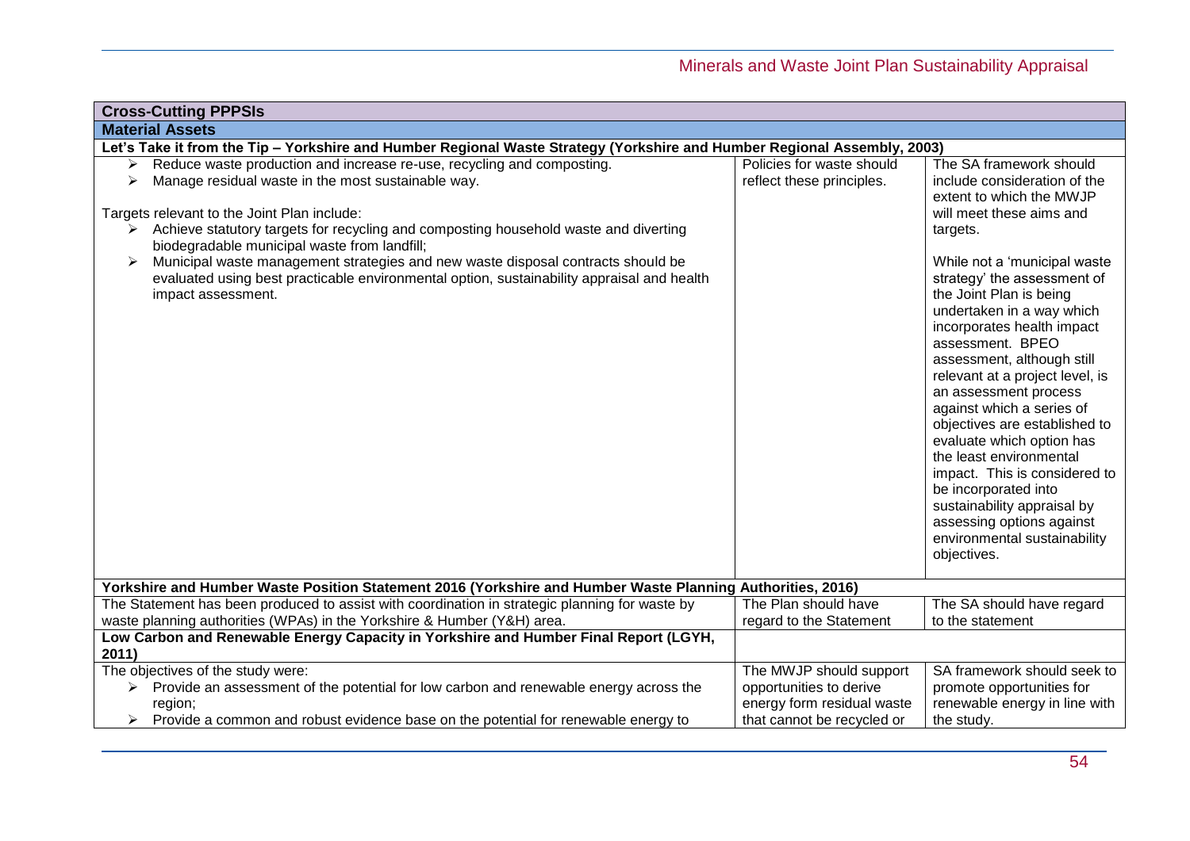| Cross-Cutting PPPSIs | | |
|---|---|---|
| **Material Assets** | | |
| **Let's Take it from the Tip – Yorkshire and Humber Regional Waste Strategy (Yorkshire and Humber Regional Assembly, 2003)** | | |
| ➢ Reduce waste production and increase re-use, recycling and composting.<br>➢ Manage residual waste in the most sustainable way.<br><br>Targets relevant to the Joint Plan include:<br>➢ Achieve statutory targets for recycling and composting household waste and diverting biodegradable municipal waste from landfill;<br>➢ Municipal waste management strategies and new waste disposal contracts should be evaluated using best practicable environmental option, sustainability appraisal and health impact assessment. | Policies for waste should reflect these principles. | The SA framework should include consideration of the extent to which the MWJP will meet these aims and targets.<br><br>While not a 'municipal waste strategy' the assessment of the Joint Plan is being undertaken in a way which incorporates health impact assessment. BPEO assessment, although still relevant at a project level, is an assessment process against which a series of objectives are established to evaluate which option has the least environmental impact. This is considered to be incorporated into sustainability appraisal by assessing options against environmental sustainability objectives. |
| **Yorkshire and Humber Waste Position Statement 2016 (Yorkshire and Humber Waste Planning Authorities, 2016)** | | |
| The Statement has been produced to assist with coordination in strategic planning for waste by waste planning authorities (WPAs) in the Yorkshire & Humber (Y&H) area. | The Plan should have regard to the Statement | The SA should have regard to the statement |
| **Low Carbon and Renewable Energy Capacity in Yorkshire and Humber Final Report (LGYH, 2011)** | | |
| The objectives of the study were:<br>➢ Provide an assessment of the potential for low carbon and renewable energy across the region;<br>➢ Provide a common and robust evidence base on the potential for renewable energy to | The MWJP should support opportunities to derive energy form residual waste that cannot be recycled or | SA framework should seek to promote opportunities for renewable energy in line with the study. |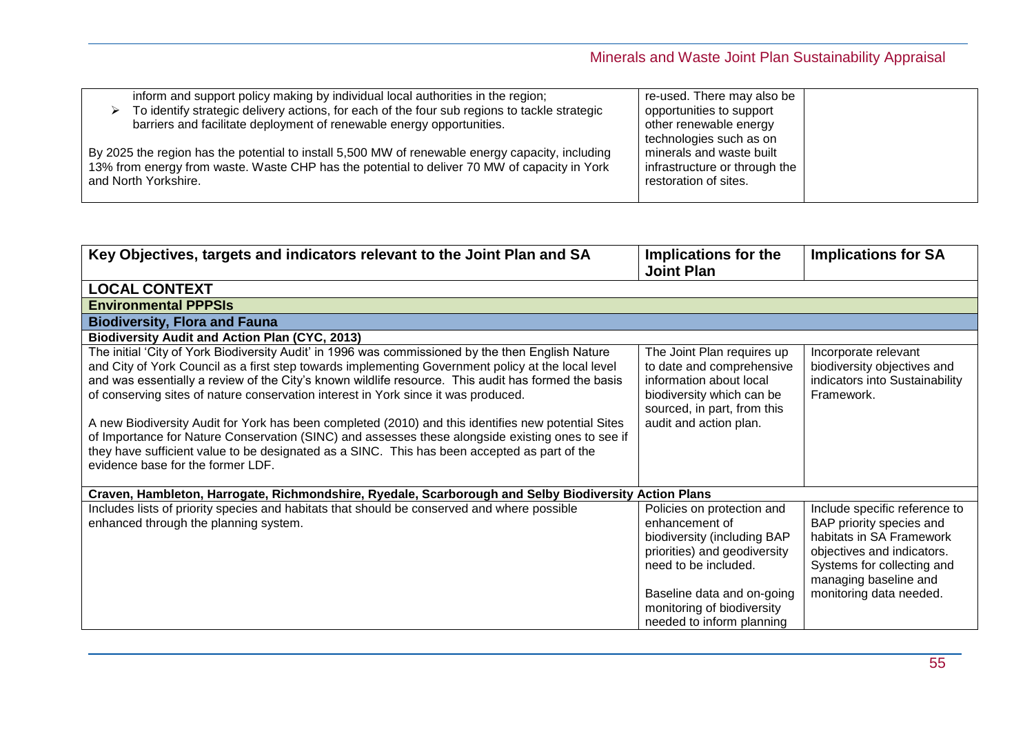| | | |
|---|---|---|
| inform and support policy making by individual local authorities in the region;<br>➢ To identify strategic delivery actions, for each of the four sub regions to tackle strategic barriers and facilitate deployment of renewable energy opportunities.<br><br>By 2025 the region has the potential to install 5,500 MW of renewable energy capacity, including 13% from energy from waste. Waste CHP has the potential to deliver 70 MW of capacity in York and North Yorkshire. | re-used. There may also be opportunities to support other renewable energy technologies such as on minerals and waste built infrastructure or through the restoration of sites. | |

| Key Objectives, targets and indicators relevant to the Joint Plan and SA | Implications for the Joint Plan | Implications for SA |
|---|---|---|
| **LOCAL CONTEXT** | | |
| **Environmental PPPSIs** | | |
| **Biodiversity, Flora and Fauna** | | |
| **Biodiversity Audit and Action Plan (CYC, 2013)** | | |
| The initial 'City of York Biodiversity Audit' in 1996 was commissioned by the then English Nature and City of York Council as a first step towards implementing Government policy at the local level and was essentially a review of the City's known wildlife resource. This audit has formed the basis of conserving sites of nature conservation interest in York since it was produced.<br><br>A new Biodiversity Audit for York has been completed (2010) and this identifies new potential Sites of Importance for Nature Conservation (SINC) and assesses these alongside existing ones to see if they have sufficient value to be designated as a SINC. This has been accepted as part of the evidence base for the former LDF. | The Joint Plan requires up to date and comprehensive information about local biodiversity which can be sourced, in part, from this audit and action plan. | Incorporate relevant biodiversity objectives and indicators into Sustainability Framework. |
| **Craven, Hambleton, Harrogate, Richmondshire, Ryedale, Scarborough and Selby Biodiversity Action Plans** | | |
| Includes lists of priority species and habitats that should be conserved and where possible enhanced through the planning system. | Policies on protection and enhancement of biodiversity (including BAP priorities) and geodiversity need to be included.<br><br>Baseline data and on-going monitoring of biodiversity needed to inform planning | Include specific reference to BAP priority species and habitats in SA Framework objectives and indicators. Systems for collecting and managing baseline and monitoring data needed. |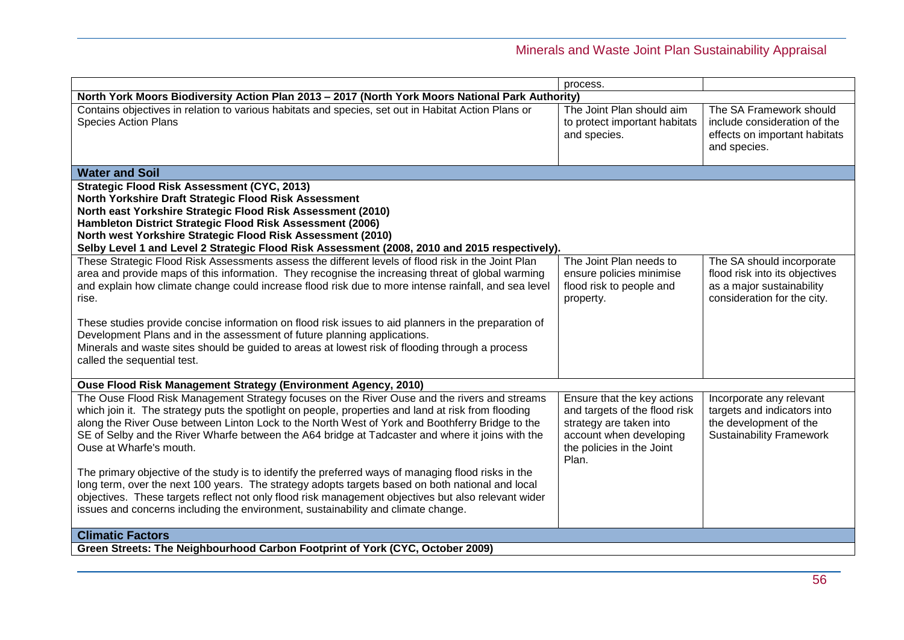| | | |
|---|---|---|
| | process. | |
| **North York Moors Biodiversity Action Plan 2013 – 2017 (North York Moors National Park Authority)** | | |
| Contains objectives in relation to various habitats and species, set out in Habitat Action Plans or Species Action Plans | The Joint Plan should aim to protect important habitats and species. | The SA Framework should include consideration of the effects on important habitats and species. |
| **Water and Soil** | | |
| **Strategic Flood Risk Assessment (CYC, 2013)**<br>**North Yorkshire Draft Strategic Flood Risk Assessment**<br>**North east Yorkshire Strategic Flood Risk Assessment (2010)**<br>**Hambleton District Strategic Flood Risk Assessment (2006)**<br>**North west Yorkshire Strategic Flood Risk Assessment (2010)**<br>**Selby Level 1 and Level 2 Strategic Flood Risk Assessment (2008, 2010 and 2015 respectively).** | | |
| These Strategic Flood Risk Assessments assess the different levels of flood risk in the Joint Plan area and provide maps of this information. They recognise the increasing threat of global warming and explain how climate change could increase flood risk due to more intense rainfall, and sea level rise.<br><br>These studies provide concise information on flood risk issues to aid planners in the preparation of Development Plans and in the assessment of future planning applications.<br>Minerals and waste sites should be guided to areas at lowest risk of flooding through a process called the sequential test. | The Joint Plan needs to ensure policies minimise flood risk to people and property. | The SA should incorporate flood risk into its objectives as a major sustainability consideration for the city. |
| **Ouse Flood Risk Management Strategy (Environment Agency, 2010)** | | |
| The Ouse Flood Risk Management Strategy focuses on the River Ouse and the rivers and streams which join it. The strategy puts the spotlight on people, properties and land at risk from flooding along the River Ouse between Linton Lock to the North West of York and Boothferry Bridge to the SE of Selby and the River Wharfe between the A64 bridge at Tadcaster and where it joins with the Ouse at Wharfe's mouth.<br><br>The primary objective of the study is to identify the preferred ways of managing flood risks in the long term, over the next 100 years. The strategy adopts targets based on both national and local objectives. These targets reflect not only flood risk management objectives but also relevant wider issues and concerns including the environment, sustainability and climate change. | Ensure that the key actions and targets of the flood risk strategy are taken into account when developing the policies in the Joint Plan. | Incorporate any relevant targets and indicators into the development of the Sustainability Framework |
| **Climatic Factors** | | |
| **Green Streets: The Neighbourhood Carbon Footprint of York (CYC, October 2009)** | | |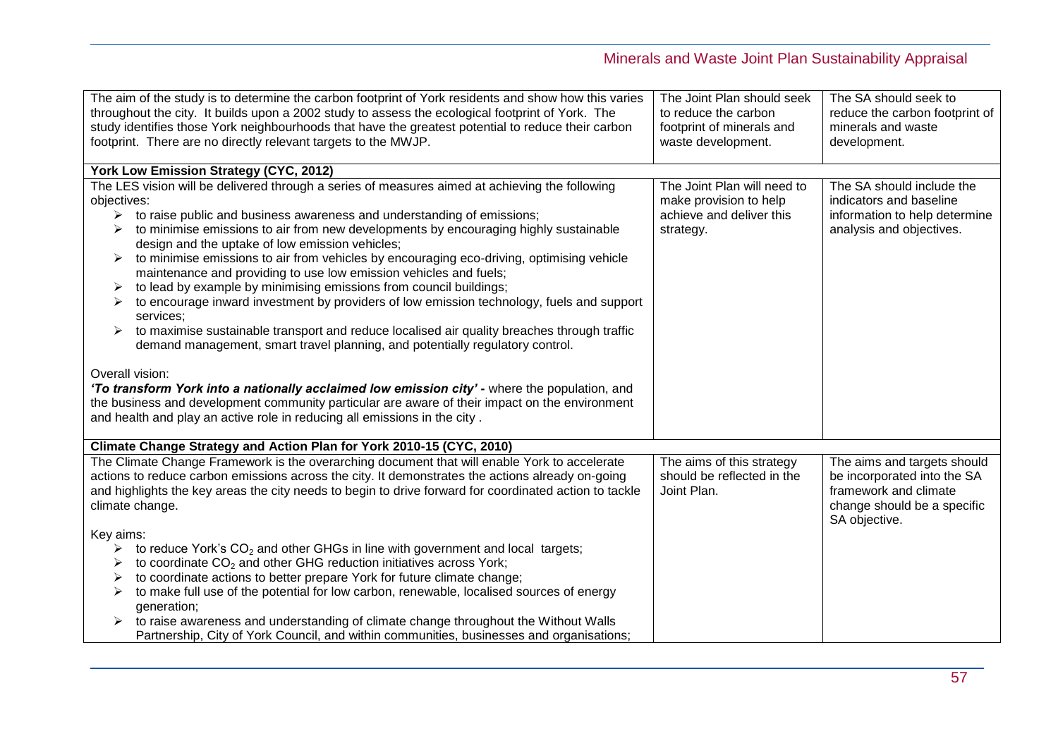| | | |
|---|---|---|
| The aim of the study is to determine the carbon footprint of York residents and show how this varies throughout the city. It builds upon a 2002 study to assess the ecological footprint of York. The study identifies those York neighbourhoods that have the greatest potential to reduce their carbon footprint. There are no directly relevant targets to the MWJP. | The Joint Plan should seek to reduce the carbon footprint of minerals and waste development. | The SA should seek to reduce the carbon footprint of minerals and waste development. |
| **York Low Emission Strategy (CYC, 2012)** | | |
| The LES vision will be delivered through a series of measures aimed at achieving the following objectives:<br>➢ to raise public and business awareness and understanding of emissions;<br>➢ to minimise emissions to air from new developments by encouraging highly sustainable design and the uptake of low emission vehicles;<br>➢ to minimise emissions to air from vehicles by encouraging eco-driving, optimising vehicle maintenance and providing to use low emission vehicles and fuels;<br>➢ to lead by example by minimising emissions from council buildings;<br>➢ to encourage inward investment by providers of low emission technology, fuels and support services;<br>➢ to maximise sustainable transport and reduce localised air quality breaches through traffic demand management, smart travel planning, and potentially regulatory control.<br><br>Overall vision:<br>***'To transform York into a nationally acclaimed low emission city'*** **-** where the population, and the business and development community particular are aware of their impact on the environment and health and play an active role in reducing all emissions in the city . | The Joint Plan will need to make provision to help achieve and deliver this strategy. | The SA should include the indicators and baseline information to help determine analysis and objectives. |
| **Climate Change Strategy and Action Plan for York 2010-15 (CYC, 2010)** | | |
| The Climate Change Framework is the overarching document that will enable York to accelerate actions to reduce carbon emissions across the city. It demonstrates the actions already on-going and highlights the key areas the city needs to begin to drive forward for coordinated action to tackle climate change.<br><br>Key aims:<br>➢ to reduce York's $CO_2$ and other GHGs in line with government and local targets;<br>➢ to coordinate $CO_2$ and other GHG reduction initiatives across York;<br>➢ to coordinate actions to better prepare York for future climate change;<br>➢ to make full use of the potential for low carbon, renewable, localised sources of energy generation;<br>➢ to raise awareness and understanding of climate change throughout the Without Walls Partnership, City of York Council, and within communities, businesses and organisations; | The aims of this strategy should be reflected in the Joint Plan. | The aims and targets should be incorporated into the SA framework and climate change should be a specific SA objective. |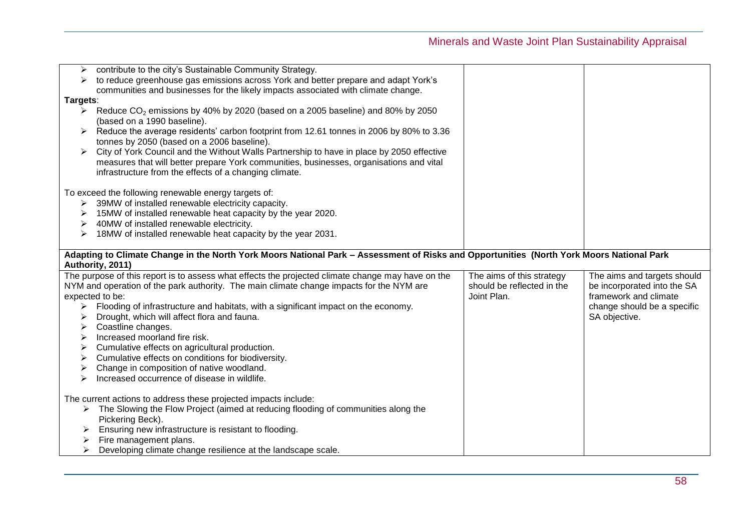| | | |
|---|---|---|
| - contribute to the city's Sustainable Community Strategy.<br>- to reduce greenhouse gas emissions across York and better prepare and adapt York's communities and businesses for the likely impacts associated with climate change.<br>**Targets**:<br>- Reduce $CO_2$ emissions by 40% by 2020 (based on a 2005 baseline) and 80% by 2050 (based on a 1990 baseline).<br>- Reduce the average residents' carbon footprint from 12.61 tonnes in 2006 by 80% to 3.36 tonnes by 2050 (based on a 2006 baseline).<br>- City of York Council and the Without Walls Partnership to have in place by 2050 effective measures that will better prepare York communities, businesses, organisations and vital infrastructure from the effects of a changing climate.<br><br>To exceed the following renewable energy targets of:<br>- 39MW of installed renewable electricity capacity.<br>- 15MW of installed renewable heat capacity by the year 2020.<br>- 40MW of installed renewable electricity.<br>- 18MW of installed renewable heat capacity by the year 2031. | | |
| **Adapting to Climate Change in the North York Moors National Park – Assessment of Risks and Opportunities (North York Moors National Park Authority, 2011)** | | |
| The purpose of this report is to assess what effects the projected climate change may have on the NYM and operation of the park authority. The main climate change impacts for the NYM are expected to be:<br>- Flooding of infrastructure and habitats, with a significant impact on the economy.<br>- Drought, which will affect flora and fauna.<br>- Coastline changes.<br>- Increased moorland fire risk.<br>- Cumulative effects on agricultural production.<br>- Cumulative effects on conditions for biodiversity.<br>- Change in composition of native woodland.<br>- Increased occurrence of disease in wildlife.<br><br>The current actions to address these projected impacts include:<br>- The Slowing the Flow Project (aimed at reducing flooding of communities along the Pickering Beck).<br>- Ensuring new infrastructure is resistant to flooding.<br>- Fire management plans.<br>- Developing climate change resilience at the landscape scale. | The aims of this strategy should be reflected in the Joint Plan. | The aims and targets should be incorporated into the SA framework and climate change should be a specific SA objective. |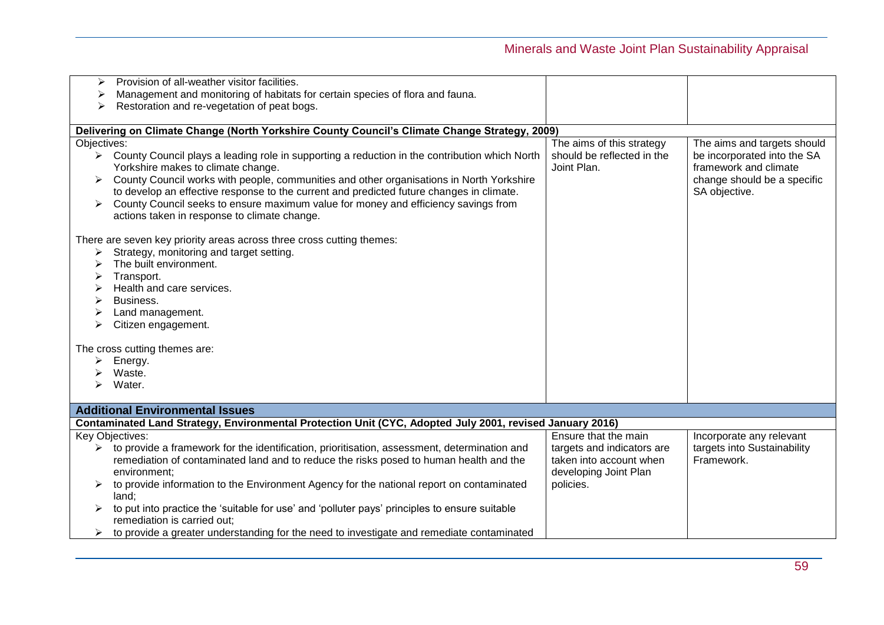| | | |
|---|---|---|
| ➢ Provision of all-weather visitor facilities.<br>➢ Management and monitoring of habitats for certain species of flora and fauna.<br>➢ Restoration and re-vegetation of peat bogs. | | |
| **Delivering on Climate Change (North Yorkshire County Council's Climate Change Strategy, 2009)** | | |
| Objectives:<br>➢ County Council plays a leading role in supporting a reduction in the contribution which North Yorkshire makes to climate change.<br>➢ County Council works with people, communities and other organisations in North Yorkshire to develop an effective response to the current and predicted future changes in climate.<br>➢ County Council seeks to ensure maximum value for money and efficiency savings from actions taken in response to climate change.<br><br>There are seven key priority areas across three cross cutting themes:<br>➢ Strategy, monitoring and target setting.<br>➢ The built environment.<br>➢ Transport.<br>➢ Health and care services.<br>➢ Business.<br>➢ Land management.<br>➢ Citizen engagement.<br><br>The cross cutting themes are:<br>➢ Energy.<br>➢ Waste.<br>➢ Water. | The aims of this strategy should be reflected in the Joint Plan. | The aims and targets should be incorporated into the SA framework and climate change should be a specific SA objective. |
| **Additional Environmental Issues** | | |
| **Contaminated Land Strategy, Environmental Protection Unit (CYC, Adopted July 2001, revised January 2016)** | | |
| Key Objectives:<br>➢ to provide a framework for the identification, prioritisation, assessment, determination and remediation of contaminated land and to reduce the risks posed to human health and the environment;<br>➢ to provide information to the Environment Agency for the national report on contaminated land;<br>➢ to put into practice the 'suitable for use' and 'polluter pays' principles to ensure suitable remediation is carried out;<br>➢ to provide a greater understanding for the need to investigate and remediate contaminated | Ensure that the main targets and indicators are taken into account when developing Joint Plan policies. | Incorporate any relevant targets into Sustainability Framework. |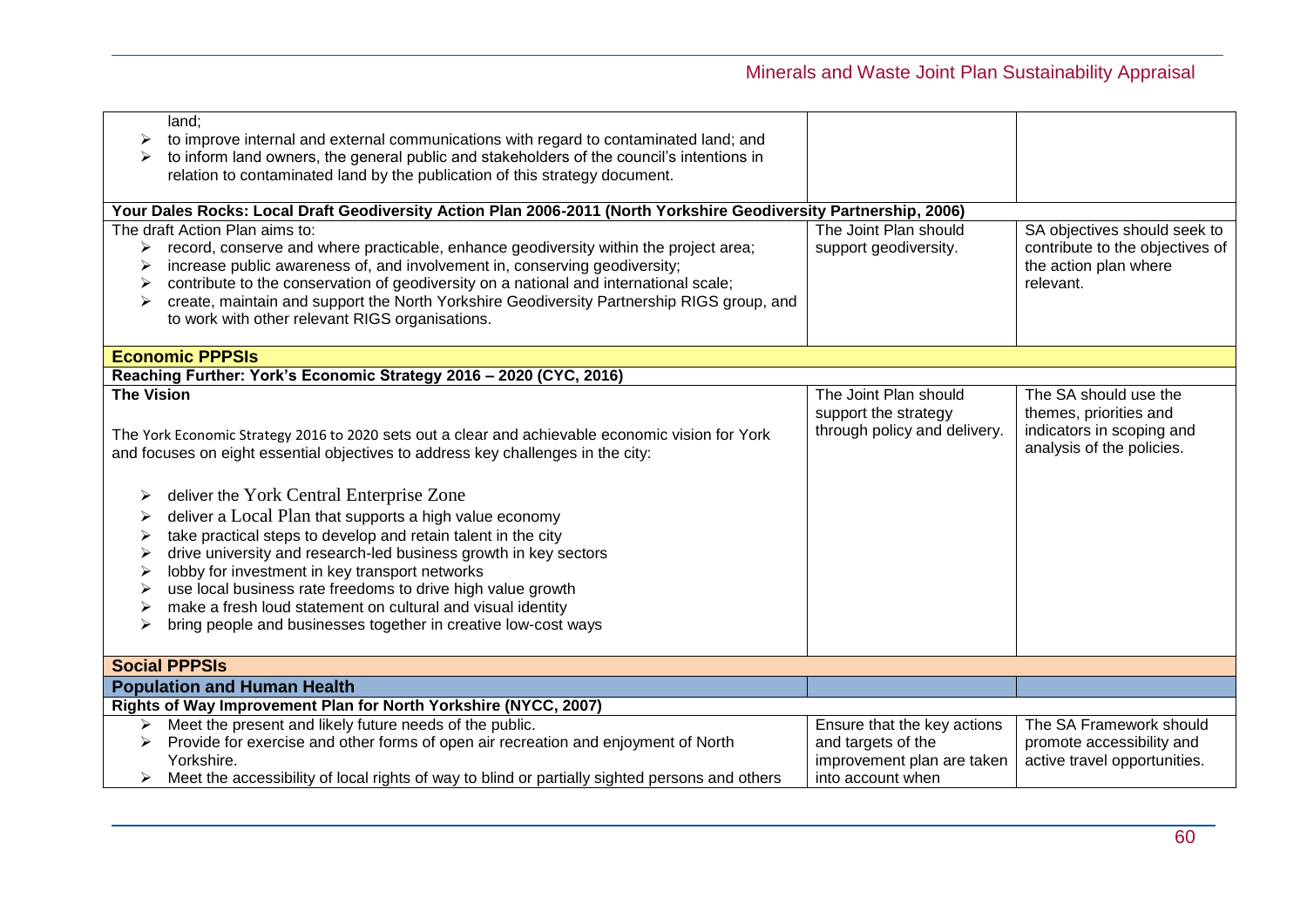| | | |
|---|---|---|
| land;<br>➢ to improve internal and external communications with regard to contaminated land; and<br>➢ to inform land owners, the general public and stakeholders of the council's intentions in relation to contaminated land by the publication of this strategy document. | | |
| **Your Dales Rocks: Local Draft Geodiversity Action Plan 2006-2011 (North Yorkshire Geodiversity Partnership, 2006)** | | |
| The draft Action Plan aims to:<br>➢ record, conserve and where practicable, enhance geodiversity within the project area;<br>➢ increase public awareness of, and involvement in, conserving geodiversity;<br>➢ contribute to the conservation of geodiversity on a national and international scale;<br>➢ create, maintain and support the North Yorkshire Geodiversity Partnership RIGS group, and to work with other relevant RIGS organisations. | The Joint Plan should support geodiversity. | SA objectives should seek to contribute to the objectives of the action plan where relevant. |
| **Economic PPPSIs** | | |
| **Reaching Further: York's Economic Strategy 2016 – 2020 (CYC, 2016)** | | |
| **The Vision**<br><br>The York Economic Strategy 2016 to 2020 sets out a clear and achievable economic vision for York and focuses on eight essential objectives to address key challenges in the city:<br><br>➢ deliver the York Central Enterprise Zone<br>➢ deliver a Local Plan that supports a high value economy<br>➢ take practical steps to develop and retain talent in the city<br>➢ drive university and research-led business growth in key sectors<br>➢ lobby for investment in key transport networks<br>➢ use local business rate freedoms to drive high value growth<br>➢ make a fresh loud statement on cultural and visual identity<br>➢ bring people and businesses together in creative low-cost ways | The Joint Plan should support the strategy through policy and delivery. | The SA should use the themes, priorities and indicators in scoping and analysis of the policies. |
| **Social PPPSIs** | | |
| **Population and Human Health** | | |
| **Rights of Way Improvement Plan for North Yorkshire (NYCC, 2007)** | | |
| ➢ Meet the present and likely future needs of the public.<br>➢ Provide for exercise and other forms of open air recreation and enjoyment of North Yorkshire.<br>➢ Meet the accessibility of local rights of way to blind or partially sighted persons and others | Ensure that the key actions and targets of the improvement plan are taken into account when | The SA Framework should promote accessibility and active travel opportunities. |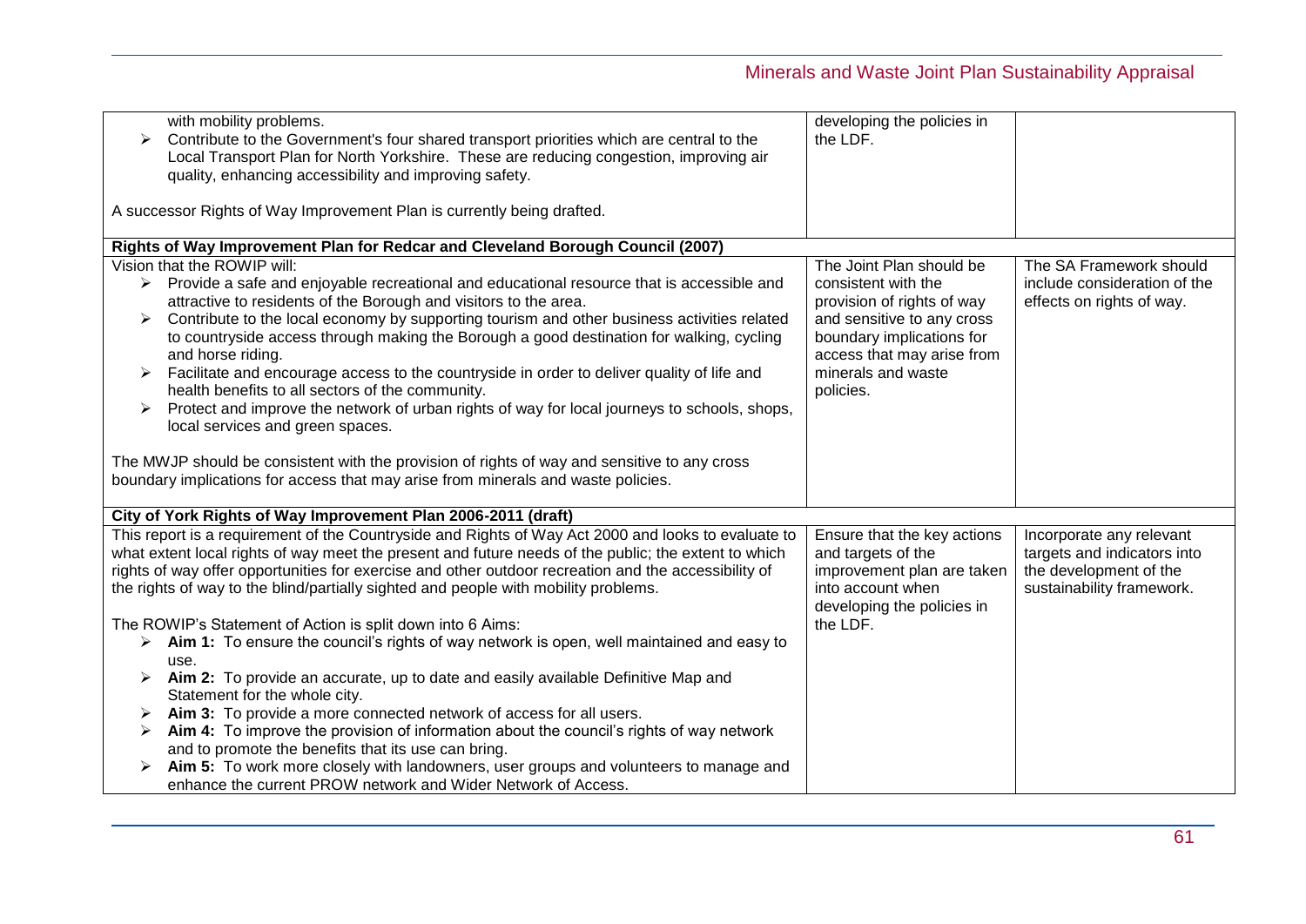| | | |
|---|---|---|
| with mobility problems.<br>➢ Contribute to the Government's four shared transport priorities which are central to the Local Transport Plan for North Yorkshire. These are reducing congestion, improving air quality, enhancing accessibility and improving safety.<br><br>A successor Rights of Way Improvement Plan is currently being drafted. | developing the policies in the LDF. | |
| **Rights of Way Improvement Plan for Redcar and Cleveland Borough Council (2007)** | | |
| Vision that the ROWIP will:<br>➢ Provide a safe and enjoyable recreational and educational resource that is accessible and attractive to residents of the Borough and visitors to the area.<br>➢ Contribute to the local economy by supporting tourism and other business activities related to countryside access through making the Borough a good destination for walking, cycling and horse riding.<br>➢ Facilitate and encourage access to the countryside in order to deliver quality of life and health benefits to all sectors of the community.<br>➢ Protect and improve the network of urban rights of way for local journeys to schools, shops, local services and green spaces.<br><br>The MWJP should be consistent with the provision of rights of way and sensitive to any cross boundary implications for access that may arise from minerals and waste policies. | The Joint Plan should be consistent with the provision of rights of way and sensitive to any cross boundary implications for access that may arise from minerals and waste policies. | The SA Framework should include consideration of the effects on rights of way. |
| **City of York Rights of Way Improvement Plan 2006-2011 (draft)** | | |
| This report is a requirement of the Countryside and Rights of Way Act 2000 and looks to evaluate to what extent local rights of way meet the present and future needs of the public; the extent to which rights of way offer opportunities for exercise and other outdoor recreation and the accessibility of the rights of way to the blind/partially sighted and people with mobility problems.<br><br>The ROWIP's Statement of Action is split down into 6 Aims:<br>➢ **Aim 1:** To ensure the council's rights of way network is open, well maintained and easy to use.<br>➢ **Aim 2:** To provide an accurate, up to date and easily available Definitive Map and Statement for the whole city.<br>➢ **Aim 3:** To provide a more connected network of access for all users.<br>➢ **Aim 4:** To improve the provision of information about the council's rights of way network and to promote the benefits that its use can bring.<br>➢ **Aim 5:** To work more closely with landowners, user groups and volunteers to manage and enhance the current PROW network and Wider Network of Access. | Ensure that the key actions and targets of the improvement plan are taken into account when developing the policies in the LDF. | Incorporate any relevant targets and indicators into the development of the sustainability framework. |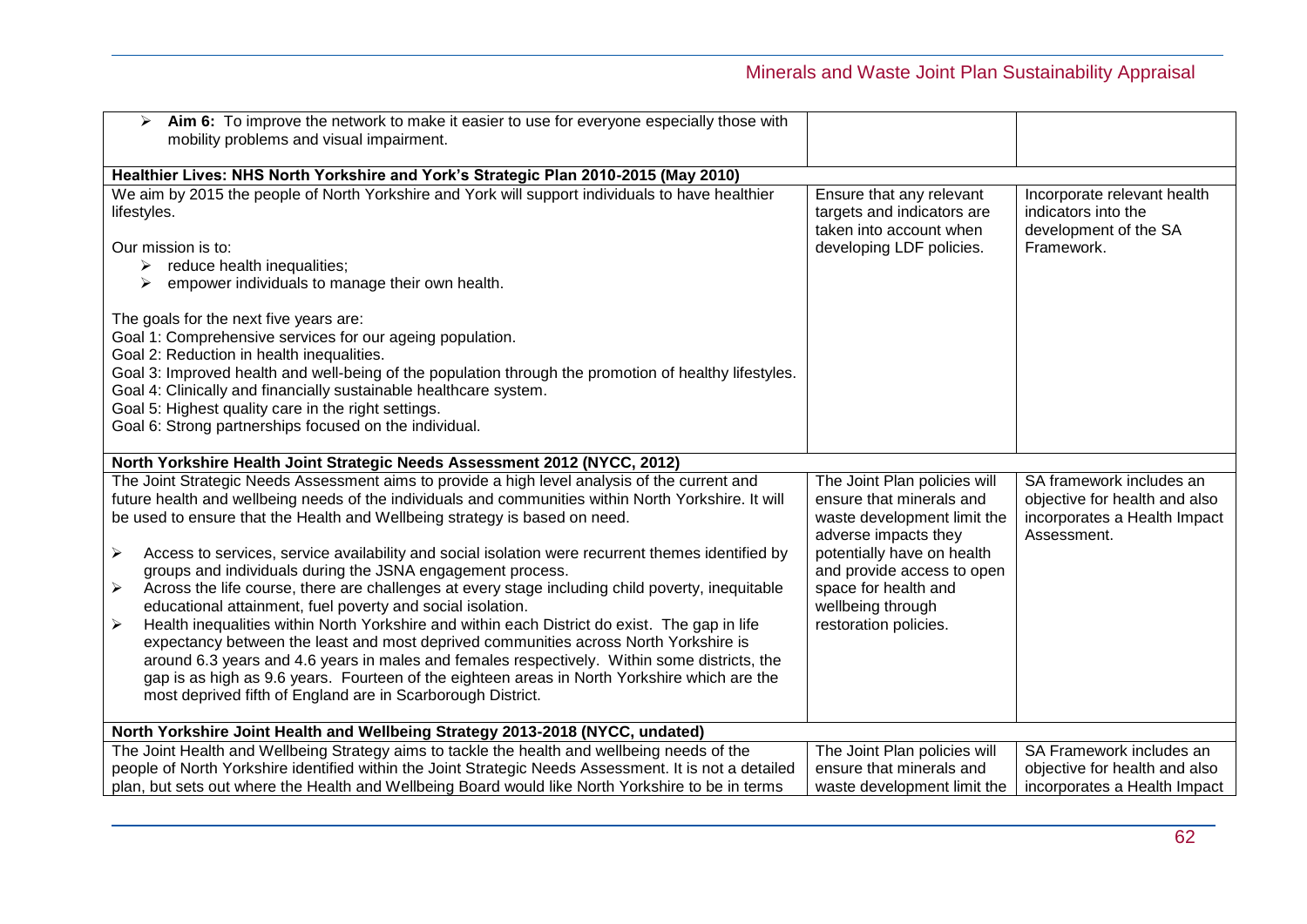| | | |
|---|---|---|
| ➢ **Aim 6:** To improve the network to make it easier to use for everyone especially those with mobility problems and visual impairment. | | |
| **Healthier Lives: NHS North Yorkshire and York's Strategic Plan 2010-2015 (May 2010)** | | |
| We aim by 2015 the people of North Yorkshire and York will support individuals to have healthier lifestyles.<br><br>Our mission is to:<br>➢ reduce health inequalities;<br>➢ empower individuals to manage their own health.<br><br>The goals for the next five years are:<br>Goal 1: Comprehensive services for our ageing population.<br>Goal 2: Reduction in health inequalities.<br>Goal 3: Improved health and well-being of the population through the promotion of healthy lifestyles.<br>Goal 4: Clinically and financially sustainable healthcare system.<br>Goal 5: Highest quality care in the right settings.<br>Goal 6: Strong partnerships focused on the individual. | Ensure that any relevant targets and indicators are taken into account when developing LDF policies. | Incorporate relevant health indicators into the development of the SA Framework. |
| **North Yorkshire Health Joint Strategic Needs Assessment 2012 (NYCC, 2012)** | | |
| The Joint Strategic Needs Assessment aims to provide a high level analysis of the current and future health and wellbeing needs of the individuals and communities within North Yorkshire. It will be used to ensure that the Health and Wellbeing strategy is based on need.<br><br>➢ Access to services, service availability and social isolation were recurrent themes identified by groups and individuals during the JSNA engagement process.<br>➢ Across the life course, there are challenges at every stage including child poverty, inequitable educational attainment, fuel poverty and social isolation.<br>➢ Health inequalities within North Yorkshire and within each District do exist. The gap in life expectancy between the least and most deprived communities across North Yorkshire is around 6.3 years and 4.6 years in males and females respectively. Within some districts, the gap is as high as 9.6 years. Fourteen of the eighteen areas in North Yorkshire which are the most deprived fifth of England are in Scarborough District. | The Joint Plan policies will ensure that minerals and waste development limit the adverse impacts they potentially have on health and provide access to open space for health and wellbeing through restoration policies. | SA framework includes an objective for health and also incorporates a Health Impact Assessment. |
| **North Yorkshire Joint Health and Wellbeing Strategy 2013-2018 (NYCC, undated)** | | |
| The Joint Health and Wellbeing Strategy aims to tackle the health and wellbeing needs of the people of North Yorkshire identified within the Joint Strategic Needs Assessment. It is not a detailed plan, but sets out where the Health and Wellbeing Board would like North Yorkshire to be in terms | The Joint Plan policies will ensure that minerals and waste development limit the | SA Framework includes an objective for health and also incorporates a Health Impact |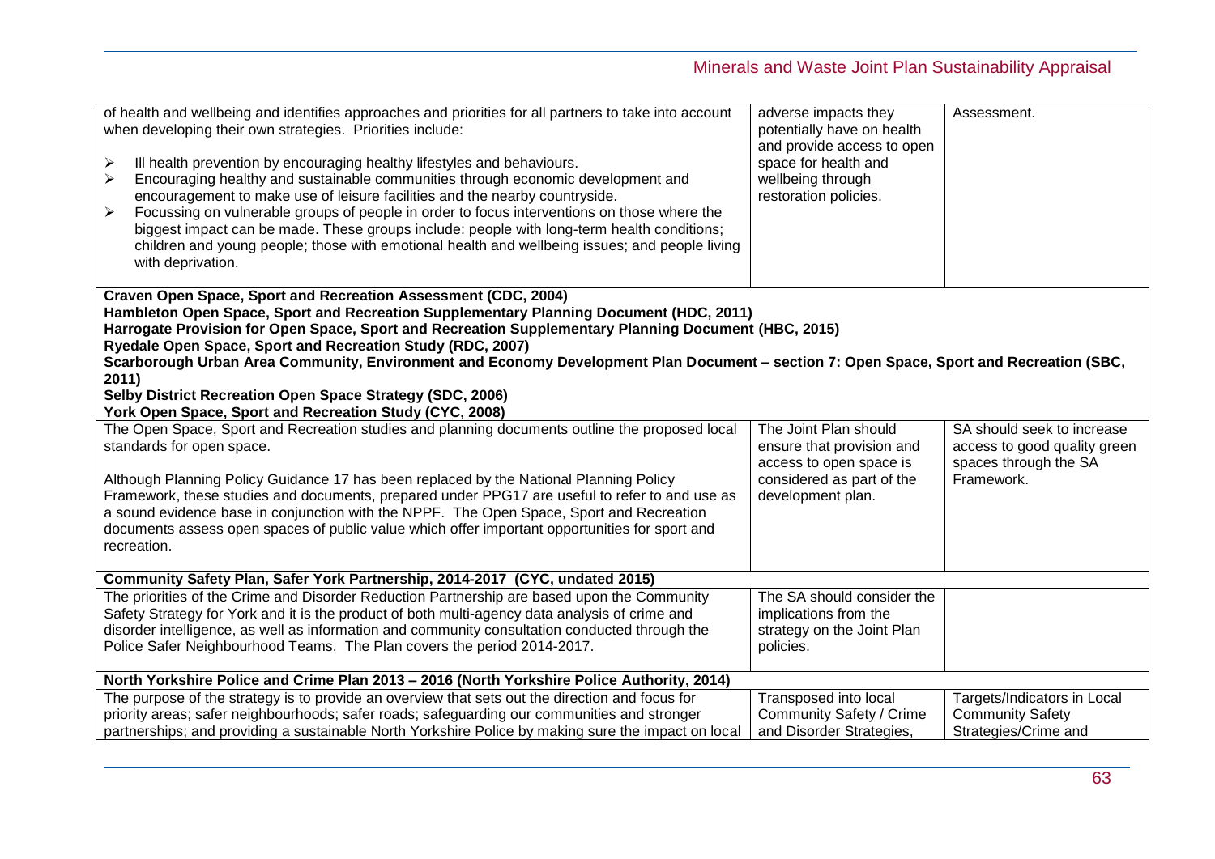| | | |
|---|---|---|
| of health and wellbeing and identifies approaches and priorities for all partners to take into account when developing their own strategies. Priorities include:<br><br>➢ Ill health prevention by encouraging healthy lifestyles and behaviours.<br>➢ Encouraging healthy and sustainable communities through economic development and encouragement to make use of leisure facilities and the nearby countryside.<br>➢ Focussing on vulnerable groups of people in order to focus interventions on those where the biggest impact can be made. These groups include: people with long-term health conditions; children and young people; those with emotional health and wellbeing issues; and people living with deprivation. | adverse impacts they potentially have on health and provide access to open space for health and wellbeing through restoration policies. | Assessment. |
| **Craven Open Space, Sport and Recreation Assessment (CDC, 2004)**<br>**Hambleton Open Space, Sport and Recreation Supplementary Planning Document (HDC, 2011)**<br>**Harrogate Provision for Open Space, Sport and Recreation Supplementary Planning Document (HBC, 2015)**<br>**Ryedale Open Space, Sport and Recreation Study (RDC, 2007)**<br>**Scarborough Urban Area Community, Environment and Economy Development Plan Document – section 7: Open Space, Sport and Recreation (SBC, 2011)**<br>**Selby District Recreation Open Space Strategy (SDC, 2006)**<br>**York Open Space, Sport and Recreation Study (CYC, 2008)** | | |
| The Open Space, Sport and Recreation studies and planning documents outline the proposed local standards for open space.<br><br>Although Planning Policy Guidance 17 has been replaced by the National Planning Policy Framework, these studies and documents, prepared under PPG17 are useful to refer to and use as a sound evidence base in conjunction with the NPPF. The Open Space, Sport and Recreation documents assess open spaces of public value which offer important opportunities for sport and recreation. | The Joint Plan should ensure that provision and access to open space is considered as part of the development plan. | SA should seek to increase access to good quality green spaces through the SA Framework. |
| **Community Safety Plan, Safer York Partnership, 2014-2017 (CYC, undated 2015)** | | |
| The priorities of the Crime and Disorder Reduction Partnership are based upon the Community Safety Strategy for York and it is the product of both multi-agency data analysis of crime and disorder intelligence, as well as information and community consultation conducted through the Police Safer Neighbourhood Teams. The Plan covers the period 2014-2017. | The SA should consider the implications from the strategy on the Joint Plan policies. | |
| **North Yorkshire Police and Crime Plan 2013 – 2016 (North Yorkshire Police Authority, 2014)** | | |
| The purpose of the strategy is to provide an overview that sets out the direction and focus for priority areas; safer neighbourhoods; safer roads; safeguarding our communities and stronger partnerships; and providing a sustainable North Yorkshire Police by making sure the impact on local | Transposed into local Community Safety / Crime and Disorder Strategies, | Targets/Indicators in Local Community Safety Strategies/Crime and |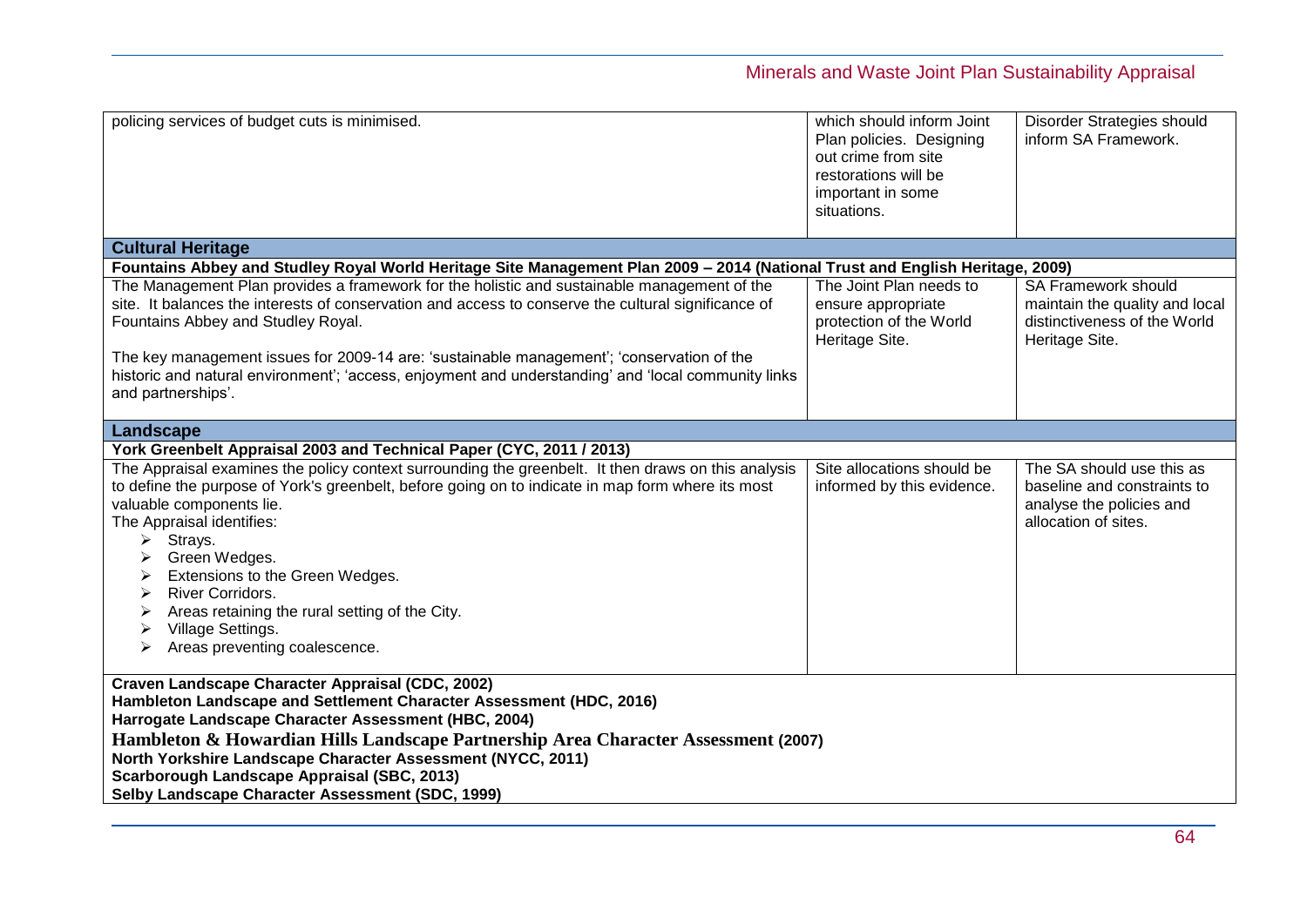| | | |
|---|---|---|
| policing services of budget cuts is minimised. | which should inform Joint Plan policies. Designing out crime from site restorations will be important in some situations. | Disorder Strategies should inform SA Framework. |
| **Cultural Heritage** | | |
| **Fountains Abbey and Studley Royal World Heritage Site Management Plan 2009 – 2014 (National Trust and English Heritage, 2009)** | | |
| The Management Plan provides a framework for the holistic and sustainable management of the site. It balances the interests of conservation and access to conserve the cultural significance of Fountains Abbey and Studley Royal.<br><br>The key management issues for 2009-14 are: 'sustainable management'; 'conservation of the historic and natural environment'; 'access, enjoyment and understanding' and 'local community links and partnerships'. | The Joint Plan needs to ensure appropriate protection of the World Heritage Site. | SA Framework should maintain the quality and local distinctiveness of the World Heritage Site. |
| **Landscape** | | |
| **York Greenbelt Appraisal 2003 and Technical Paper (CYC, 2011 / 2013)** | | |
| The Appraisal examines the policy context surrounding the greenbelt. It then draws on this analysis to define the purpose of York's greenbelt, before going on to indicate in map form where its most valuable components lie.<br>The Appraisal identifies:<br>➢ Strays.<br>➢ Green Wedges.<br>➢ Extensions to the Green Wedges.<br>➢ River Corridors.<br>➢ Areas retaining the rural setting of the City.<br>➢ Village Settings.<br>➢ Areas preventing coalescence. | Site allocations should be informed by this evidence. | The SA should use this as baseline and constraints to analyse the policies and allocation of sites. |
| **Craven Landscape Character Appraisal (CDC, 2002)**<br>**Hambleton Landscape and Settlement Character Assessment (HDC, 2016)**<br>**Harrogate Landscape Character Assessment (HBC, 2004)**<br>**Hambleton & Howardian Hills Landscape Partnership Area Character Assessment (2007)**<br>**North Yorkshire Landscape Character Assessment (NYCC, 2011)**<br>**Scarborough Landscape Appraisal (SBC, 2013)**<br>**Selby Landscape Character Assessment (SDC, 1999)** | | |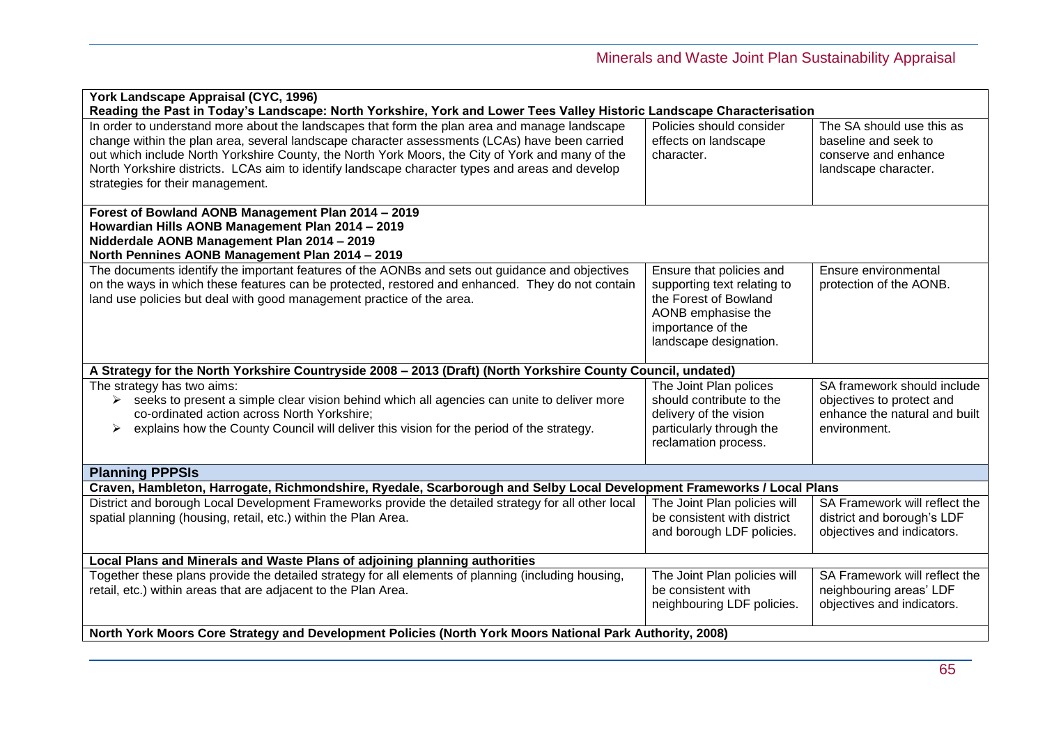| | | |
|---|---|---|
| **York Landscape Appraisal (CYC, 1996)**<br>**Reading the Past in Today's Landscape: North Yorkshire, York and Lower Tees Valley Historic Landscape Characterisation** | | |
| In order to understand more about the landscapes that form the plan area and manage landscape change within the plan area, several landscape character assessments (LCAs) have been carried out which include North Yorkshire County, the North York Moors, the City of York and many of the North Yorkshire districts. LCAs aim to identify landscape character types and areas and develop strategies for their management. | Policies should consider effects on landscape character. | The SA should use this as baseline and seek to conserve and enhance landscape character. |
| **Forest of Bowland AONB Management Plan 2014 – 2019**<br>**Howardian Hills AONB Management Plan 2014 – 2019**<br>**Nidderdale AONB Management Plan 2014 – 2019**<br>**North Pennines AONB Management Plan 2014 – 2019** | | |
| The documents identify the important features of the AONBs and sets out guidance and objectives on the ways in which these features can be protected, restored and enhanced. They do not contain land use policies but deal with good management practice of the area. | Ensure that policies and supporting text relating to the Forest of Bowland AONB emphasise the importance of the landscape designation. | Ensure environmental protection of the AONB. |
| **A Strategy for the North Yorkshire Countryside 2008 – 2013 (Draft) (North Yorkshire County Council, undated)** | | |
| The strategy has two aims:<br>➢ seeks to present a simple clear vision behind which all agencies can unite to deliver more co-ordinated action across North Yorkshire;<br>➢ explains how the County Council will deliver this vision for the period of the strategy. | The Joint Plan polices should contribute to the delivery of the vision particularly through the reclamation process. | SA framework should include objectives to protect and enhance the natural and built environment. |
| **Planning PPPSIs** | | |
| **Craven, Hambleton, Harrogate, Richmondshire, Ryedale, Scarborough and Selby Local Development Frameworks / Local Plans** | | |
| District and borough Local Development Frameworks provide the detailed strategy for all other local spatial planning (housing, retail, etc.) within the Plan Area. | The Joint Plan policies will be consistent with district and borough LDF policies. | SA Framework will reflect the district and borough's LDF objectives and indicators. |
| **Local Plans and Minerals and Waste Plans of adjoining planning authorities** | | |
| Together these plans provide the detailed strategy for all elements of planning (including housing, retail, etc.) within areas that are adjacent to the Plan Area. | The Joint Plan policies will be consistent with neighbouring LDF policies. | SA Framework will reflect the neighbouring areas' LDF objectives and indicators. |
| **North York Moors Core Strategy and Development Policies (North York Moors National Park Authority, 2008)** | | |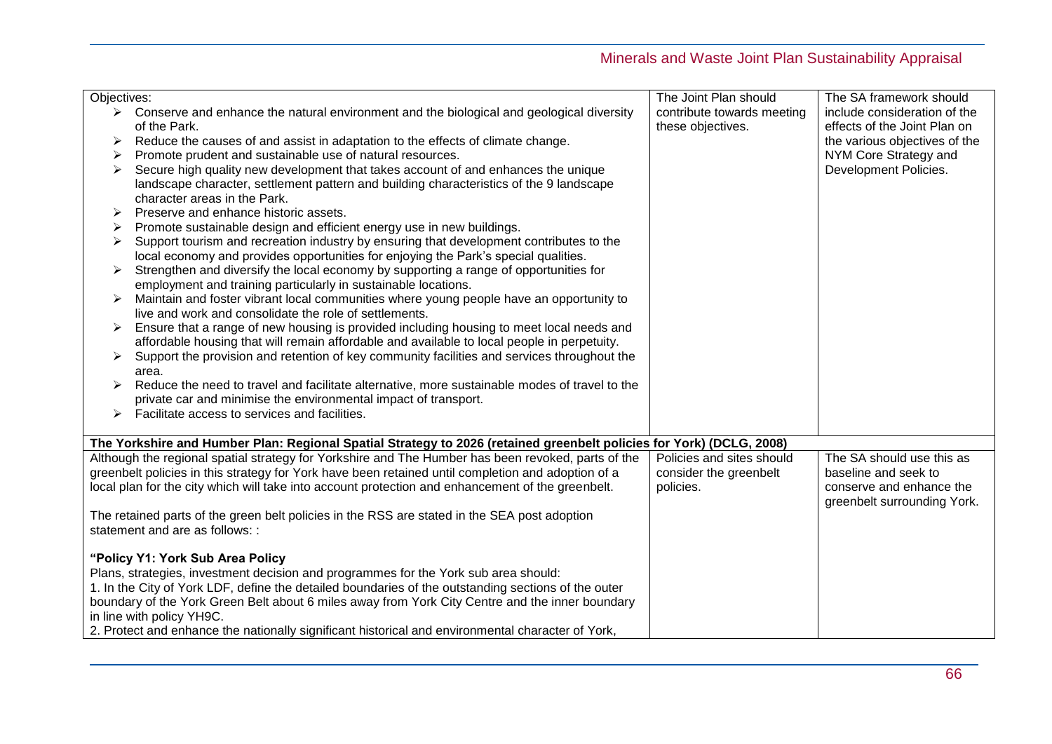| | | |
|---|---|---|
| Objectives:<br>➢ Conserve and enhance the natural environment and the biological and geological diversity of the Park.<br>➢ Reduce the causes of and assist in adaptation to the effects of climate change.<br>➢ Promote prudent and sustainable use of natural resources.<br>➢ Secure high quality new development that takes account of and enhances the unique landscape character, settlement pattern and building characteristics of the 9 landscape character areas in the Park.<br>➢ Preserve and enhance historic assets.<br>➢ Promote sustainable design and efficient energy use in new buildings.<br>➢ Support tourism and recreation industry by ensuring that development contributes to the local economy and provides opportunities for enjoying the Park's special qualities.<br>➢ Strengthen and diversify the local economy by supporting a range of opportunities for employment and training particularly in sustainable locations.<br>➢ Maintain and foster vibrant local communities where young people have an opportunity to live and work and consolidate the role of settlements.<br>➢ Ensure that a range of new housing is provided including housing to meet local needs and affordable housing that will remain affordable and available to local people in perpetuity.<br>➢ Support the provision and retention of key community facilities and services throughout the area.<br>➢ Reduce the need to travel and facilitate alternative, more sustainable modes of travel to the private car and minimise the environmental impact of transport.<br>➢ Facilitate access to services and facilities. | The Joint Plan should contribute towards meeting these objectives. | The SA framework should include consideration of the effects of the Joint Plan on the various objectives of the NYM Core Strategy and Development Policies. |
| **The Yorkshire and Humber Plan: Regional Spatial Strategy to 2026 (retained greenbelt policies for York) (DCLG, 2008)** | | |
| Although the regional spatial strategy for Yorkshire and The Humber has been revoked, parts of the greenbelt policies in this strategy for York have been retained until completion and adoption of a local plan for the city which will take into account protection and enhancement of the greenbelt.<br><br>The retained parts of the green belt policies in the RSS are stated in the SEA post adoption statement and are as follows: :<br><br>**"Policy Y1: York Sub Area Policy**<br>Plans, strategies, investment decision and programmes for the York sub area should:<br>1. In the City of York LDF, define the detailed boundaries of the outstanding sections of the outer boundary of the York Green Belt about 6 miles away from York City Centre and the inner boundary in line with policy YH9C.<br>2. Protect and enhance the nationally significant historical and environmental character of York, | Policies and sites should consider the greenbelt policies. | The SA should use this as baseline and seek to conserve and enhance the greenbelt surrounding York. |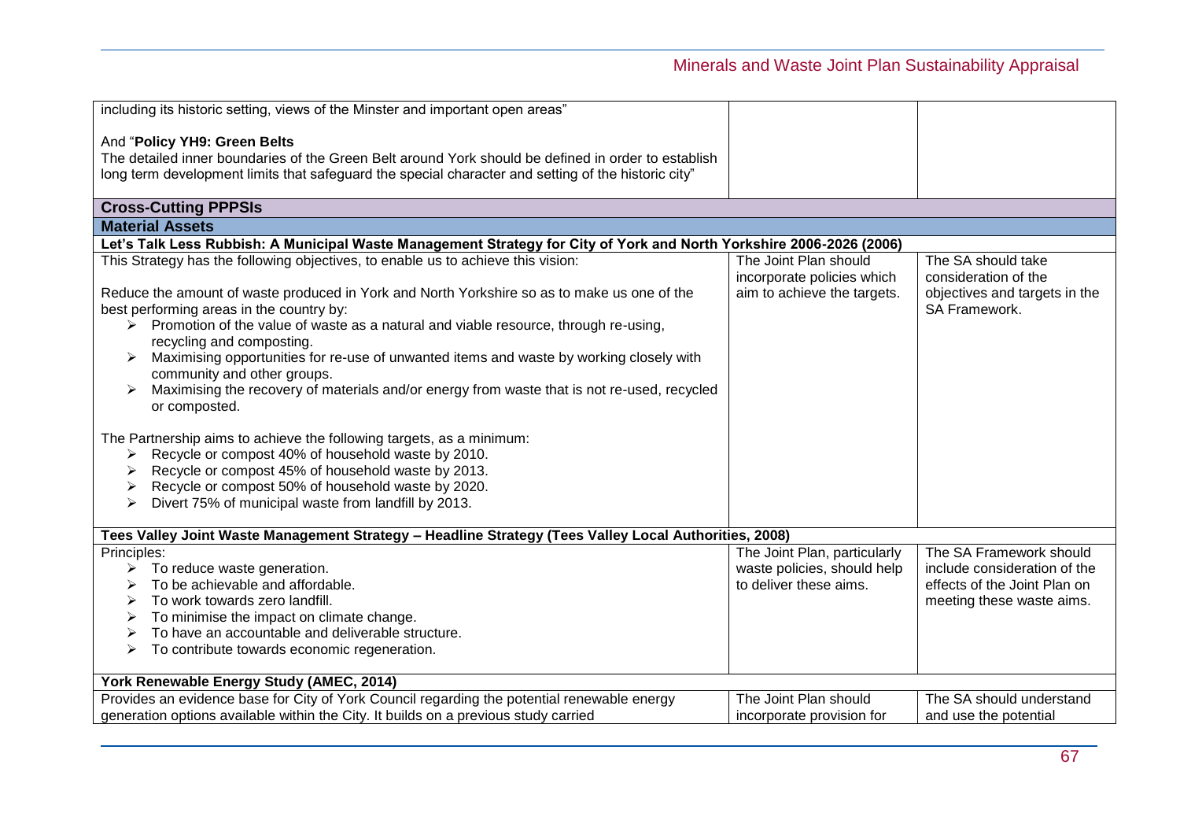| | | |
|---|---|---|
| including its historic setting, views of the Minster and important open areas"<br><br>And "**Policy YH9: Green Belts**<br>The detailed inner boundaries of the Green Belt around York should be defined in order to establish long term development limits that safeguard the special character and setting of the historic city" | | |
| **Cross-Cutting PPPSIs** | | |
| **Material Assets** | | |
| **Let's Talk Less Rubbish: A Municipal Waste Management Strategy for City of York and North Yorkshire 2006-2026 (2006)** | | |
| This Strategy has the following objectives, to enable us to achieve this vision:<br><br>Reduce the amount of waste produced in York and North Yorkshire so as to make us one of the best performing areas in the country by:<br>➢ Promotion of the value of waste as a natural and viable resource, through re-using, recycling and composting.<br>➢ Maximising opportunities for re-use of unwanted items and waste by working closely with community and other groups.<br>➢ Maximising the recovery of materials and/or energy from waste that is not re-used, recycled or composted.<br><br>The Partnership aims to achieve the following targets, as a minimum:<br>➢ Recycle or compost 40% of household waste by 2010.<br>➢ Recycle or compost 45% of household waste by 2013.<br>➢ Recycle or compost 50% of household waste by 2020.<br>➢ Divert 75% of municipal waste from landfill by 2013. | The Joint Plan should incorporate policies which aim to achieve the targets. | The SA should take consideration of the objectives and targets in the SA Framework. |
| **Tees Valley Joint Waste Management Strategy – Headline Strategy (Tees Valley Local Authorities, 2008)** | | |
| Principles:<br>➢ To reduce waste generation.<br>➢ To be achievable and affordable.<br>➢ To work towards zero landfill.<br>➢ To minimise the impact on climate change.<br>➢ To have an accountable and deliverable structure.<br>➢ To contribute towards economic regeneration. | The Joint Plan, particularly waste policies, should help to deliver these aims. | The SA Framework should include consideration of the effects of the Joint Plan on meeting these waste aims. |
| **York Renewable Energy Study (AMEC, 2014)** | | |
| Provides an evidence base for City of York Council regarding the potential renewable energy generation options available within the City. It builds on a previous study carried | The Joint Plan should incorporate provision for | The SA should understand and use the potential |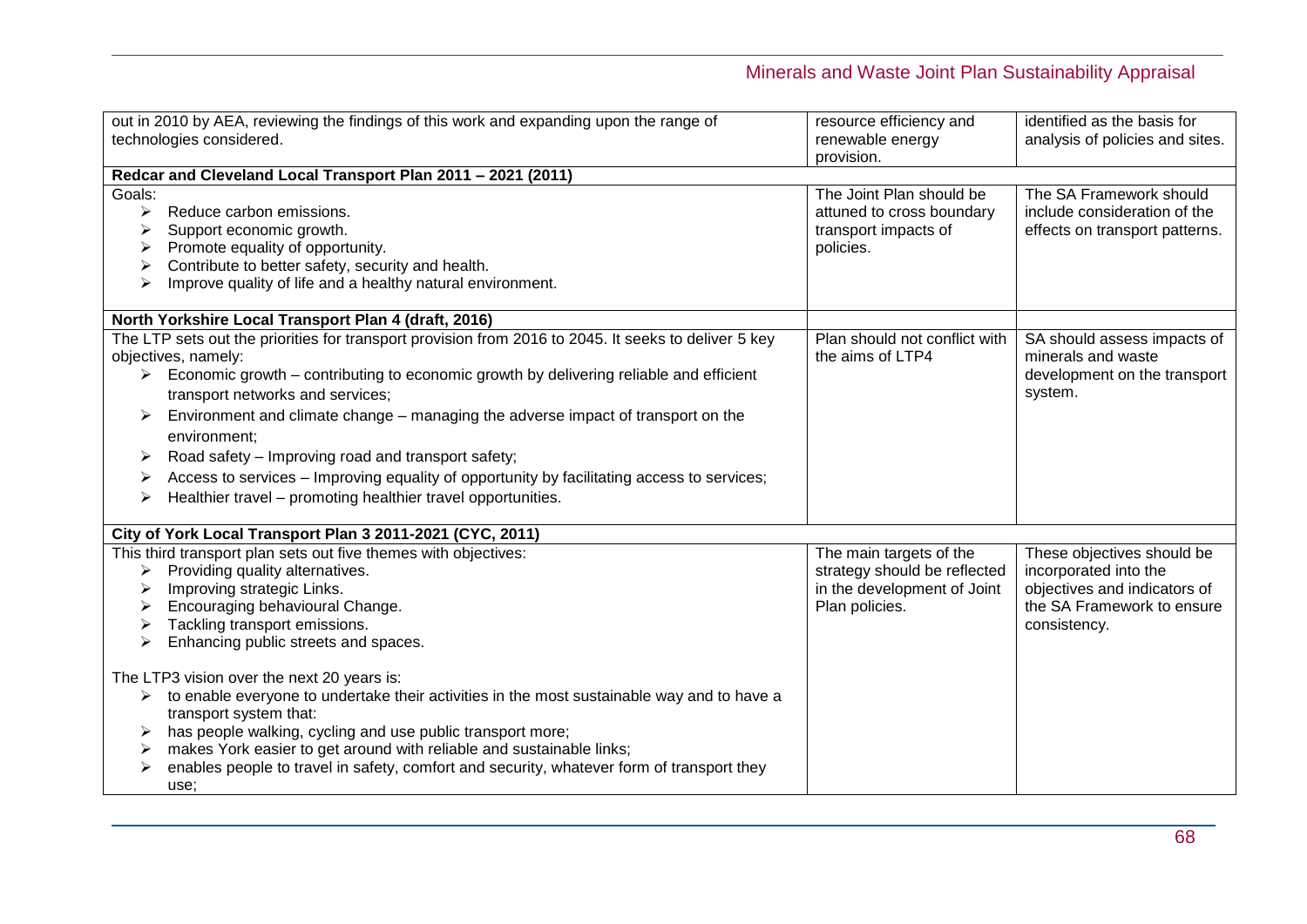| | | |
|---|---|---|
| out in 2010 by AEA, reviewing the findings of this work and expanding upon the range of technologies considered. | resource efficiency and renewable energy provision. | identified as the basis for analysis of policies and sites. |
| **Redcar and Cleveland Local Transport Plan 2011 – 2021 (2011)** | | |
| Goals:<br>➢ Reduce carbon emissions.<br>➢ Support economic growth.<br>➢ Promote equality of opportunity.<br>➢ Contribute to better safety, security and health.<br>➢ Improve quality of life and a healthy natural environment. | The Joint Plan should be attuned to cross boundary transport impacts of policies. | The SA Framework should include consideration of the effects on transport patterns. |
| **North Yorkshire Local Transport Plan 4 (draft, 2016)** | | |
| The LTP sets out the priorities for transport provision from 2016 to 2045. It seeks to deliver 5 key objectives, namely:<br>➢ Economic growth – contributing to economic growth by delivering reliable and efficient transport networks and services;<br>➢ Environment and climate change – managing the adverse impact of transport on the environment;<br>➢ Road safety – Improving road and transport safety;<br>➢ Access to services – Improving equality of opportunity by facilitating access to services;<br>➢ Healthier travel – promoting healthier travel opportunities. | Plan should not conflict with the aims of LTP4 | SA should assess impacts of minerals and waste development on the transport system. |
| **City of York Local Transport Plan 3 2011-2021 (CYC, 2011)** | | |
| This third transport plan sets out five themes with objectives:<br>➢ Providing quality alternatives.<br>➢ Improving strategic Links.<br>➢ Encouraging behavioural Change.<br>➢ Tackling transport emissions.<br>➢ Enhancing public streets and spaces.<br><br>The LTP3 vision over the next 20 years is:<br>➢ to enable everyone to undertake their activities in the most sustainable way and to have a transport system that:<br>➢ has people walking, cycling and use public transport more;<br>➢ makes York easier to get around with reliable and sustainable links;<br>➢ enables people to travel in safety, comfort and security, whatever form of transport they use; | The main targets of the strategy should be reflected in the development of Joint Plan policies. | These objectives should be incorporated into the objectives and indicators of the SA Framework to ensure consistency. |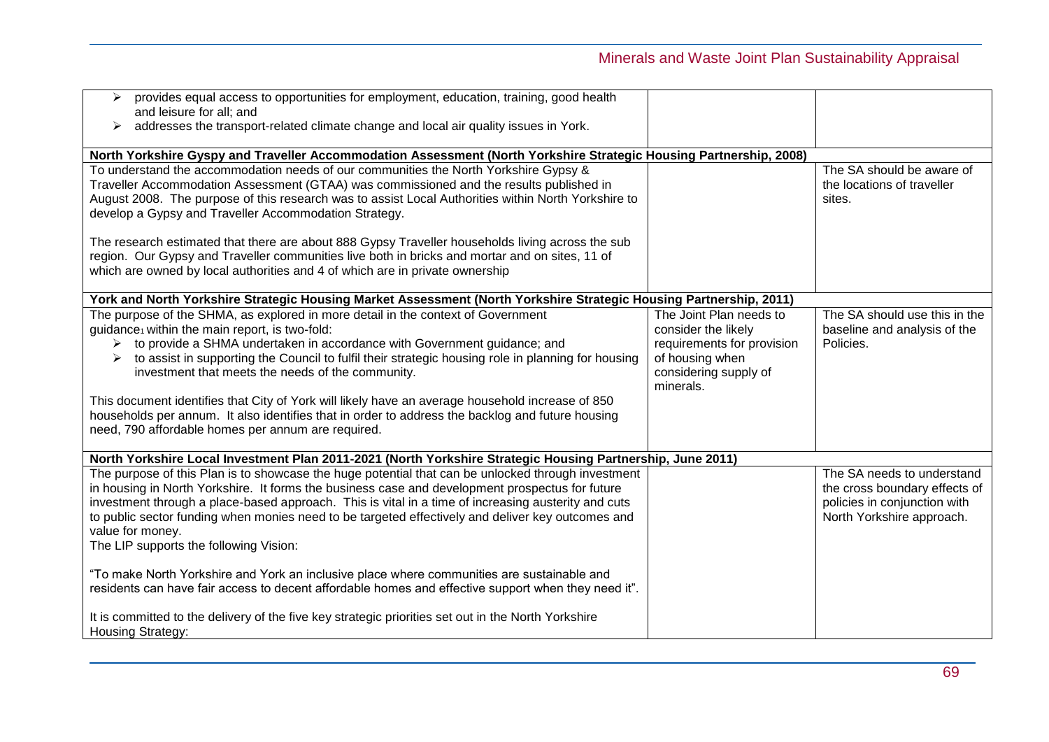| | | |
|---|---|---|
| ➢ provides equal access to opportunities for employment, education, training, good health and leisure for all; and<br>➢ addresses the transport-related climate change and local air quality issues in York. | | |
| **North Yorkshire Gyspy and Traveller Accommodation Assessment (North Yorkshire Strategic Housing Partnership, 2008)** | | |
| To understand the accommodation needs of our communities the North Yorkshire Gypsy & Traveller Accommodation Assessment (GTAA) was commissioned and the results published in August 2008. The purpose of this research was to assist Local Authorities within North Yorkshire to develop a Gypsy and Traveller Accommodation Strategy.<br><br>The research estimated that there are about 888 Gypsy Traveller households living across the sub region. Our Gypsy and Traveller communities live both in bricks and mortar and on sites, 11 of which are owned by local authorities and 4 of which are in private ownership | | The SA should be aware of the locations of traveller sites. |
| **York and North Yorkshire Strategic Housing Market Assessment (North Yorkshire Strategic Housing Partnership, 2011)** | | |
| The purpose of the SHMA, as explored in more detail in the context of Government guidance[1] within the main report, is two-fold:<br>➢ to provide a SHMA undertaken in accordance with Government guidance; and<br>➢ to assist in supporting the Council to fulfil their strategic housing role in planning for housing investment that meets the needs of the community.<br><br>This document identifies that City of York will likely have an average household increase of 850 households per annum. It also identifies that in order to address the backlog and future housing need, 790 affordable homes per annum are required. | The Joint Plan needs to consider the likely requirements for provision of housing when considering supply of minerals. | The SA should use this in the baseline and analysis of the Policies. |
| **North Yorkshire Local Investment Plan 2011-2021 (North Yorkshire Strategic Housing Partnership, June 2011)** | | |
| The purpose of this Plan is to showcase the huge potential that can be unlocked through investment in housing in North Yorkshire. It forms the business case and development prospectus for future investment through a place-based approach. This is vital in a time of increasing austerity and cuts to public sector funding when monies need to be targeted effectively and deliver key outcomes and value for money.<br>The LIP supports the following Vision:<br><br>"To make North Yorkshire and York an inclusive place where communities are sustainable and residents can have fair access to decent affordable homes and effective support when they need it".<br><br>It is committed to the delivery of the five key strategic priorities set out in the North Yorkshire Housing Strategy: | | The SA needs to understand the cross boundary effects of policies in conjunction with North Yorkshire approach. |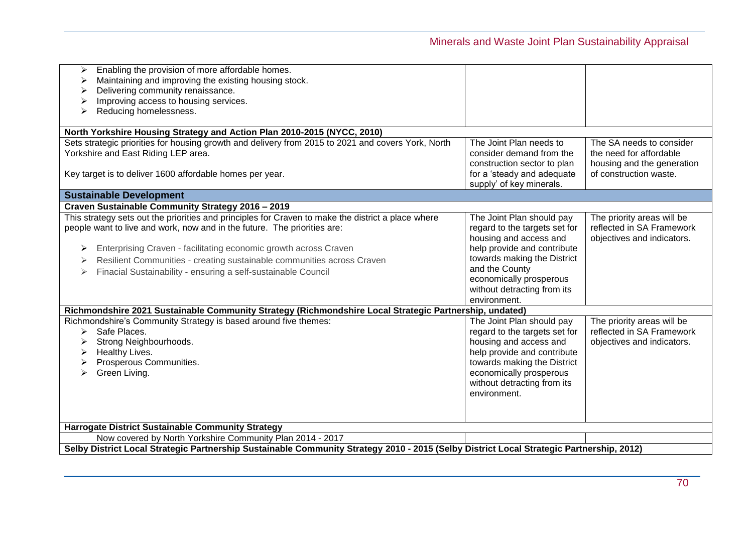| | | |
|---|---|---|
| ➢ Enabling the provision of more affordable homes.<br>➢ Maintaining and improving the existing housing stock.<br>➢ Delivering community renaissance.<br>➢ Improving access to housing services.<br>➢ Reducing homelessness. | | |
| **North Yorkshire Housing Strategy and Action Plan 2010-2015 (NYCC, 2010)** | | |
| Sets strategic priorities for housing growth and delivery from 2015 to 2021 and covers York, North Yorkshire and East Riding LEP area.<br><br>Key target is to deliver 1600 affordable homes per year. | The Joint Plan needs to consider demand from the construction sector to plan for a 'steady and adequate supply' of key minerals. | The SA needs to consider the need for affordable housing and the generation of construction waste. |
| **Sustainable Development** | | |
| **Craven Sustainable Community Strategy 2016 – 2019** | | |
| This strategy sets out the priorities and principles for Craven to make the district a place where people want to live and work, now and in the future. The priorities are:<br><br>➢ Enterprising Craven - facilitating economic growth across Craven<br>➢ Resilient Communities - creating sustainable communities across Craven<br>➢ Finacial Sustainability - ensuring a self-sustainable Council | The Joint Plan should pay regard to the targets set for housing and access and help provide and contribute towards making the District and the County economically prosperous without detracting from its environment. | The priority areas will be reflected in SA Framework objectives and indicators. |
| **Richmondshire 2021 Sustainable Community Strategy (Richmondshire Local Strategic Partnership, undated)** | | |
| Richmondshire's Community Strategy is based around five themes:<br>➢ Safe Places.<br>➢ Strong Neighbourhoods.<br>➢ Healthy Lives.<br>➢ Prosperous Communities.<br>➢ Green Living. | The Joint Plan should pay regard to the targets set for housing and access and help provide and contribute towards making the District economically prosperous without detracting from its environment. | The priority areas will be reflected in SA Framework objectives and indicators. |
| **Harrogate District Sustainable Community Strategy** | | |
| Now covered by North Yorkshire Community Plan 2014 - 2017 | | |
| **Selby District Local Strategic Partnership Sustainable Community Strategy 2010 - 2015 (Selby District Local Strategic Partnership, 2012)** | | |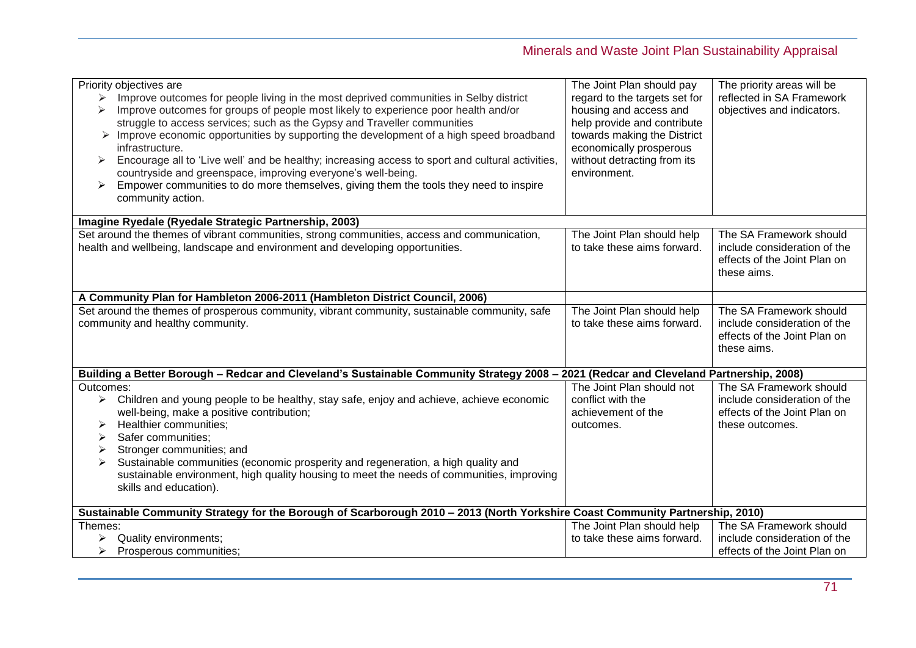| | | |
|---|---|---|
| Priority objectives are<br>➢ Improve outcomes for people living in the most deprived communities in Selby district<br>➢ Improve outcomes for groups of people most likely to experience poor health and/or struggle to access services; such as the Gypsy and Traveller communities<br>➢ Improve economic opportunities by supporting the development of a high speed broadband infrastructure.<br>➢ Encourage all to 'Live well' and be healthy; increasing access to sport and cultural activities, countryside and greenspace, improving everyone's well-being.<br>➢ Empower communities to do more themselves, giving them the tools they need to inspire community action. | The Joint Plan should pay regard to the targets set for housing and access and help provide and contribute towards making the District economically prosperous without detracting from its environment. | The priority areas will be reflected in SA Framework objectives and indicators. |
| **Imagine Ryedale (Ryedale Strategic Partnership, 2003)** | | |
| Set around the themes of vibrant communities, strong communities, access and communication, health and wellbeing, landscape and environment and developing opportunities. | The Joint Plan should help to take these aims forward. | The SA Framework should include consideration of the effects of the Joint Plan on these aims. |
| **A Community Plan for Hambleton 2006-2011 (Hambleton District Council, 2006)** | | |
| Set around the themes of prosperous community, vibrant community, sustainable community, safe community and healthy community. | The Joint Plan should help to take these aims forward. | The SA Framework should include consideration of the effects of the Joint Plan on these aims. |
| **Building a Better Borough – Redcar and Cleveland's Sustainable Community Strategy 2008 – 2021 (Redcar and Cleveland Partnership, 2008)** | | |
| Outcomes:<br>➢ Children and young people to be healthy, stay safe, enjoy and achieve, achieve economic well-being, make a positive contribution;<br>➢ Healthier communities;<br>➢ Safer communities;<br>➢ Stronger communities; and<br>➢ Sustainable communities (economic prosperity and regeneration, a high quality and sustainable environment, high quality housing to meet the needs of communities, improving skills and education). | The Joint Plan should not conflict with the achievement of the outcomes. | The SA Framework should include consideration of the effects of the Joint Plan on these outcomes. |
| **Sustainable Community Strategy for the Borough of Scarborough 2010 – 2013 (North Yorkshire Coast Community Partnership, 2010)** | | |
| Themes:<br>➢ Quality environments;<br>➢ Prosperous communities; | The Joint Plan should help to take these aims forward. | The SA Framework should include consideration of the effects of the Joint Plan on |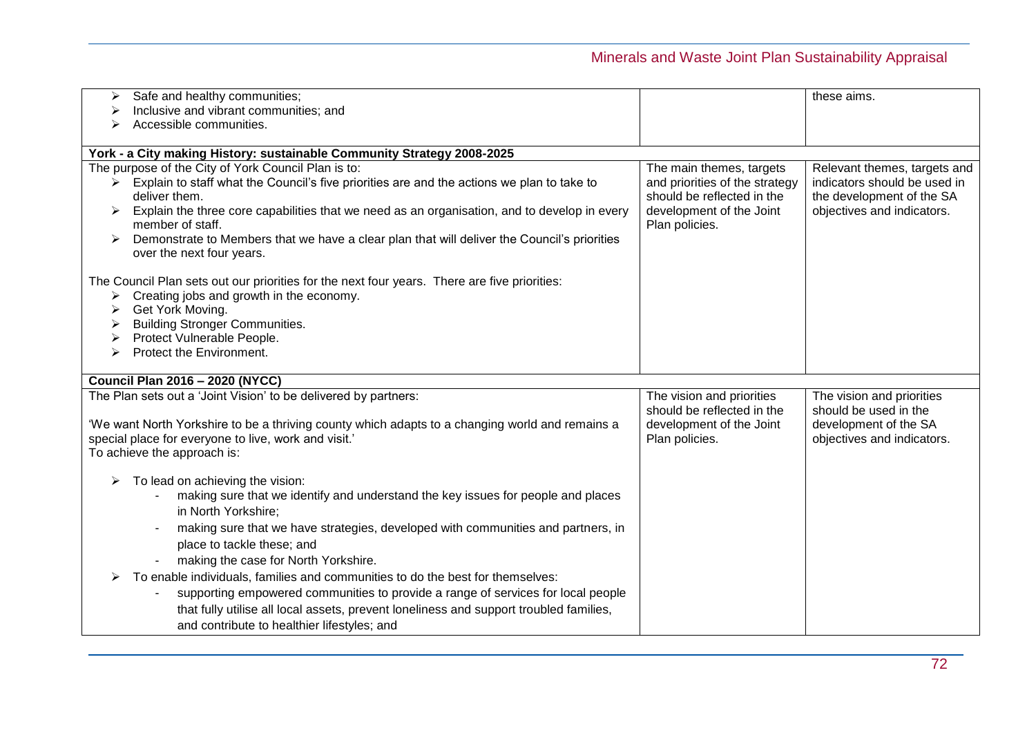| | | |
|---|---|---|
| ➢ Safe and healthy communities;<br>➢ Inclusive and vibrant communities; and<br>➢ Accessible communities. | | these aims. |
| **York - a City making History: sustainable Community Strategy 2008-2025** | | |
| The purpose of the City of York Council Plan is to:<br>➢ Explain to staff what the Council's five priorities are and the actions we plan to take to deliver them.<br>➢ Explain the three core capabilities that we need as an organisation, and to develop in every member of staff.<br>➢ Demonstrate to Members that we have a clear plan that will deliver the Council's priorities over the next four years.<br><br>The Council Plan sets out our priorities for the next four years. There are five priorities:<br>➢ Creating jobs and growth in the economy.<br>➢ Get York Moving.<br>➢ Building Stronger Communities.<br>➢ Protect Vulnerable People.<br>➢ Protect the Environment. | The main themes, targets and priorities of the strategy should be reflected in the development of the Joint Plan policies. | Relevant themes, targets and indicators should be used in the development of the SA objectives and indicators. |
| **Council Plan 2016 – 2020 (NYCC)** | | |
| The Plan sets out a 'Joint Vision' to be delivered by partners:<br><br>'We want North Yorkshire to be a thriving county which adapts to a changing world and remains a special place for everyone to live, work and visit.'<br>To achieve the approach is:<br><br>➢ To lead on achieving the vision:<br>- making sure that we identify and understand the key issues for people and places in North Yorkshire;<br>- making sure that we have strategies, developed with communities and partners, in place to tackle these; and<br>- making the case for North Yorkshire.<br>➢ To enable individuals, families and communities to do the best for themselves:<br>- supporting empowered communities to provide a range of services for local people that fully utilise all local assets, prevent loneliness and support troubled families, and contribute to healthier lifestyles; and | The vision and priorities should be reflected in the development of the Joint Plan policies. | The vision and priorities should be used in the development of the SA objectives and indicators. |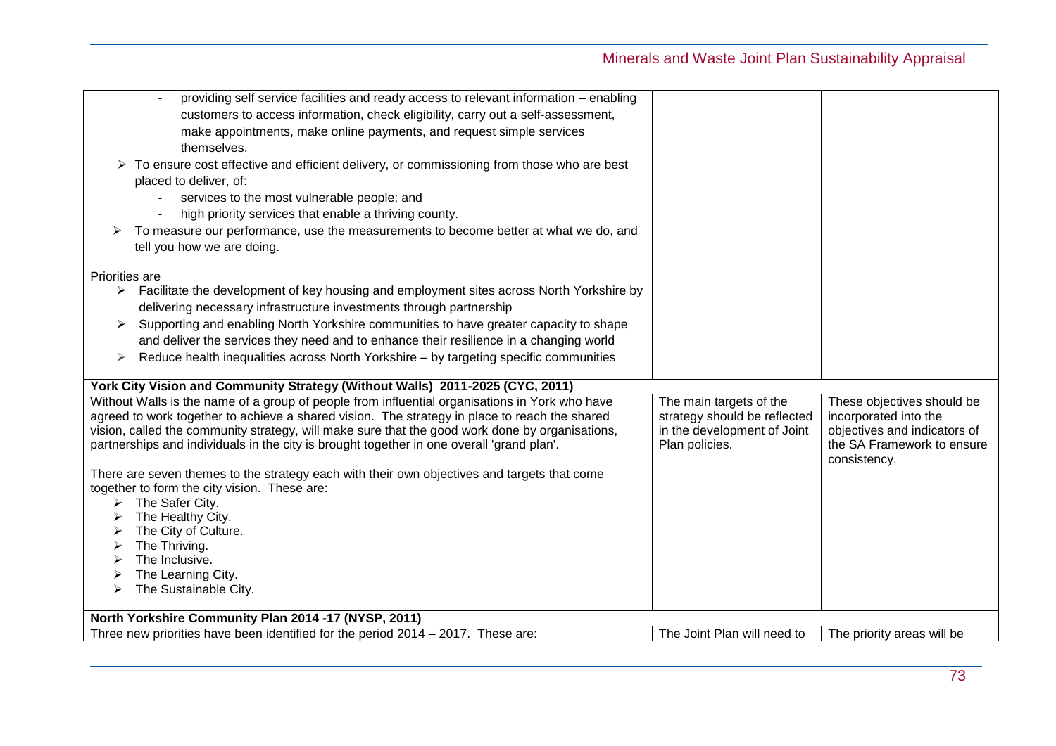| | | |
|---|---|---|
| - providing self service facilities and ready access to relevant information – enabling customers to access information, check eligibility, carry out a self-assessment, make appointments, make online payments, and request simple services themselves.<br>➢ To ensure cost effective and efficient delivery, or commissioning from those who are best placed to deliver, of:<br>- services to the most vulnerable people; and<br>- high priority services that enable a thriving county.<br>➢ To measure our performance, use the measurements to become better at what we do, and tell you how we are doing.<br><br>Priorities are<br>➢ Facilitate the development of key housing and employment sites across North Yorkshire by delivering necessary infrastructure investments through partnership<br>➢ Supporting and enabling North Yorkshire communities to have greater capacity to shape and deliver the services they need and to enhance their resilience in a changing world<br>➢ Reduce health inequalities across North Yorkshire – by targeting specific communities | | |
| **York City Vision and Community Strategy (Without Walls) 2011-2025 (CYC, 2011)** | | |
| Without Walls is the name of a group of people from influential organisations in York who have agreed to work together to achieve a shared vision. The strategy in place to reach the shared vision, called the community strategy, will make sure that the good work done by organisations, partnerships and individuals in the city is brought together in one overall 'grand plan'.<br><br>There are seven themes to the strategy each with their own objectives and targets that come together to form the city vision. These are:<br>➢ The Safer City.<br>➢ The Healthy City.<br>➢ The City of Culture.<br>➢ The Thriving.<br>➢ The Inclusive.<br>➢ The Learning City.<br>➢ The Sustainable City. | The main targets of the strategy should be reflected in the development of Joint Plan policies. | These objectives should be incorporated into the objectives and indicators of the SA Framework to ensure consistency. |
| **North Yorkshire Community Plan 2014 -17 (NYSP, 2011)** | | |
| Three new priorities have been identified for the period 2014 – 2017. These are: | The Joint Plan will need to | The priority areas will be |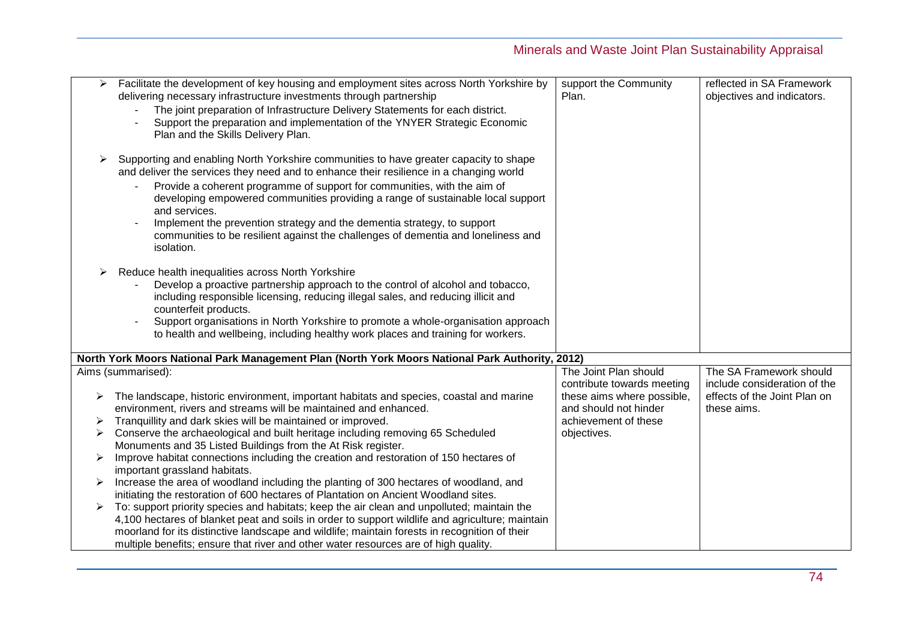| | | |
|---|---|---|
| ➢ Facilitate the development of key housing and employment sites across North Yorkshire by delivering necessary infrastructure investments through partnership<br>- The joint preparation of Infrastructure Delivery Statements for each district.<br>- Support the preparation and implementation of the YNYER Strategic Economic Plan and the Skills Delivery Plan.<br><br>➢ Supporting and enabling North Yorkshire communities to have greater capacity to shape and deliver the services they need and to enhance their resilience in a changing world<br>- Provide a coherent programme of support for communities, with the aim of developing empowered communities providing a range of sustainable local support and services.<br>- Implement the prevention strategy and the dementia strategy, to support communities to be resilient against the challenges of dementia and loneliness and isolation.<br><br>➢ Reduce health inequalities across North Yorkshire<br>- Develop a proactive partnership approach to the control of alcohol and tobacco, including responsible licensing, reducing illegal sales, and reducing illicit and counterfeit products.<br>- Support organisations in North Yorkshire to promote a whole-organisation approach to health and wellbeing, including healthy work places and training for workers. | support the Community Plan. | reflected in SA Framework objectives and indicators. |
| **North York Moors National Park Management Plan (North York Moors National Park Authority, 2012)** | | |
| Aims (summarised):<br><br>➢ The landscape, historic environment, important habitats and species, coastal and marine environment, rivers and streams will be maintained and enhanced.<br>➢ Tranquillity and dark skies will be maintained or improved.<br>➢ Conserve the archaeological and built heritage including removing 65 Scheduled Monuments and 35 Listed Buildings from the At Risk register.<br>➢ Improve habitat connections including the creation and restoration of 150 hectares of important grassland habitats.<br>➢ Increase the area of woodland including the planting of 300 hectares of woodland, and initiating the restoration of 600 hectares of Plantation on Ancient Woodland sites.<br>➢ To: support priority species and habitats; keep the air clean and unpolluted; maintain the 4,100 hectares of blanket peat and soils in order to support wildlife and agriculture; maintain moorland for its distinctive landscape and wildlife; maintain forests in recognition of their multiple benefits; ensure that river and other water resources are of high quality. | The Joint Plan should contribute towards meeting these aims where possible, and should not hinder achievement of these objectives. | The SA Framework should include consideration of the effects of the Joint Plan on these aims. |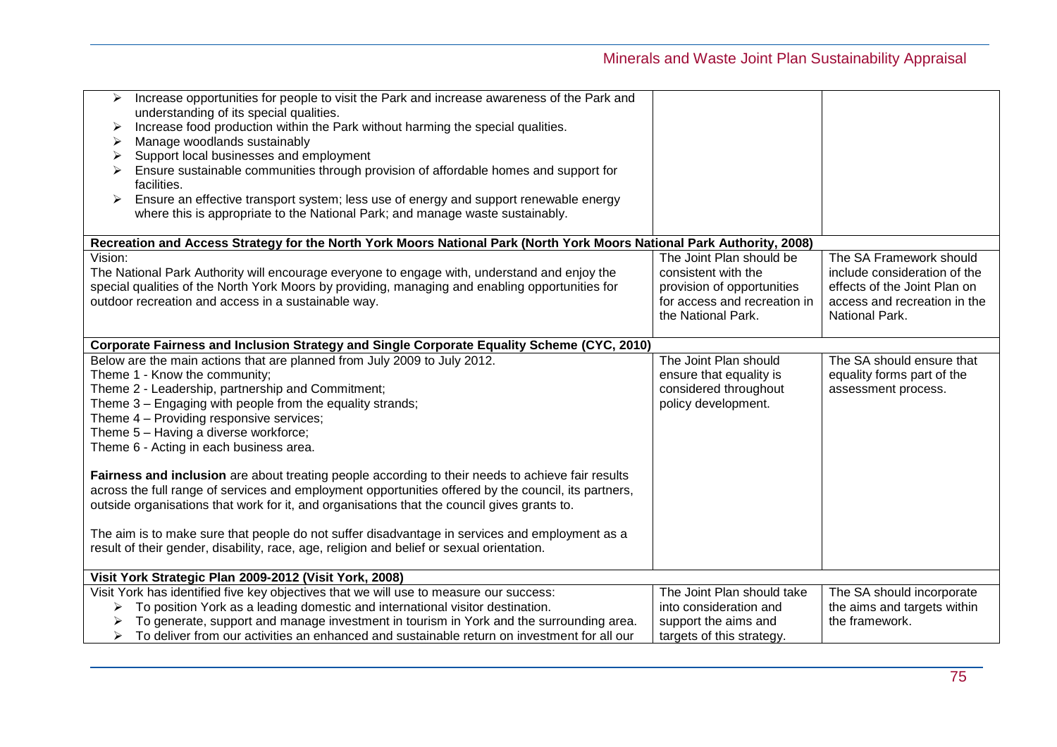| | | |
|---|---|---|
| ➢ Increase opportunities for people to visit the Park and increase awareness of the Park and understanding of its special qualities.<br>➢ Increase food production within the Park without harming the special qualities.<br>➢ Manage woodlands sustainably<br>➢ Support local businesses and employment<br>➢ Ensure sustainable communities through provision of affordable homes and support for facilities.<br>➢ Ensure an effective transport system; less use of energy and support renewable energy where this is appropriate to the National Park; and manage waste sustainably. | | |
| **Recreation and Access Strategy for the North York Moors National Park (North York Moors National Park Authority, 2008)** | | |
| Vision:<br>The National Park Authority will encourage everyone to engage with, understand and enjoy the special qualities of the North York Moors by providing, managing and enabling opportunities for outdoor recreation and access in a sustainable way. | The Joint Plan should be consistent with the provision of opportunities for access and recreation in the National Park. | The SA Framework should include consideration of the effects of the Joint Plan on access and recreation in the National Park. |
| **Corporate Fairness and Inclusion Strategy and Single Corporate Equality Scheme (CYC, 2010)** | | |
| Below are the main actions that are planned from July 2009 to July 2012.<br>Theme 1 - Know the community;<br>Theme 2 - Leadership, partnership and Commitment;<br>Theme 3 – Engaging with people from the equality strands;<br>Theme 4 – Providing responsive services;<br>Theme 5 – Having a diverse workforce;<br>Theme 6 - Acting in each business area.<br><br>**Fairness and inclusion** are about treating people according to their needs to achieve fair results across the full range of services and employment opportunities offered by the council, its partners, outside organisations that work for it, and organisations that the council gives grants to.<br><br>The aim is to make sure that people do not suffer disadvantage in services and employment as a result of their gender, disability, race, age, religion and belief or sexual orientation. | The Joint Plan should ensure that equality is considered throughout policy development. | The SA should ensure that equality forms part of the assessment process. |
| **Visit York Strategic Plan 2009-2012 (Visit York, 2008)** | | |
| Visit York has identified five key objectives that we will use to measure our success:<br>➢ To position York as a leading domestic and international visitor destination.<br>➢ To generate, support and manage investment in tourism in York and the surrounding area.<br>➢ To deliver from our activities an enhanced and sustainable return on investment for all our | The Joint Plan should take into consideration and support the aims and targets of this strategy. | The SA should incorporate the aims and targets within the framework. |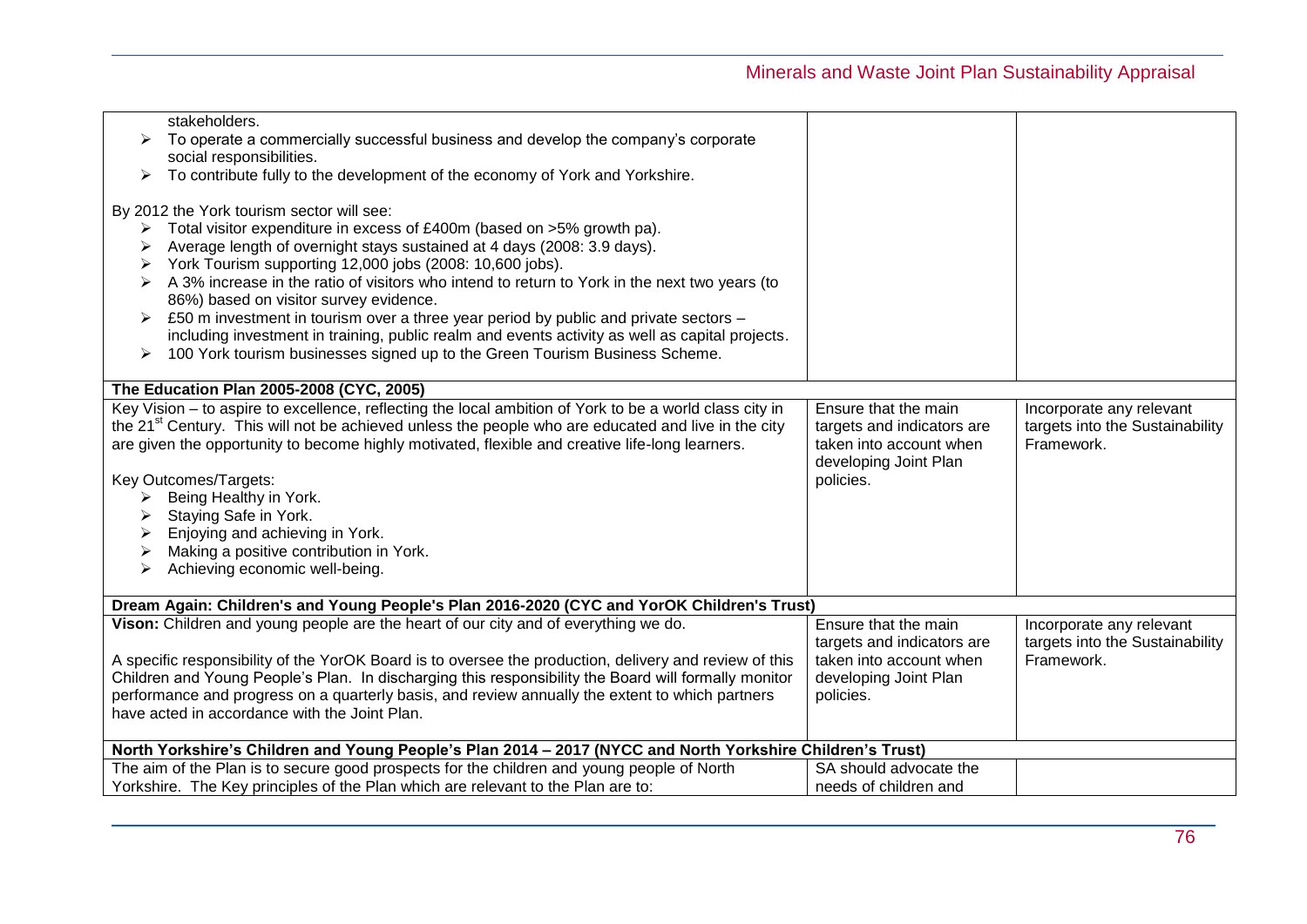| | | |
|---|---|---|
| stakeholders.<br>➢ To operate a commercially successful business and develop the company's corporate social responsibilities.<br>➢ To contribute fully to the development of the economy of York and Yorkshire.<br><br>By 2012 the York tourism sector will see:<br>➢ Total visitor expenditure in excess of £400m (based on >5% growth pa).<br>➢ Average length of overnight stays sustained at 4 days (2008: 3.9 days).<br>➢ York Tourism supporting 12,000 jobs (2008: 10,600 jobs).<br>➢ A 3% increase in the ratio of visitors who intend to return to York in the next two years (to 86%) based on visitor survey evidence.<br>➢ £50 m investment in tourism over a three year period by public and private sectors – including investment in training, public realm and events activity as well as capital projects.<br>➢ 100 York tourism businesses signed up to the Green Tourism Business Scheme. | | |
| **The Education Plan 2005-2008 (CYC, 2005)** | | |
| Key Vision – to aspire to excellence, reflecting the local ambition of York to be a world class city in the 21st Century. This will not be achieved unless the people who are educated and live in the city are given the opportunity to become highly motivated, flexible and creative life-long learners.<br><br>Key Outcomes/Targets:<br>➢ Being Healthy in York.<br>➢ Staying Safe in York.<br>➢ Enjoying and achieving in York.<br>➢ Making a positive contribution in York.<br>➢ Achieving economic well-being. | Ensure that the main targets and indicators are taken into account when developing Joint Plan policies. | Incorporate any relevant targets into the Sustainability Framework. |
| **Dream Again: Children's and Young People's Plan 2016-2020 (CYC and YorOK Children's Trust)** | | |
| **Vison:** Children and young people are the heart of our city and of everything we do.<br><br>A specific responsibility of the YorOK Board is to oversee the production, delivery and review of this Children and Young People's Plan. In discharging this responsibility the Board will formally monitor performance and progress on a quarterly basis, and review annually the extent to which partners have acted in accordance with the Joint Plan. | Ensure that the main targets and indicators are taken into account when developing Joint Plan policies. | Incorporate any relevant targets into the Sustainability Framework. |
| **North Yorkshire's Children and Young People's Plan 2014 – 2017 (NYCC and North Yorkshire Children's Trust)** | | |
| The aim of the Plan is to secure good prospects for the children and young people of North Yorkshire. The Key principles of the Plan which are relevant to the Plan are to: | SA should advocate the needs of children and | |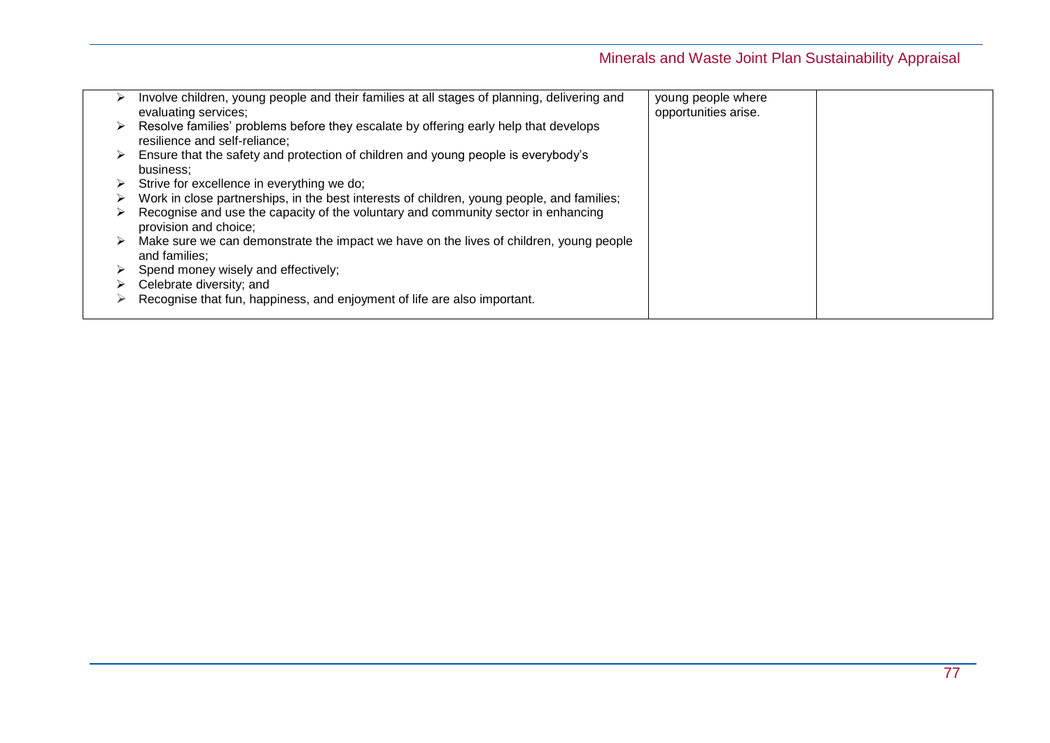| | | |
|---|---|---|
| ➢ Involve children, young people and their families at all stages of planning, delivering and evaluating services;<br>➢ Resolve families' problems before they escalate by offering early help that develops resilience and self-reliance;<br>➢ Ensure that the safety and protection of children and young people is everybody's business;<br>➢ Strive for excellence in everything we do;<br>➢ Work in close partnerships, in the best interests of children, young people, and families;<br>➢ Recognise and use the capacity of the voluntary and community sector in enhancing provision and choice;<br>➢ Make sure we can demonstrate the impact we have on the lives of children, young people and families;<br>➢ Spend money wisely and effectively;<br>➢ Celebrate diversity; and<br>➢ Recognise that fun, happiness, and enjoyment of life are also important. | young people where opportunities arise. | |